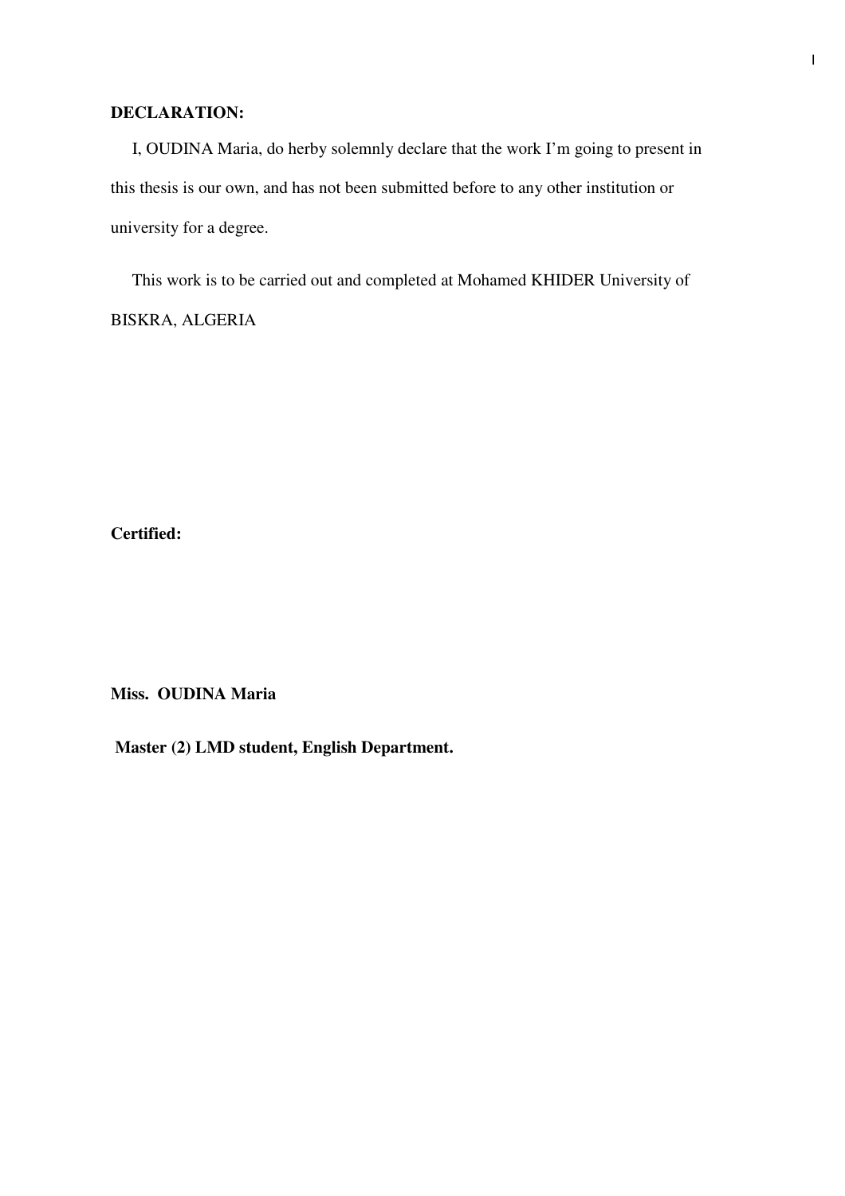**DECLARATION:**

I, OUDINA Maria, do herby solemnly declare that the work I'm going to present in this thesis is our own, and has not been submitted before to any other institution or university for a degree.

This work is to be carried out and completed at Mohamed KHIDER University of BISKRA, ALGERIA

**Certified:**

**Miss. OUDINA Maria**

**Master (2) LMD student, English Department.**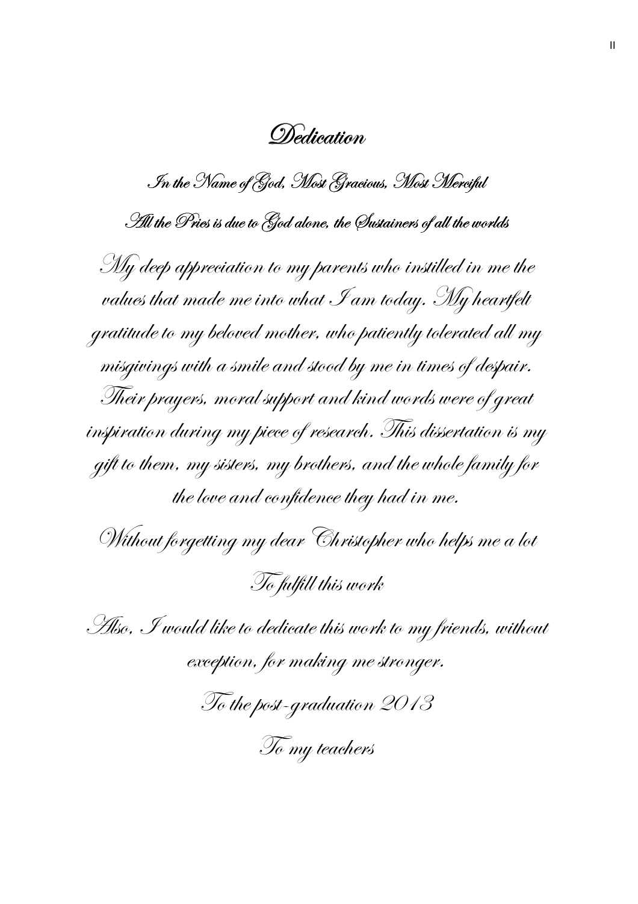# Dedication

*In the Name of God, Most Gracious, Most Merciful*

*All the Pries is due to God alone, the Sustainers of all the worlds*

*My deep appreciation to my parents who instilled in me the values that made me into what I am today. My heartfelt gratitude to my beloved mother, who patiently tolerated all my misgivings with a smile and stood by me in times of despair. Their prayers, moral support and kind words were of great inspiration during my piece of research. This dissertation is my gift to them, my sisters, my brothers, and the whole family for the love and confidence they had in me.*

*Without forgetting my dear Christopher who helps me a lot*

*To fulfill this work*

*Also, I would like to dedicate this work to my friends, without exception, for making me stronger.*

*To the post-graduation 2013*

*To my teachers*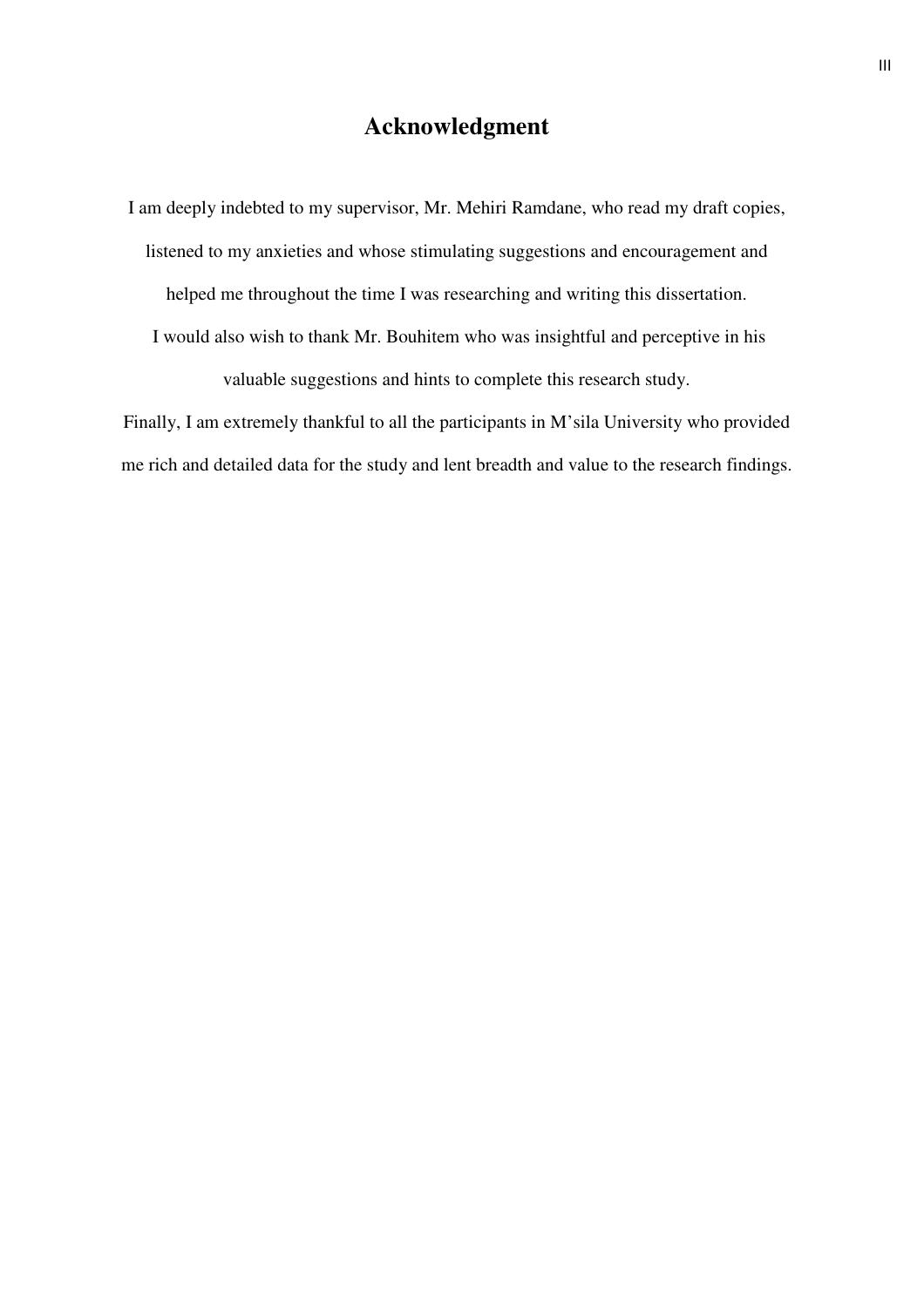# Acknowledgment

I am deeply indebted to my supervisor, Mr. Mehiri Ramdane, who read my draft copies, listened to my anxieties and whose stimulating suggestions and encouragement and helped me throughout the time I was researching and writing this dissertation.

I would also wish to thank Mr. Bouhitem who was insightful and perceptive in his valuable suggestions and hints to complete this research study.

Finally, I am extremely thankful to all the participants in M'sila University who provided me rich and detailed data for the study and lent breadth and value to the research findings.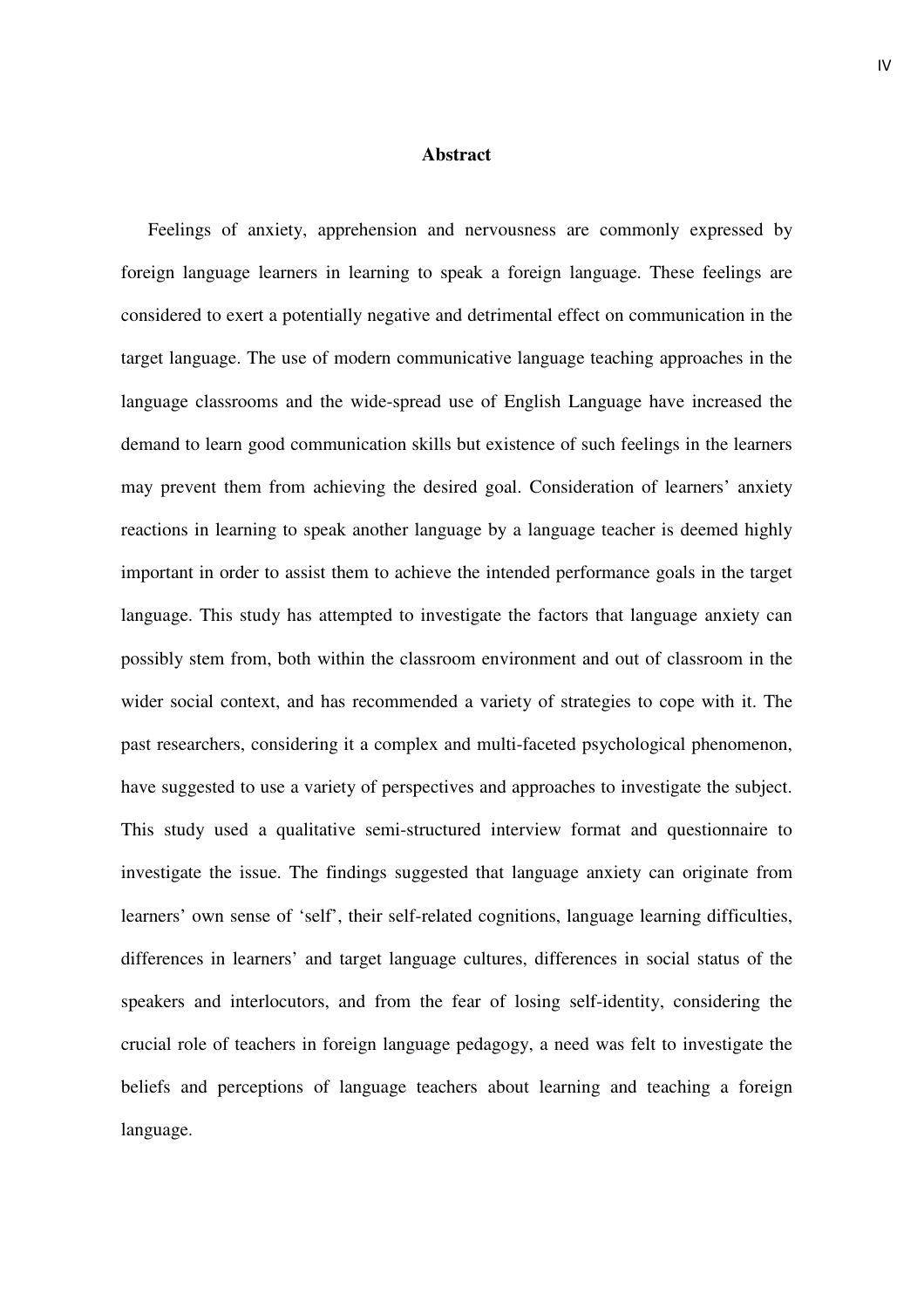# Abstract

Feelings of anxiety, apprehension and nervousness are commonly expressed by foreign language learners in learning to speak a foreign language. These feelings are considered to exert a potentially negative and detrimental effect on communication in the target language. The use of modern communicative language teaching approaches in the language classrooms and the wide-spread use of English Language have increased the demand to learn good communication skills but existence of such feelings in the learners may prevent them from achieving the desired goal. Consideration of learners' anxiety reactions in learning to speak another language by a language teacher is deemed highly important in order to assist them to achieve the intended performance goals in the target language. This study has attempted to investigate the factors that language anxiety can possibly stem from, both within the classroom environment and out of classroom in the wider social context, and has recommended a variety of strategies to cope with it. The past researchers, considering it a complex and multi-faceted psychological phenomenon, have suggested to use a variety of perspectives and approaches to investigate the subject. This study used a qualitative semi-structured interview format and questionnaire to investigate the issue. The findings suggested that language anxiety can originate from learners' own sense of 'self', their self-related cognitions, language learning difficulties, differences in learners' and target language cultures, differences in social status of the speakers and interlocutors, and from the fear of losing self-identity, considering the crucial role of teachers in foreign language pedagogy, a need was felt to investigate the beliefs and perceptions of language teachers about learning and teaching a foreign language.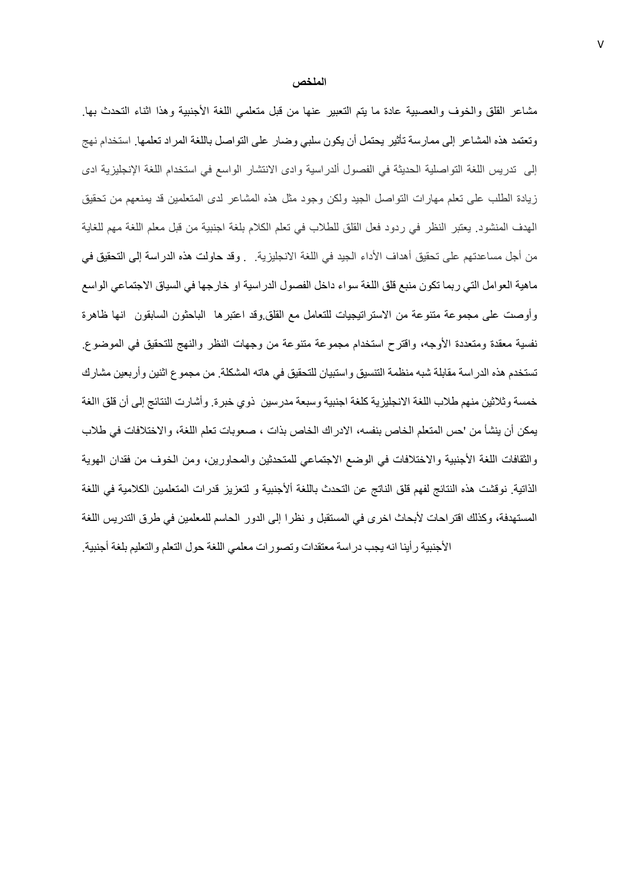## الملخص

مشاعر القلق والخوف والعصبية عادة ما يتم التعبير عنها من قبل متعلمي اللغة الأجنبية وهذا اثناء التحدث بها. وتعتمد هذه المشاعر إلى ممارسة تأثير يحتمل أن يكون سلبي وضار على التواصل باللغة المراد تعلمها. استخدام نهج إلى تدريس اللغة التواصلية الحديثة في الفصول ألدراسية وادى الانتشار الواسع في استخدام اللغة الإنجليزية ادى زيادة الطلب على تعلم مهارات التواصل الجيد ولكن وجود مثل هذه المشاعر لدى المتعلمين قد يمنعهم من تحقيق الهدف المنشود. يعتبر النظر في ردود فعل القلق للطلاب في تعلم الكلام بلغة اجنبية من قبل معلم اللغة مهم للغاية من أجل مساعدتهم على تحقيق أهداف الأداء الجيد في اللغة الانجليزية. . وقد حاولت هذه الدراسة إلى التحقيق في ماهية العوامل التي ربما تكون منبع قلق اللغة سواء داخل الفصول الدراسية او خارجها في السياق الاجتماعي الواسع وأوصت على مجموعة متنوعة من الاستراتيجيات للتعامل مع القلق.وقد اعتبرها الباحثون السابقون انها ظاهرة نفسية معقدة ومتعددة الأوجه، واقترح استخدام مجموعة متنوعة من وجهات النظر والنهج للتحقيق في الموضوع. تستخدم هذه الدراسة مقابلة شبه منظمة التنسيق واستبيان للتحقيق في هاته المشكلة. من مجموع اثنين وأربعين مشارك خمسة وثلاثين منهم طلاب اللغة الانجليزية كلغة اجنبية وسبعة مدرسين ذوي خبرة. وأشارت النتائج إلى أن قلق االغة يمكن أن ينشأ من 'حس المتعلم الخاص بنفسه، الادراك الخاص بذات ، صعوبات تعلم اللغة، والاختلافات في طلاب والثقافات اللغة الأجنبية والاختلافات في الوضع الاجتماعي للمتحدثين والمحاورين، ومن الخوف من فقدان الهوية الذاتية. نوقشت هذه النتائج لفهم قلق الناتج عن التحدث باللغة ألأجنبية و لتعزيز قدرات المتعلمين الكلامية في اللغة المستهدفة، وكذلك اقتراحات لأبحاث اخرى في المستقبل و نظرا إلى الدور الحاسم للمعلمين في طرق التدريس اللغة الأجنبية رأينا انه يجب دراسة معتقدات وتصورات معلمي اللغة حول التعلم والتعليم بلغة أجنبية.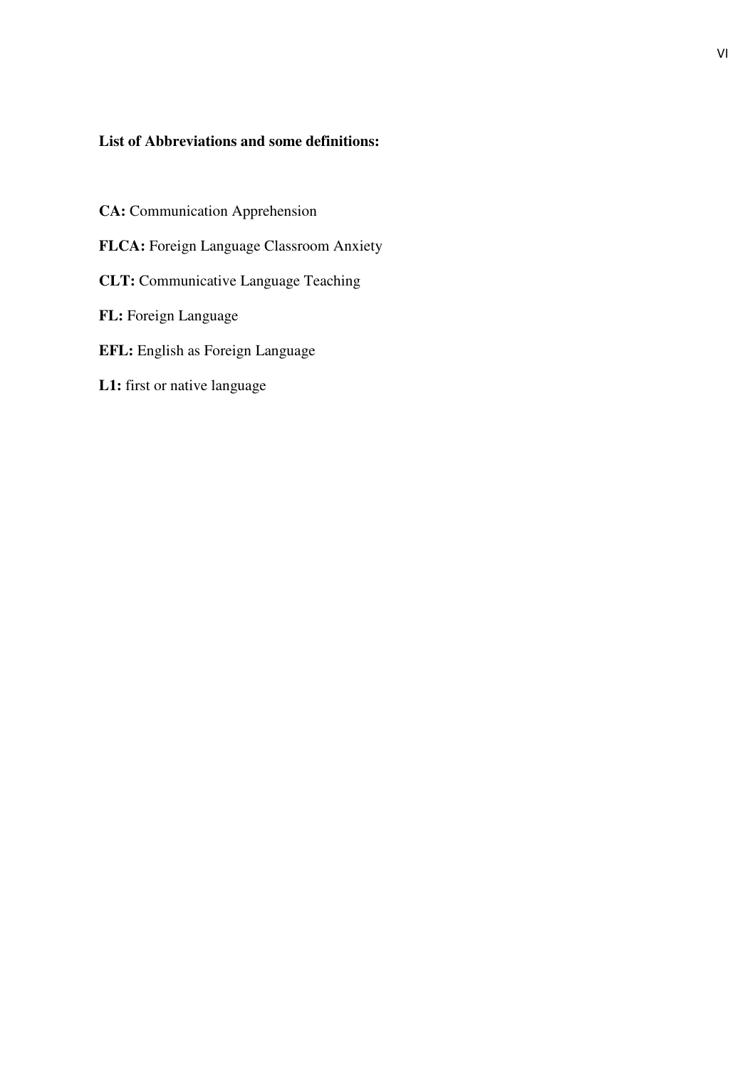**List of Abbreviations and some definitions:**

**CA:** Communication Apprehension

**FLCA:** Foreign Language Classroom Anxiety

**CLT:** Communicative Language Teaching

**FL:** Foreign Language

**EFL:** English as Foreign Language

**L1:** first or native language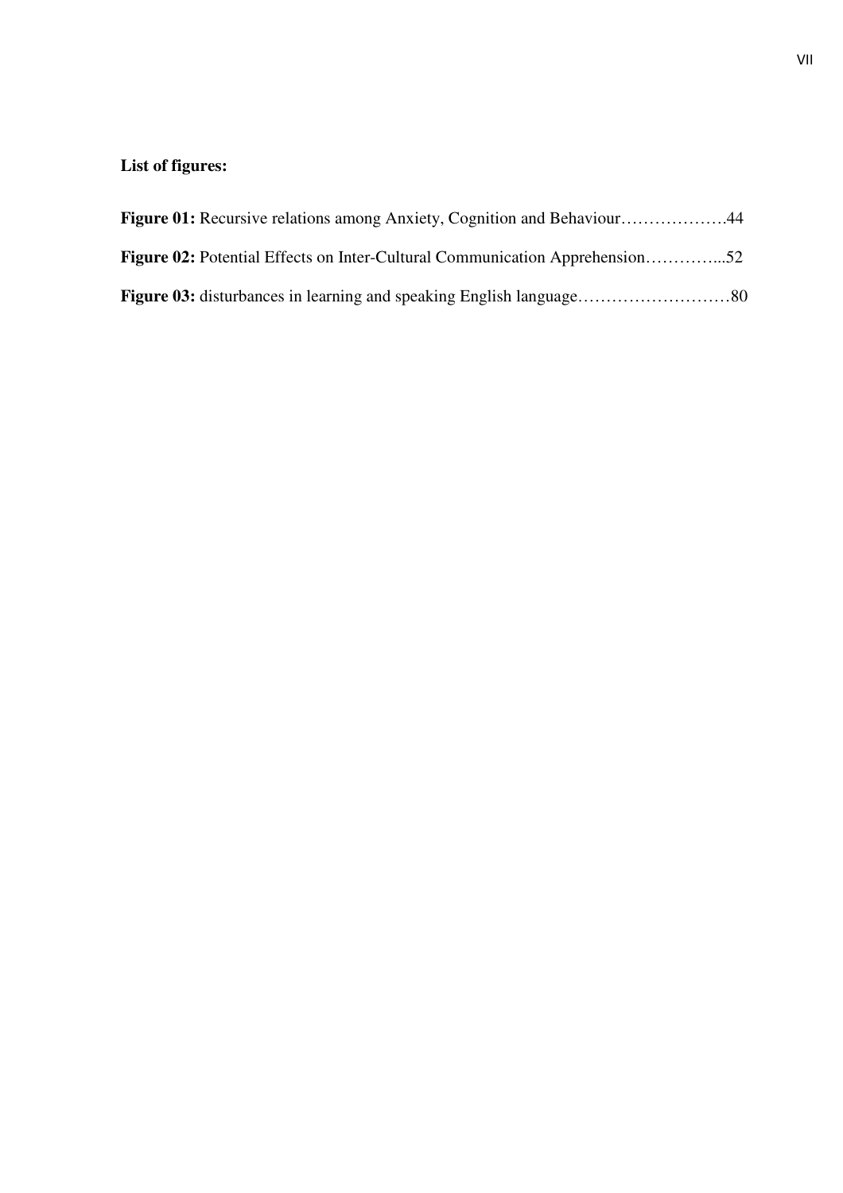**List of figures:**

**Figure 01:** Recursive relations among Anxiety, Cognition and Behaviour……………….44

**Figure 02:** Potential Effects on Inter-Cultural Communication Apprehension…………...52

**Figure 03:** disturbances in learning and speaking English language………………………80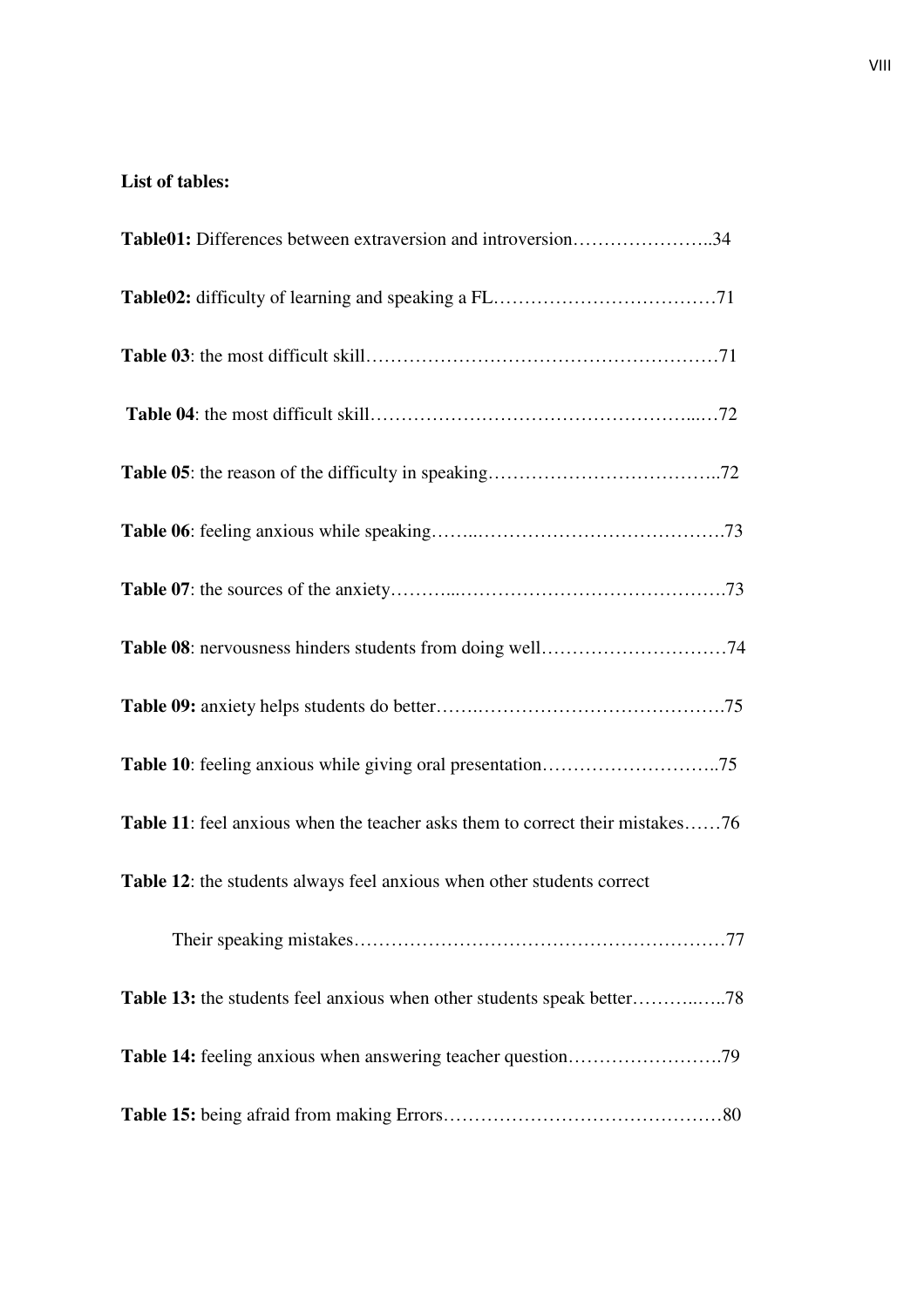**List of tables:**

**Table01:** Differences between extraversion and introversion…………………..34

**Table02:** difficulty of learning and speaking a FL………………………………71

**Table 03**: the most difficult skill…………………………………………………71

**Table 04**: the most difficult skill……………………………………………...…72

**Table 05**: the reason of the difficulty in speaking………………………………..72

**Table 06**: feeling anxious while speaking……..………………………………….73

**Table 07**: the sources of the anxiety………...…………………………………….73

**Table 08**: nervousness hinders students from doing well…………………………74

**Table 09:** anxiety helps students do better…….………………………………….75

**Table 10**: feeling anxious while giving oral presentation………………………..75

**Table 11**: feel anxious when the teacher asks them to correct their mistakes……76

**Table 12**: the students always feel anxious when other students correct

Their speaking mistakes……………………………………………………77

**Table 13:** the students feel anxious when other students speak better………..…..78

**Table 14:** feeling anxious when answering teacher question…………………….79

**Table 15:** being afraid from making Errors………………………………………80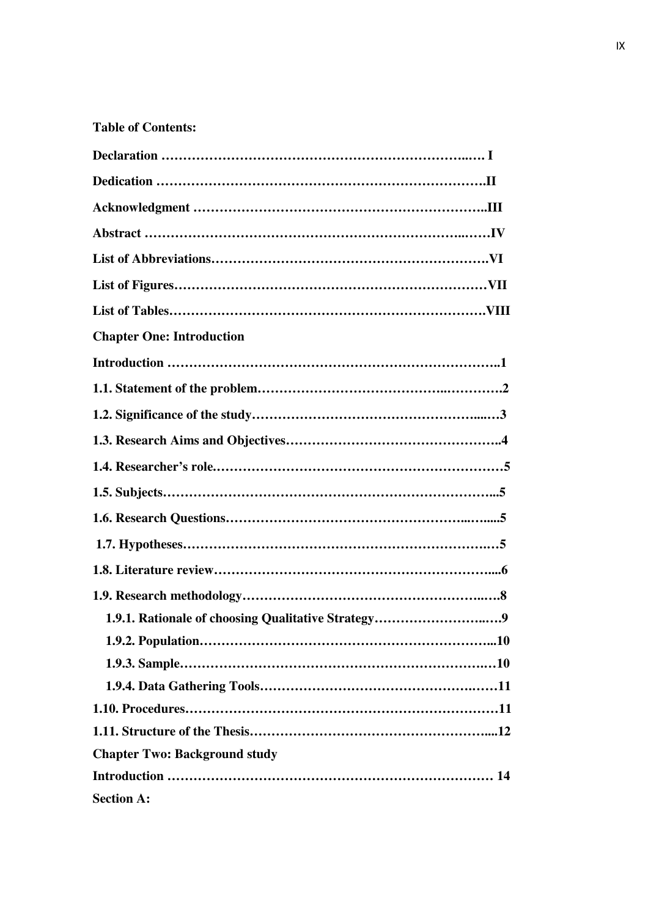**Table of Contents:**

**Declaration …………………………………………………………………..…. I**

**Dedication …………………………………………………………………….II**

**Acknowledgment ………………………………………………………..III**

**Abstract ……………………………………………………………..……IV**

**List of Abbreviations……………………………………………………….VI**

**List of Figures……………………………………………………………VII**

**List of Tables……………………………………………………………….VIII**

**Chapter One: Introduction**

**Introduction ………………………………………………………………..1**

**1.1. Statement of the problem…………………………………..………….2**

**1.2. Significance of the study……………………………………….....…3**

**1.3. Research Aims and Objectives………………………………………..4**

**1.4. Researcher's role.………………………………………………………5**

**1.5. Subjects…………………………………………………………………..5**

**1.6. Research Questions………………………………………..…....5**

**1.7. Hypotheses…………………………………………………………….…5**

**1.8. Literature review……………………………………………………....6**

**1.9. Research methodology…………………………………………..….8**

**1.9.1. Rationale of choosing Qualitative Strategy………………….….9**

**1.9.2. Population………………………………………………………...10**

**1.9.3. Sample………………………………………………………….…10**

**1.9.4. Data Gathering Tools……………………………………….……11**

**1.10. Procedures……………………………………………………………11**

**1.11. Structure of the Thesis…………………………………………....12**

**Chapter Two: Background study**

**Introduction ………………………………………………………………… 14**

**Section A:**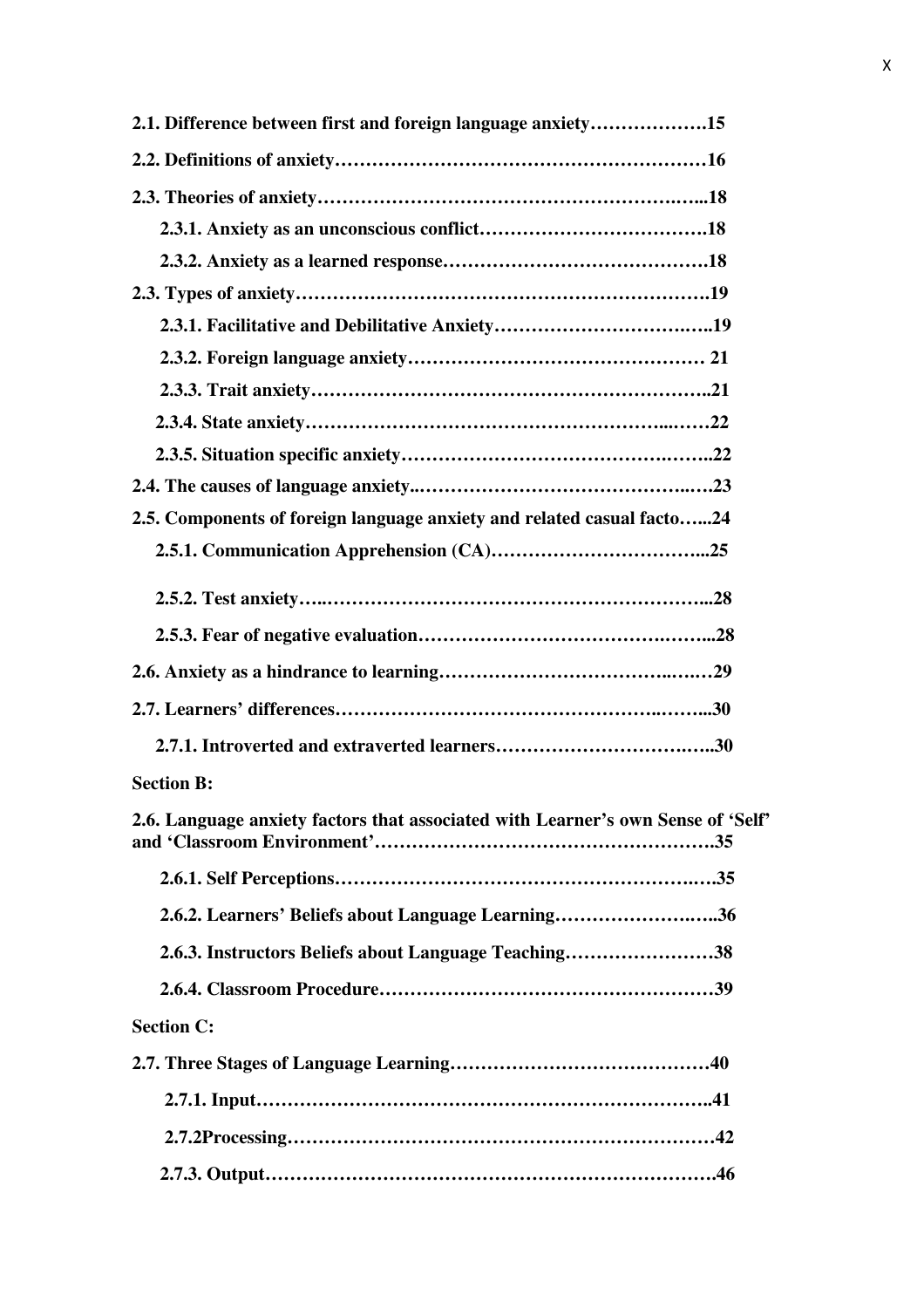**2.1. Difference between first and foreign language anxiety……………….15**

**2.2. Definitions of anxiety……………………………………………………16**

**2.3. Theories of anxiety……………………………………………………..18**

**2.3.1. Anxiety as an unconscious conflict……………………………….18**

**2.3.2. Anxiety as a learned response…………………………………….18**

**2.3. Types of anxiety…………………………………………………………19**

**2.3.1. Facilitative and Debilitative Anxiety……………………………..19**

**2.3.2. Foreign language anxiety………………………………………… 21**

**2.3.3. Trait anxiety………………………………………………………..21**

**2.3.4. State anxiety……………………………………………………..….22**

**2.3.5. Situation specific anxiety………………………………………….22**

**2.4. The causes of language anxiety..…………………………………….23**

**2.5. Components of foreign language anxiety and related casual facto…..24**

**2.5.1. Communication Apprehension (CA)……………………………...25**

**2.5.2. Test anxiety………………………………………………………...28**

**2.5.3. Fear of negative evaluation………………………………………...28**

**2.6. Anxiety as a hindrance to learning……………………………….…29**

**2.7. Learners' differences……………………………………………..……..30**

**2.7.1. Introverted and extraverted learners…………………………..…..30**

**Section B:**

**2.6. Language anxiety factors that associated with Learner's own Sense of 'Self' and 'Classroom Environment'……………………………………………….35**

**2.6.1. Self Perceptions……………………………………………………..35**

**2.6.2. Learners' Beliefs about Language Learning…………………..…..36**

**2.6.3. Instructors Beliefs about Language Teaching……………………38**

**2.6.4. Classroom Procedure………………………………………………39**

**Section C:**

**2.7. Three Stages of Language Learning…………………………………40**

**2.7.1. Input………………………………………………………………..41**

**2.7.2Processing…………………………………………………………42**

**2.7.3. Output……………………………………………………………..46**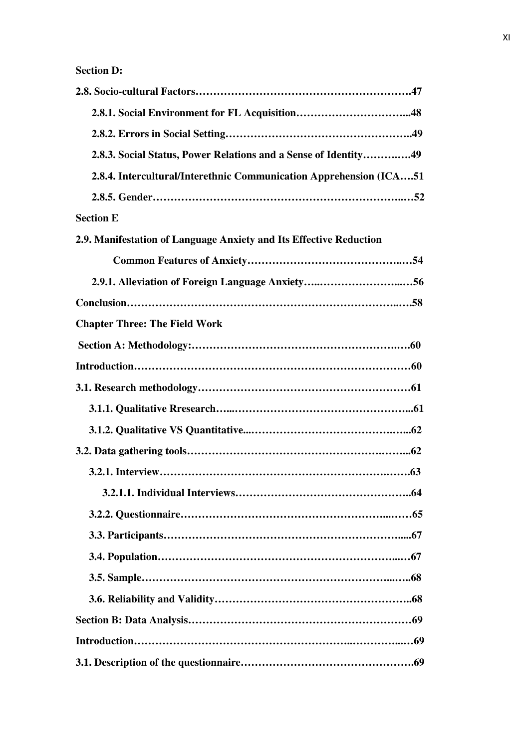**Section D:**

**2.8. Socio-cultural Factors……………………………………………………….47**

**2.8.1. Social Environment for FL Acquisition…………………………...48**

**2.8.2. Errors in Social Setting…………………………………………….49**

**2.8.3. Social Status, Power Relations and a Sense of Identity……….….49**

**2.8.4. Intercultural/Interethnic Communication Apprehension (ICA….51**

**2.8.5. Gender……………………………………………………………..…52**

**Section E**

**2.9. Manifestation of Language Anxiety and Its Effective Reduction**

**Common Features of Anxiety……………………………………..…54**

**2.9.1. Alleviation of Foreign Language Anxiety…..…………………...…56**

**Conclusion………………………………………………………………..….58**

**Chapter Three: The Field Work**

**Section A: Methodology:………………………………………………….…60**

**Introduction…………………………………………………………………60**

**3.1. Research methodology……………………………………………………61**

**3.1.1. Qualitative Rresearch…...…………………………………………...61**

**3.1.2. Qualitative VS Quantitative...…………………………….…...62**

**3.2. Data gathering tools………………………………………….……...62**

**3.2.1. Interview……………………………………………………….…….63**

**3.2.1.1. Individual Interviews………………………………………..64**

**3.2.2. Questionnaire……………………………………………...……65**

**3.3. Participants…………………………………………………….....67**

**3.4. Population…………………………………………………………...…67**

**3.5. Sample……………………………………………………………...…..68**

**3.6. Reliability and Validity………………………………………………..68**

**Section B: Data Analysis……………………………………………………69**

**Introduction…………………………………………………...…………...…69**

**3.1. Description of the questionnaire……………………………………….69**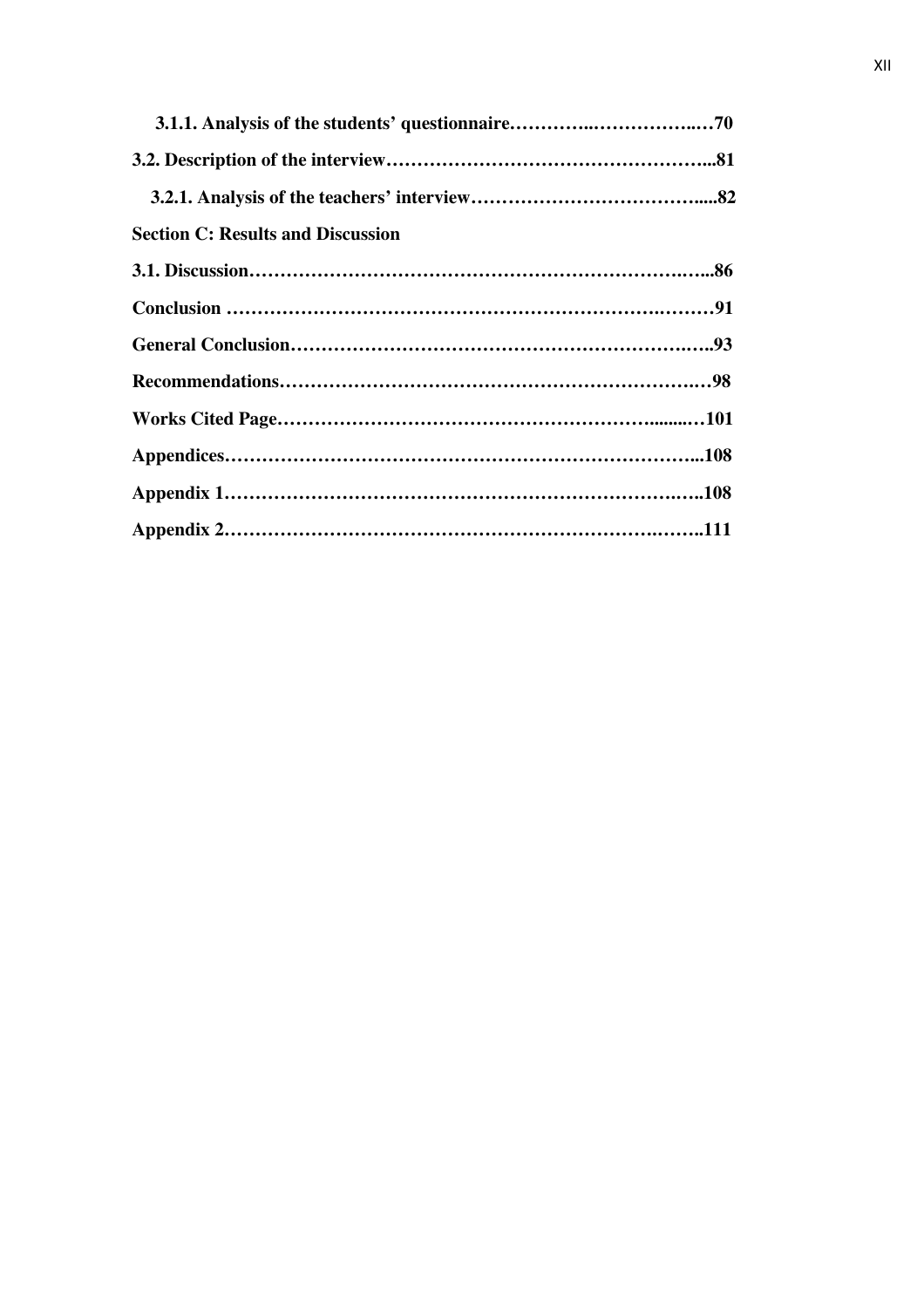**3.1.1. Analysis of the students' questionnaire………….……………..…70**

**3.2. Description of the interview……………………………………………...81**

**3.2.1. Analysis of the teachers' interview……………………………….....82**

**Section C: Results and Discussion**

**3.1. Discussion………………………………………………………….…...86**

**Conclusion ………………………………………………………….………91**

**General Conclusion……………………………………………………….…..93**

**Recommendations…………………………………………………….…98**

**Works Cited Page………………………………………………….........…101**

**Appendices………………………………………………………………...108**

**Appendix 1……………………………………………………………….….108**

**Appendix 2……………………………………………………….……..111**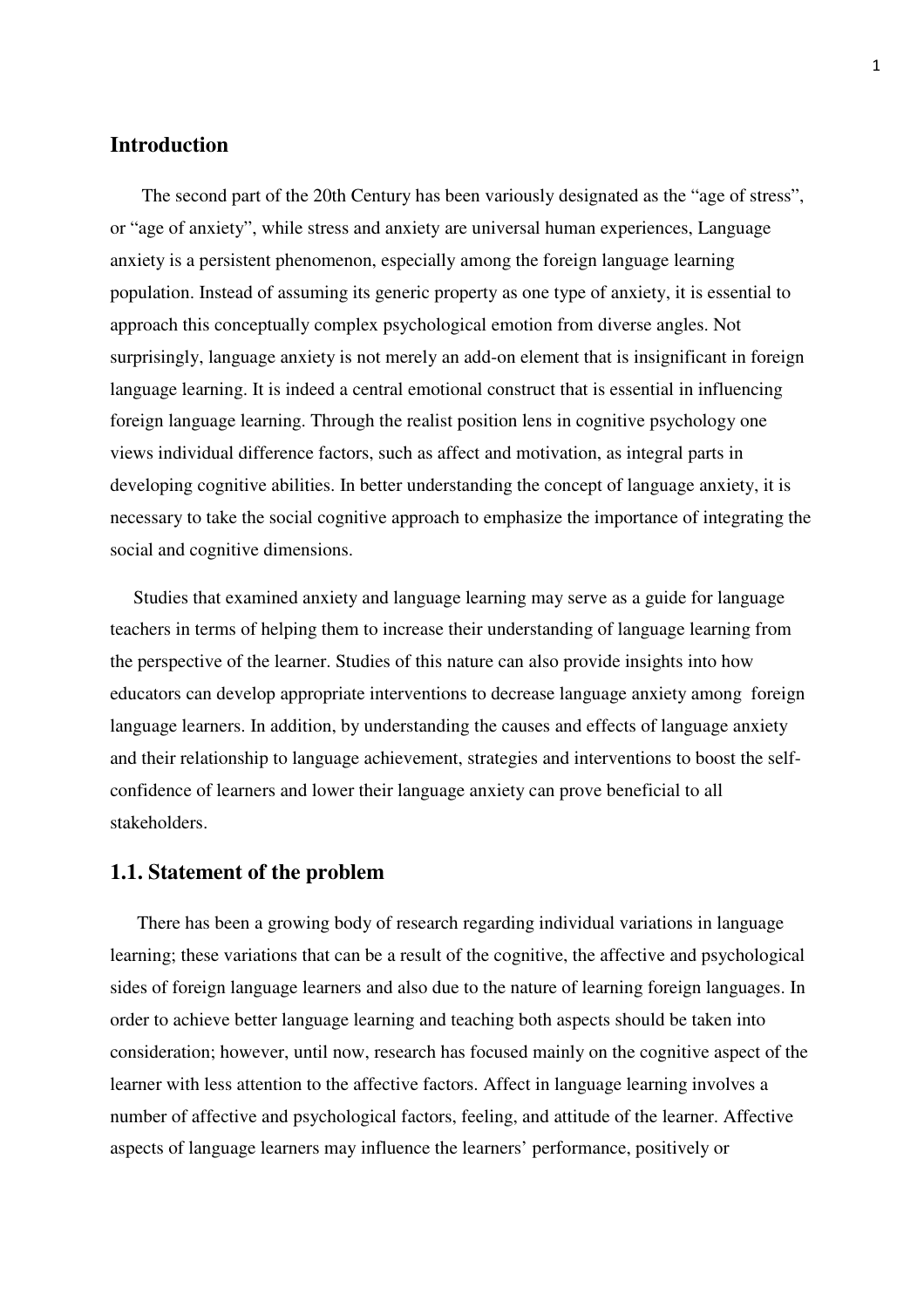## Introduction

The second part of the 20th Century has been variously designated as the "age of stress", or "age of anxiety", while stress and anxiety are universal human experiences, Language anxiety is a persistent phenomenon, especially among the foreign language learning population. Instead of assuming its generic property as one type of anxiety, it is essential to approach this conceptually complex psychological emotion from diverse angles. Not surprisingly, language anxiety is not merely an add-on element that is insignificant in foreign language learning. It is indeed a central emotional construct that is essential in influencing foreign language learning. Through the realist position lens in cognitive psychology one views individual difference factors, such as affect and motivation, as integral parts in developing cognitive abilities. In better understanding the concept of language anxiety, it is necessary to take the social cognitive approach to emphasize the importance of integrating the social and cognitive dimensions.

Studies that examined anxiety and language learning may serve as a guide for language teachers in terms of helping them to increase their understanding of language learning from the perspective of the learner. Studies of this nature can also provide insights into how educators can develop appropriate interventions to decrease language anxiety among foreign language learners. In addition, by understanding the causes and effects of language anxiety and their relationship to language achievement, strategies and interventions to boost the self-confidence of learners and lower their language anxiety can prove beneficial to all stakeholders.

## 1.1. Statement of the problem

There has been a growing body of research regarding individual variations in language learning; these variations that can be a result of the cognitive, the affective and psychological sides of foreign language learners and also due to the nature of learning foreign languages. In order to achieve better language learning and teaching both aspects should be taken into consideration; however, until now, research has focused mainly on the cognitive aspect of the learner with less attention to the affective factors. Affect in language learning involves a number of affective and psychological factors, feeling, and attitude of the learner. Affective aspects of language learners may influence the learners' performance, positively or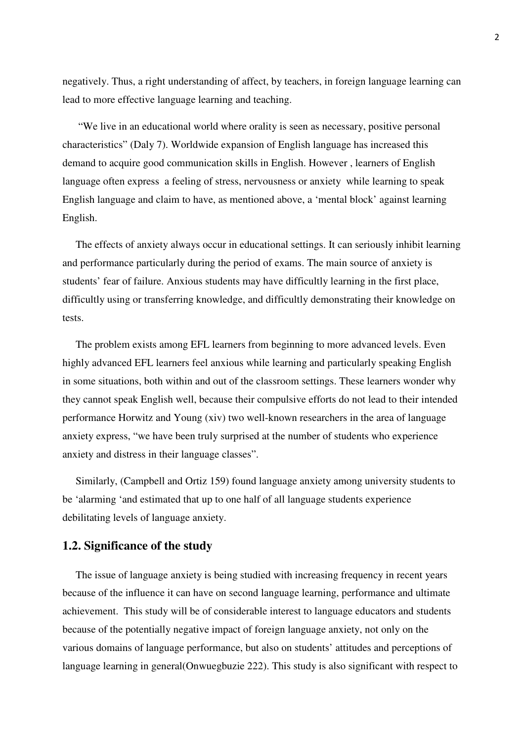negatively. Thus, a right understanding of affect, by teachers, in foreign language learning can lead to more effective language learning and teaching.

"We live in an educational world where orality is seen as necessary, positive personal characteristics" (Daly 7). Worldwide expansion of English language has increased this demand to acquire good communication skills in English. However , learners of English language often express a feeling of stress, nervousness or anxiety while learning to speak English language and claim to have, as mentioned above, a 'mental block' against learning English.

The effects of anxiety always occur in educational settings. It can seriously inhibit learning and performance particularly during the period of exams. The main source of anxiety is students' fear of failure. Anxious students may have difficultly learning in the first place, difficultly using or transferring knowledge, and difficultly demonstrating their knowledge on tests.

The problem exists among EFL learners from beginning to more advanced levels. Even highly advanced EFL learners feel anxious while learning and particularly speaking English in some situations, both within and out of the classroom settings. These learners wonder why they cannot speak English well, because their compulsive efforts do not lead to their intended performance Horwitz and Young (xiv) two well-known researchers in the area of language anxiety express, "we have been truly surprised at the number of students who experience anxiety and distress in their language classes".

Similarly, (Campbell and Ortiz 159) found language anxiety among university students to be 'alarming 'and estimated that up to one half of all language students experience debilitating levels of language anxiety.

## 1.2. Significance of the study

The issue of language anxiety is being studied with increasing frequency in recent years because of the influence it can have on second language learning, performance and ultimate achievement. This study will be of considerable interest to language educators and students because of the potentially negative impact of foreign language anxiety, not only on the various domains of language performance, but also on students' attitudes and perceptions of language learning in general(Onwuegbuzie 222). This study is also significant with respect to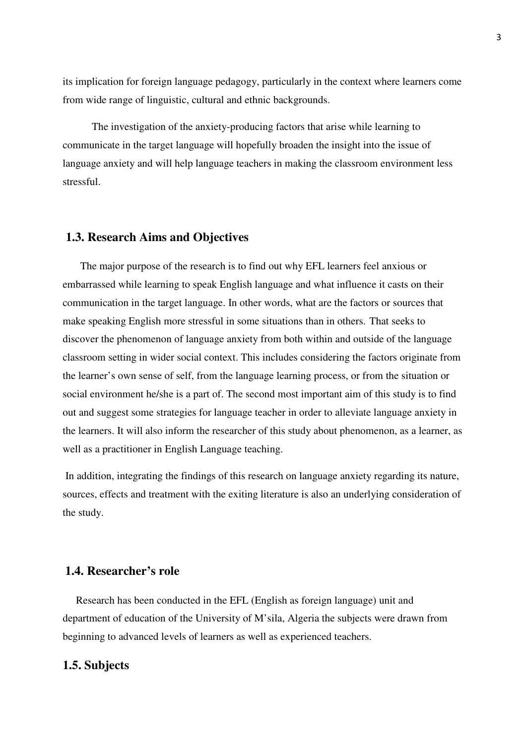its implication for foreign language pedagogy, particularly in the context where learners come from wide range of linguistic, cultural and ethnic backgrounds.

The investigation of the anxiety-producing factors that arise while learning to communicate in the target language will hopefully broaden the insight into the issue of language anxiety and will help language teachers in making the classroom environment less stressful.

## 1.3. Research Aims and Objectives

The major purpose of the research is to find out why EFL learners feel anxious or embarrassed while learning to speak English language and what influence it casts on their communication in the target language. In other words, what are the factors or sources that make speaking English more stressful in some situations than in others. That seeks to discover the phenomenon of language anxiety from both within and outside of the language classroom setting in wider social context. This includes considering the factors originate from the learner's own sense of self, from the language learning process, or from the situation or social environment he/she is a part of. The second most important aim of this study is to find out and suggest some strategies for language teacher in order to alleviate language anxiety in the learners. It will also inform the researcher of this study about phenomenon, as a learner, as well as a practitioner in English Language teaching.

In addition, integrating the findings of this research on language anxiety regarding its nature, sources, effects and treatment with the exiting literature is also an underlying consideration of the study.

## 1.4. Researcher's role

Research has been conducted in the EFL (English as foreign language) unit and department of education of the University of M'sila, Algeria the subjects were drawn from beginning to advanced levels of learners as well as experienced teachers.

## 1.5. Subjects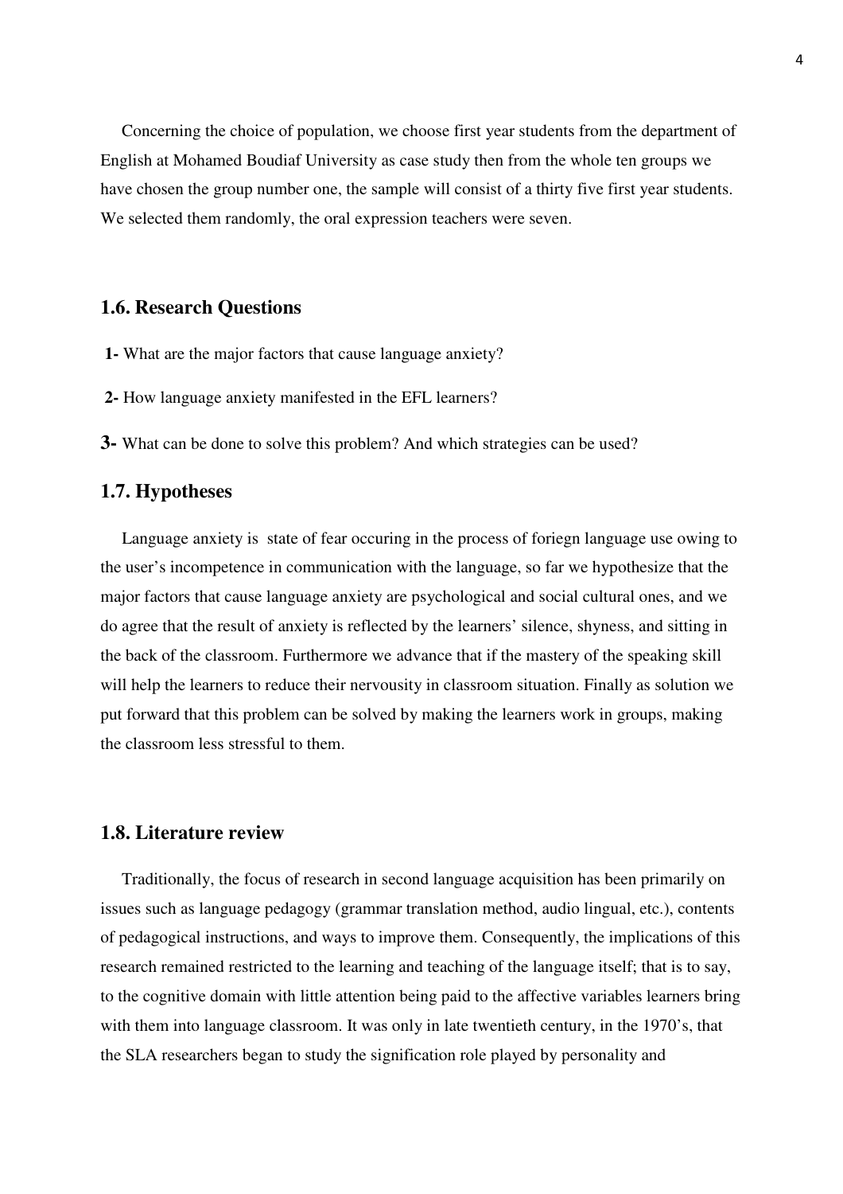Concerning the choice of population, we choose first year students from the department of English at Mohamed Boudiaf University as case study then from the whole ten groups we have chosen the group number one, the sample will consist of a thirty five first year students. We selected them randomly, the oral expression teachers were seven.

## 1.6. Research Questions

**1-** What are the major factors that cause language anxiety?

**2-** How language anxiety manifested in the EFL learners?

**3-** What can be done to solve this problem? And which strategies can be used?

## 1.7. Hypotheses

Language anxiety is  state of fear occuring in the process of foriegn language use owing to the user's incompetence in communication with the language, so far we hypothesize that the major factors that cause language anxiety are psychological and social cultural ones, and we do agree that the result of anxiety is reflected by the learners' silence, shyness, and sitting in the back of the classroom. Furthermore we advance that if the mastery of the speaking skill will help the learners to reduce their nervousity in classroom situation. Finally as solution we put forward that this problem can be solved by making the learners work in groups, making the classroom less stressful to them.

## 1.8. Literature review

Traditionally, the focus of research in second language acquisition has been primarily on issues such as language pedagogy (grammar translation method, audio lingual, etc.), contents of pedagogical instructions, and ways to improve them. Consequently, the implications of this research remained restricted to the learning and teaching of the language itself; that is to say, to the cognitive domain with little attention being paid to the affective variables learners bring with them into language classroom. It was only in late twentieth century, in the 1970's, that the SLA researchers began to study the signification role played by personality and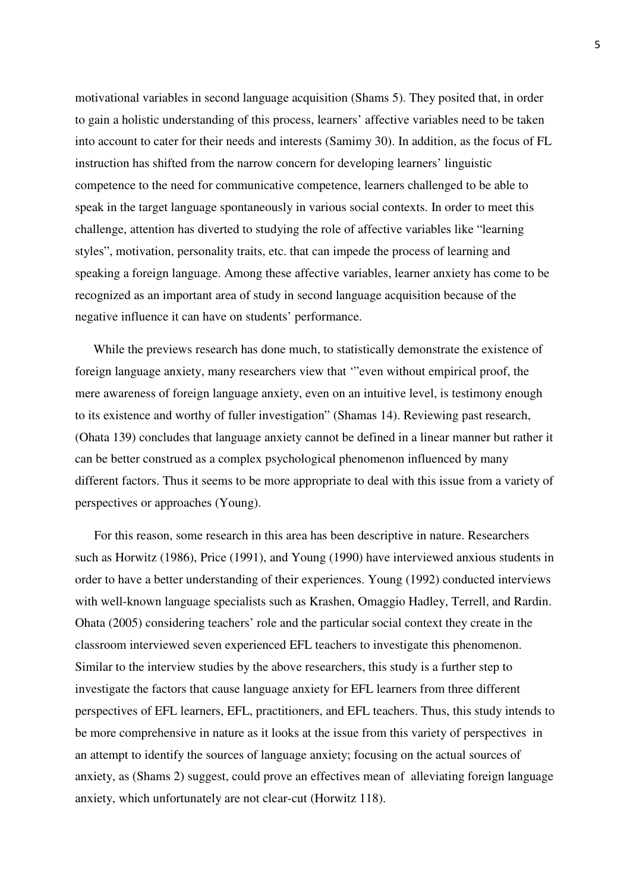motivational variables in second language acquisition (Shams 5). They posited that, in order to gain a holistic understanding of this process, learners' affective variables need to be taken into account to cater for their needs and interests (Samimy 30). In addition, as the focus of FL instruction has shifted from the narrow concern for developing learners' linguistic competence to the need for communicative competence, learners challenged to be able to speak in the target language spontaneously in various social contexts. In order to meet this challenge, attention has diverted to studying the role of affective variables like "learning styles", motivation, personality traits, etc. that can impede the process of learning and speaking a foreign language. Among these affective variables, learner anxiety has come to be recognized as an important area of study in second language acquisition because of the negative influence it can have on students' performance.

While the previews research has done much, to statistically demonstrate the existence of foreign language anxiety, many researchers view that '"even without empirical proof, the mere awareness of foreign language anxiety, even on an intuitive level, is testimony enough to its existence and worthy of fuller investigation" (Shamas 14). Reviewing past research, (Ohata 139) concludes that language anxiety cannot be defined in a linear manner but rather it can be better construed as a complex psychological phenomenon influenced by many different factors. Thus it seems to be more appropriate to deal with this issue from a variety of perspectives or approaches (Young).

For this reason, some research in this area has been descriptive in nature. Researchers such as Horwitz (1986), Price (1991), and Young (1990) have interviewed anxious students in order to have a better understanding of their experiences. Young (1992) conducted interviews with well-known language specialists such as Krashen, Omaggio Hadley, Terrell, and Rardin. Ohata (2005) considering teachers' role and the particular social context they create in the classroom interviewed seven experienced EFL teachers to investigate this phenomenon. Similar to the interview studies by the above researchers, this study is a further step to investigate the factors that cause language anxiety for EFL learners from three different perspectives of EFL learners, EFL, practitioners, and EFL teachers. Thus, this study intends to be more comprehensive in nature as it looks at the issue from this variety of perspectives in an attempt to identify the sources of language anxiety; focusing on the actual sources of anxiety, as (Shams 2) suggest, could prove an effectives mean of alleviating foreign language anxiety, which unfortunately are not clear-cut (Horwitz 118).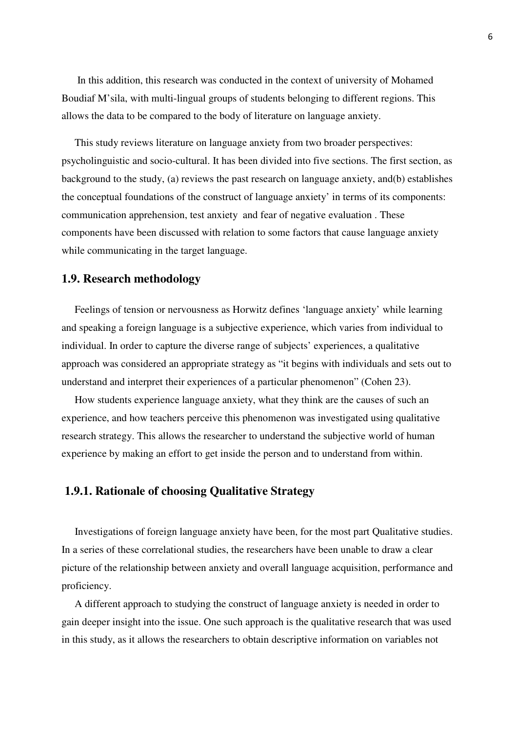In this addition, this research was conducted in the context of university of Mohamed Boudiaf M'sila, with multi-lingual groups of students belonging to different regions. This allows the data to be compared to the body of literature on language anxiety.

This study reviews literature on language anxiety from two broader perspectives: psycholinguistic and socio-cultural. It has been divided into five sections. The first section, as background to the study, (a) reviews the past research on language anxiety, and(b) establishes the conceptual foundations of the construct of language anxiety' in terms of its components: communication apprehension, test anxiety and fear of negative evaluation . These components have been discussed with relation to some factors that cause language anxiety while communicating in the target language.

## 1.9. Research methodology

Feelings of tension or nervousness as Horwitz defines 'language anxiety' while learning and speaking a foreign language is a subjective experience, which varies from individual to individual. In order to capture the diverse range of subjects' experiences, a qualitative approach was considered an appropriate strategy as "it begins with individuals and sets out to understand and interpret their experiences of a particular phenomenon" (Cohen 23).

How students experience language anxiety, what they think are the causes of such an experience, and how teachers perceive this phenomenon was investigated using qualitative research strategy. This allows the researcher to understand the subjective world of human experience by making an effort to get inside the person and to understand from within.

### 1.9.1. Rationale of choosing Qualitative Strategy

Investigations of foreign language anxiety have been, for the most part Qualitative studies. In a series of these correlational studies, the researchers have been unable to draw a clear picture of the relationship between anxiety and overall language acquisition, performance and proficiency.

A different approach to studying the construct of language anxiety is needed in order to gain deeper insight into the issue. One such approach is the qualitative research that was used in this study, as it allows the researchers to obtain descriptive information on variables not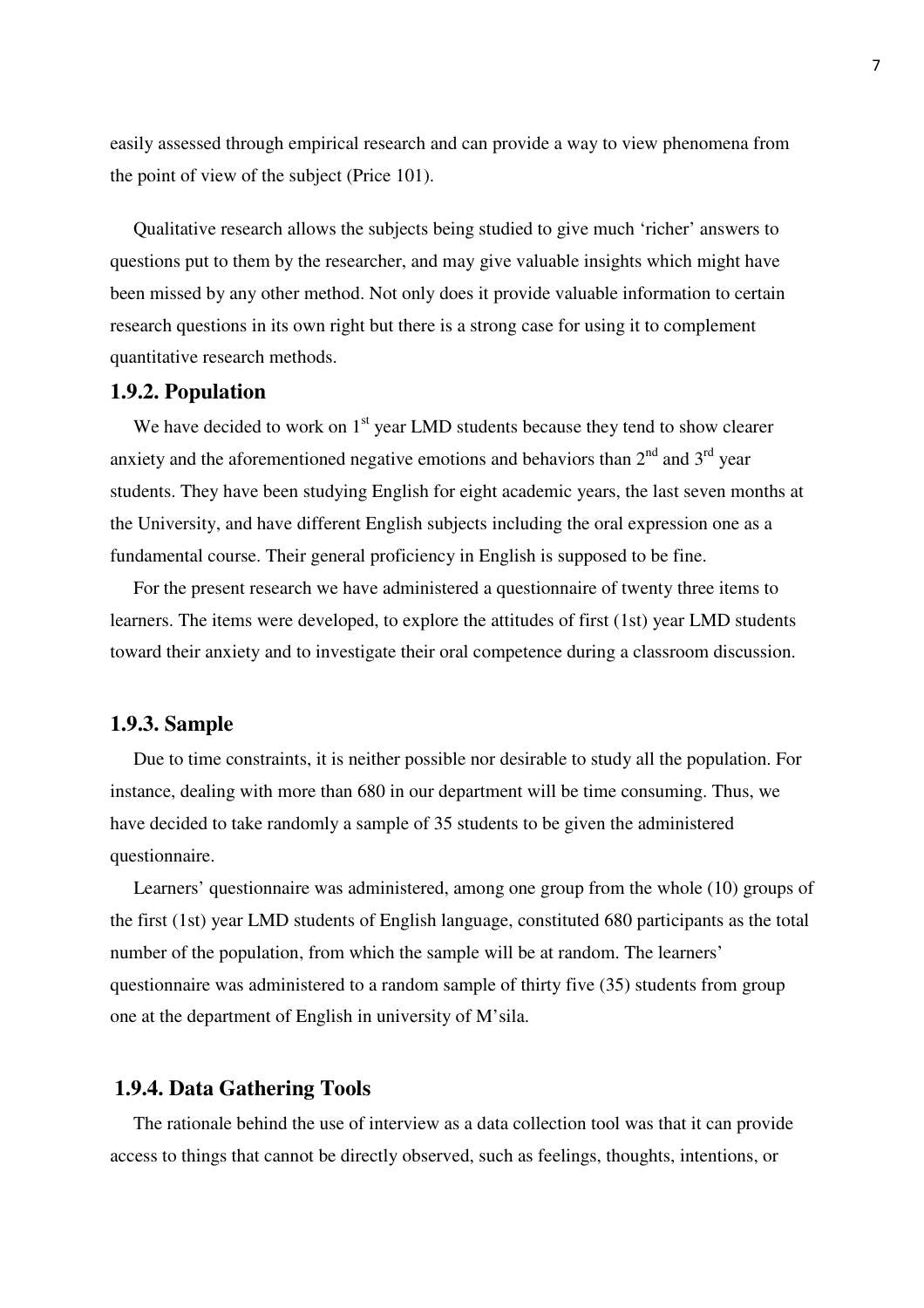easily assessed through empirical research and can provide a way to view phenomena from the point of view of the subject (Price 101).

Qualitative research allows the subjects being studied to give much 'richer' answers to questions put to them by the researcher, and may give valuable insights which might have been missed by any other method. Not only does it provide valuable information to certain research questions in its own right but there is a strong case for using it to complement quantitative research methods.

### 1.9.2. Population

We have decided to work on 1st year LMD students because they tend to show clearer anxiety and the aforementioned negative emotions and behaviors than 2nd and 3rd year students. They have been studying English for eight academic years, the last seven months at the University, and have different English subjects including the oral expression one as a fundamental course. Their general proficiency in English is supposed to be fine.

For the present research we have administered a questionnaire of twenty three items to learners. The items were developed, to explore the attitudes of first (1st) year LMD students toward their anxiety and to investigate their oral competence during a classroom discussion.

### 1.9.3. Sample

Due to time constraints, it is neither possible nor desirable to study all the population. For instance, dealing with more than 680 in our department will be time consuming. Thus, we have decided to take randomly a sample of 35 students to be given the administered questionnaire.

Learners' questionnaire was administered, among one group from the whole (10) groups of the first (1st) year LMD students of English language, constituted 680 participants as the total number of the population, from which the sample will be at random. The learners' questionnaire was administered to a random sample of thirty five (35) students from group one at the department of English in university of M'sila.

### 1.9.4. Data Gathering Tools

The rationale behind the use of interview as a data collection tool was that it can provide access to things that cannot be directly observed, such as feelings, thoughts, intentions, or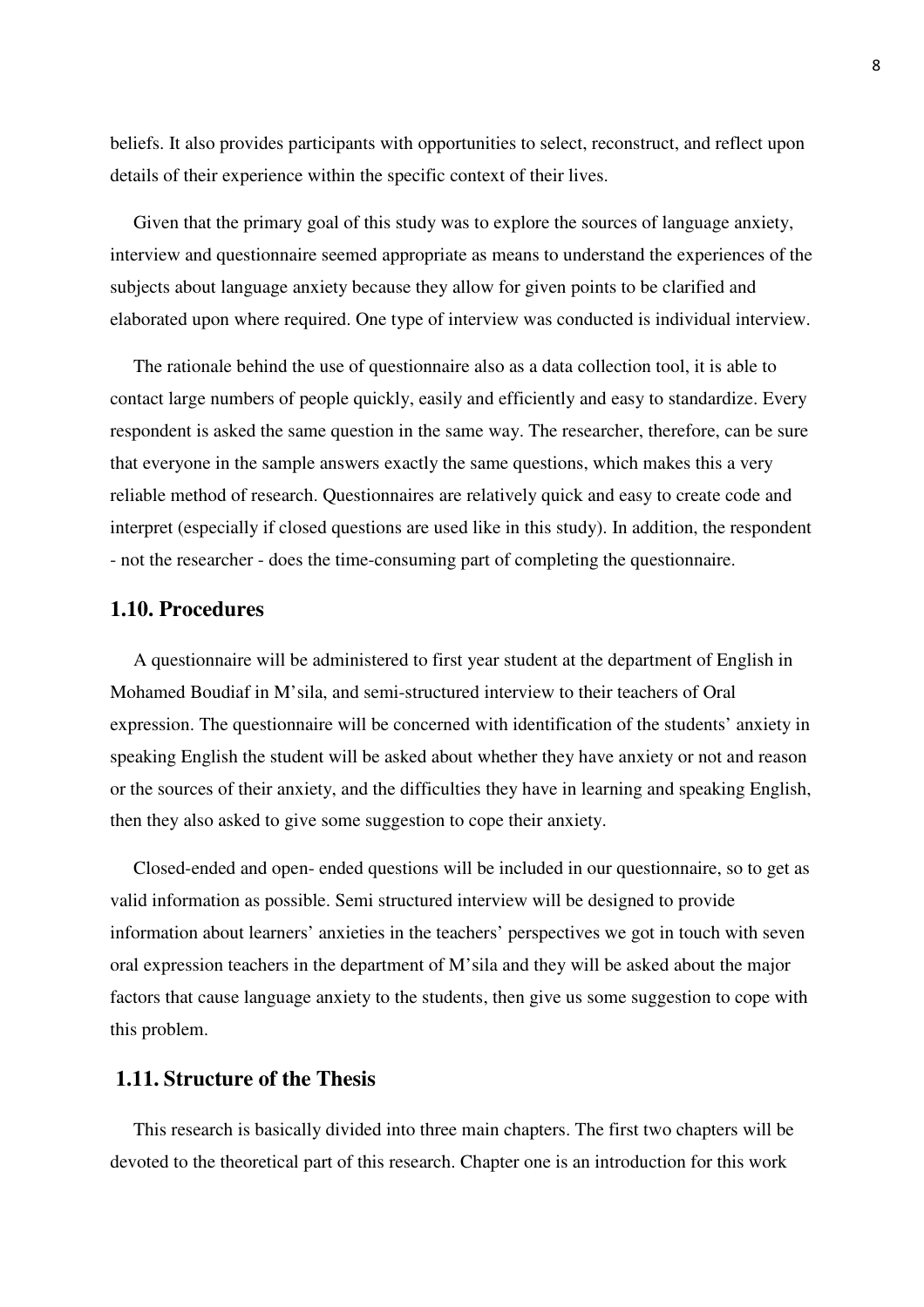beliefs. It also provides participants with opportunities to select, reconstruct, and reflect upon details of their experience within the specific context of their lives.

Given that the primary goal of this study was to explore the sources of language anxiety, interview and questionnaire seemed appropriate as means to understand the experiences of the subjects about language anxiety because they allow for given points to be clarified and elaborated upon where required. One type of interview was conducted is individual interview.

The rationale behind the use of questionnaire also as a data collection tool, it is able to contact large numbers of people quickly, easily and efficiently and easy to standardize. Every respondent is asked the same question in the same way. The researcher, therefore, can be sure that everyone in the sample answers exactly the same questions, which makes this a very reliable method of research. Questionnaires are relatively quick and easy to create code and interpret (especially if closed questions are used like in this study). In addition, the respondent - not the researcher - does the time-consuming part of completing the questionnaire.

## 1.10. Procedures

A questionnaire will be administered to first year student at the department of English in Mohamed Boudiaf in M'sila, and semi-structured interview to their teachers of Oral expression. The questionnaire will be concerned with identification of the students' anxiety in speaking English the student will be asked about whether they have anxiety or not and reason or the sources of their anxiety, and the difficulties they have in learning and speaking English, then they also asked to give some suggestion to cope their anxiety.

Closed-ended and open- ended questions will be included in our questionnaire, so to get as valid information as possible. Semi structured interview will be designed to provide information about learners' anxieties in the teachers' perspectives we got in touch with seven oral expression teachers in the department of M'sila and they will be asked about the major factors that cause language anxiety to the students, then give us some suggestion to cope with this problem.

## 1.11. Structure of the Thesis

This research is basically divided into three main chapters. The first two chapters will be devoted to the theoretical part of this research. Chapter one is an introduction for this work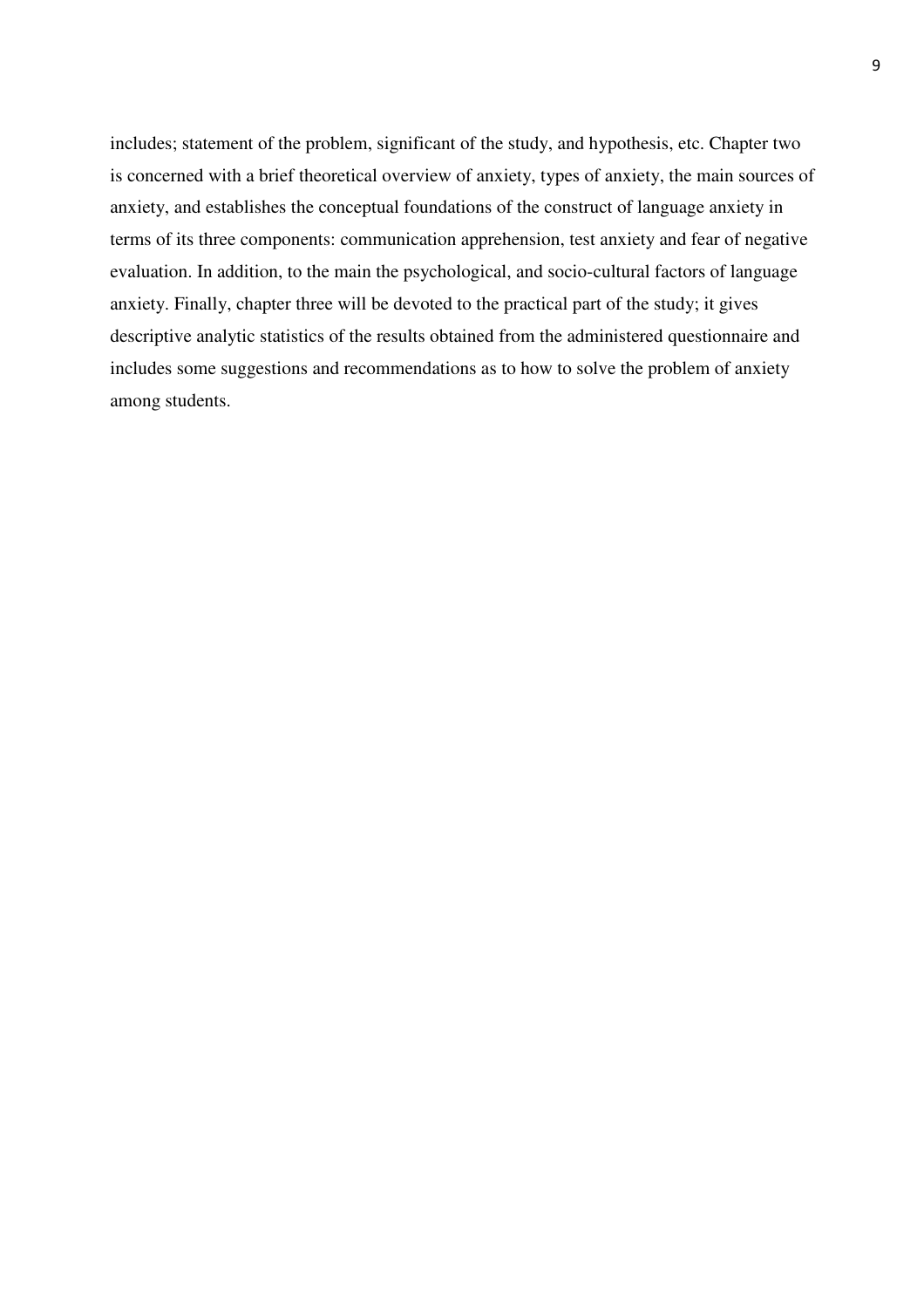includes; statement of the problem, significant of the study, and hypothesis, etc. Chapter two is concerned with a brief theoretical overview of anxiety, types of anxiety, the main sources of anxiety, and establishes the conceptual foundations of the construct of language anxiety in terms of its three components: communication apprehension, test anxiety and fear of negative evaluation. In addition, to the main the psychological, and socio-cultural factors of language anxiety. Finally, chapter three will be devoted to the practical part of the study; it gives descriptive analytic statistics of the results obtained from the administered questionnaire and includes some suggestions and recommendations as to how to solve the problem of anxiety among students.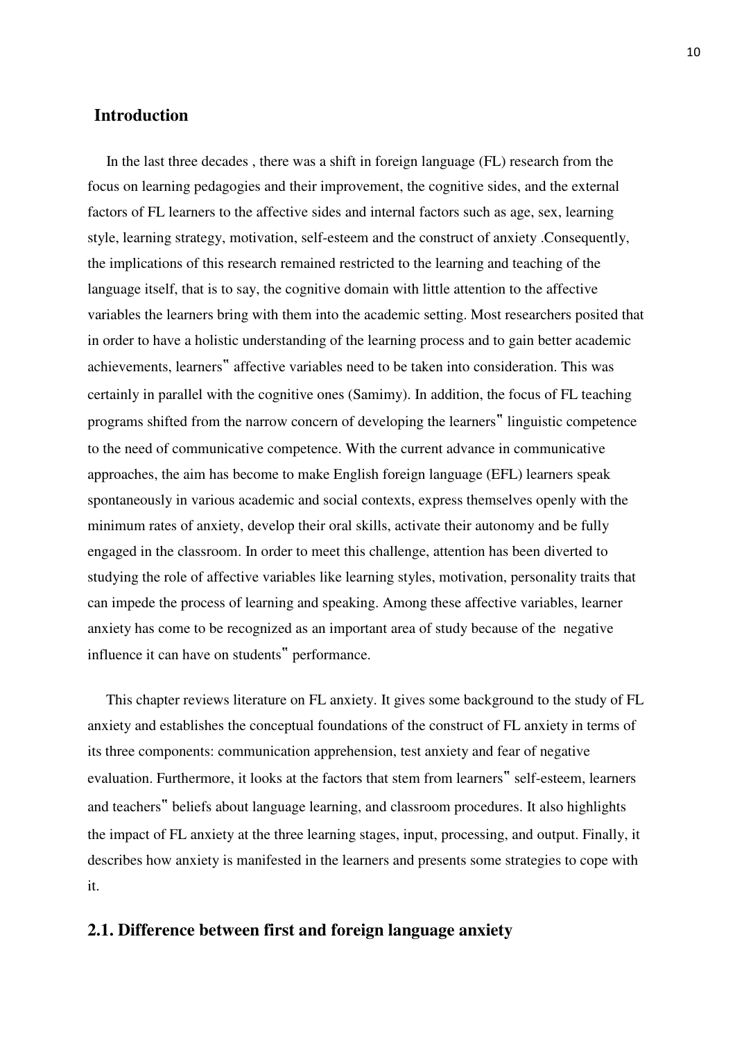## Introduction

In the last three decades , there was a shift in foreign language (FL) research from the focus on learning pedagogies and their improvement, the cognitive sides, and the external factors of FL learners to the affective sides and internal factors such as age, sex, learning style, learning strategy, motivation, self-esteem and the construct of anxiety .Consequently, the implications of this research remained restricted to the learning and teaching of the language itself, that is to say, the cognitive domain with little attention to the affective variables the learners bring with them into the academic setting. Most researchers posited that in order to have a holistic understanding of the learning process and to gain better academic achievements, learners" affective variables need to be taken into consideration. This was certainly in parallel with the cognitive ones (Samimy). In addition, the focus of FL teaching programs shifted from the narrow concern of developing the learners" linguistic competence to the need of communicative competence. With the current advance in communicative approaches, the aim has become to make English foreign language (EFL) learners speak spontaneously in various academic and social contexts, express themselves openly with the minimum rates of anxiety, develop their oral skills, activate their autonomy and be fully engaged in the classroom. In order to meet this challenge, attention has been diverted to studying the role of affective variables like learning styles, motivation, personality traits that can impede the process of learning and speaking. Among these affective variables, learner anxiety has come to be recognized as an important area of study because of the negative influence it can have on students" performance.

This chapter reviews literature on FL anxiety. It gives some background to the study of FL anxiety and establishes the conceptual foundations of the construct of FL anxiety in terms of its three components: communication apprehension, test anxiety and fear of negative evaluation. Furthermore, it looks at the factors that stem from learners" self-esteem, learners and teachers" beliefs about language learning, and classroom procedures. It also highlights the impact of FL anxiety at the three learning stages, input, processing, and output. Finally, it describes how anxiety is manifested in the learners and presents some strategies to cope with it.

## 2.1. Difference between first and foreign language anxiety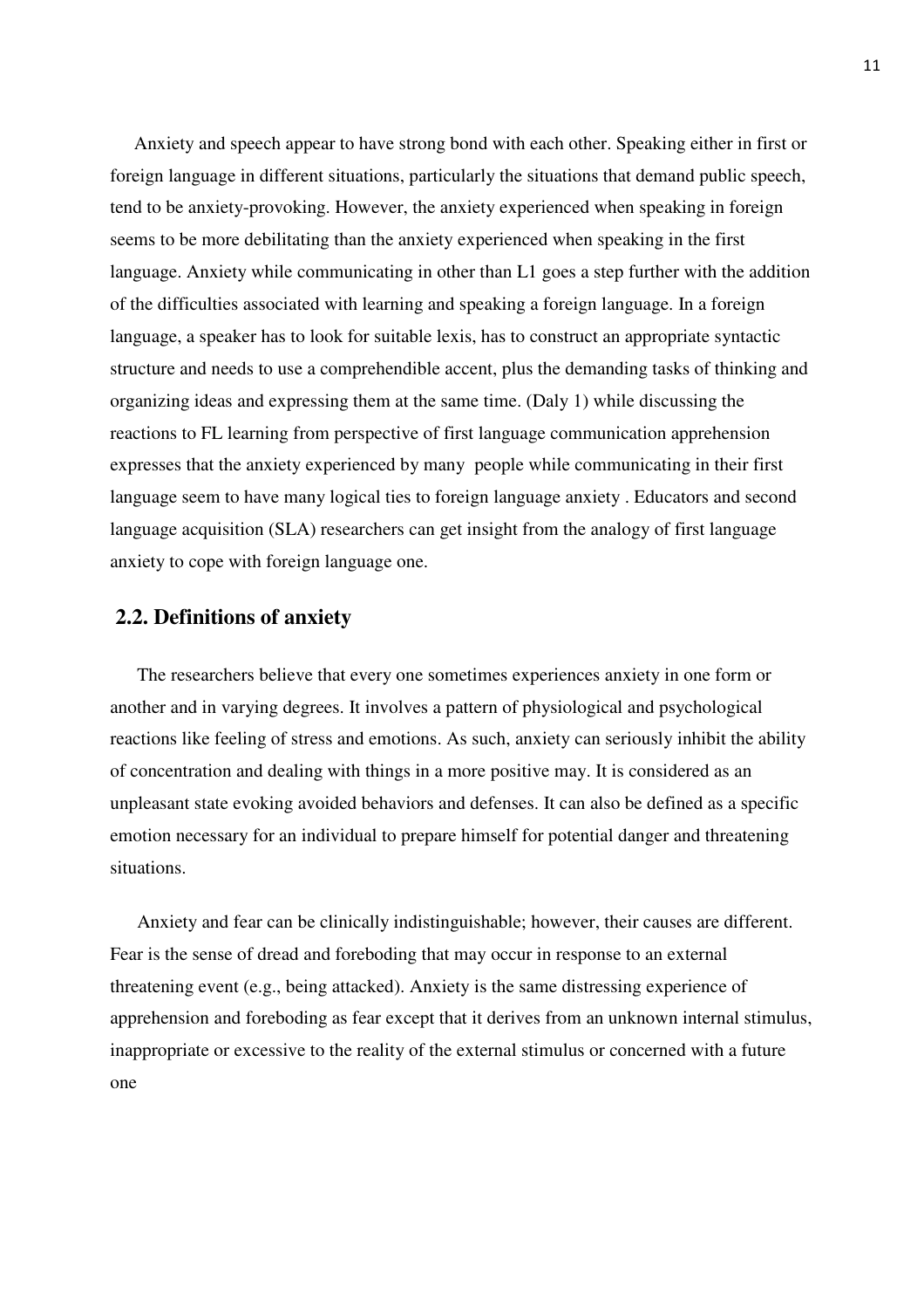Anxiety and speech appear to have strong bond with each other. Speaking either in first or foreign language in different situations, particularly the situations that demand public speech, tend to be anxiety-provoking. However, the anxiety experienced when speaking in foreign seems to be more debilitating than the anxiety experienced when speaking in the first language. Anxiety while communicating in other than L1 goes a step further with the addition of the difficulties associated with learning and speaking a foreign language. In a foreign language, a speaker has to look for suitable lexis, has to construct an appropriate syntactic structure and needs to use a comprehendible accent, plus the demanding tasks of thinking and organizing ideas and expressing them at the same time. (Daly 1) while discussing the reactions to FL learning from perspective of first language communication apprehension expresses that the anxiety experienced by many people while communicating in their first language seem to have many logical ties to foreign language anxiety . Educators and second language acquisition (SLA) researchers can get insight from the analogy of first language anxiety to cope with foreign language one.

## 2.2. Definitions of anxiety

The researchers believe that every one sometimes experiences anxiety in one form or another and in varying degrees. It involves a pattern of physiological and psychological reactions like feeling of stress and emotions. As such, anxiety can seriously inhibit the ability of concentration and dealing with things in a more positive may. It is considered as an unpleasant state evoking avoided behaviors and defenses. It can also be defined as a specific emotion necessary for an individual to prepare himself for potential danger and threatening situations.

Anxiety and fear can be clinically indistinguishable; however, their causes are different. Fear is the sense of dread and foreboding that may occur in response to an external threatening event (e.g., being attacked). Anxiety is the same distressing experience of apprehension and foreboding as fear except that it derives from an unknown internal stimulus, inappropriate or excessive to the reality of the external stimulus or concerned with a future one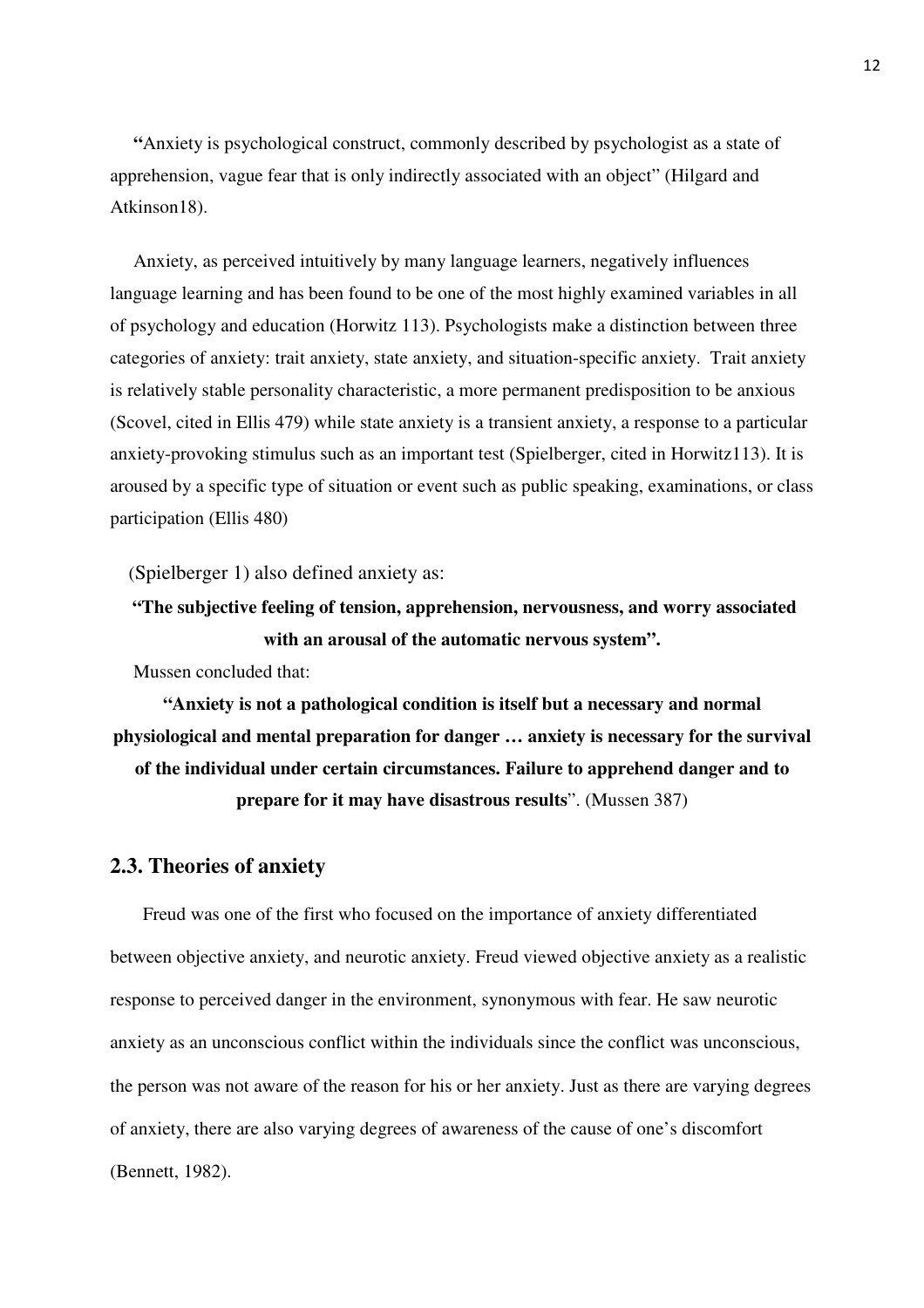**"**Anxiety is psychological construct, commonly described by psychologist as a state of apprehension, vague fear that is only indirectly associated with an object" (Hilgard and Atkinson18).

Anxiety, as perceived intuitively by many language learners, negatively influences language learning and has been found to be one of the most highly examined variables in all of psychology and education (Horwitz 113). Psychologists make a distinction between three categories of anxiety: trait anxiety, state anxiety, and situation-specific anxiety. Trait anxiety is relatively stable personality characteristic, a more permanent predisposition to be anxious (Scovel, cited in Ellis 479) while state anxiety is a transient anxiety, a response to a particular anxiety-provoking stimulus such as an important test (Spielberger, cited in Horwitz113). It is aroused by a specific type of situation or event such as public speaking, examinations, or class participation (Ellis 480)

(Spielberger 1) also defined anxiety as:

**"The subjective feeling of tension, apprehension, nervousness, and worry associated with an arousal of the automatic nervous system".**

Mussen concluded that:

**"Anxiety is not a pathological condition is itself but a necessary and normal physiological and mental preparation for danger … anxiety is necessary for the survival of the individual under certain circumstances. Failure to apprehend danger and to prepare for it may have disastrous results**". (Mussen 387)

## 2.3. Theories of anxiety

Freud was one of the first who focused on the importance of anxiety differentiated between objective anxiety, and neurotic anxiety. Freud viewed objective anxiety as a realistic response to perceived danger in the environment, synonymous with fear. He saw neurotic anxiety as an unconscious conflict within the individuals since the conflict was unconscious, the person was not aware of the reason for his or her anxiety. Just as there are varying degrees of anxiety, there are also varying degrees of awareness of the cause of one's discomfort (Bennett, 1982).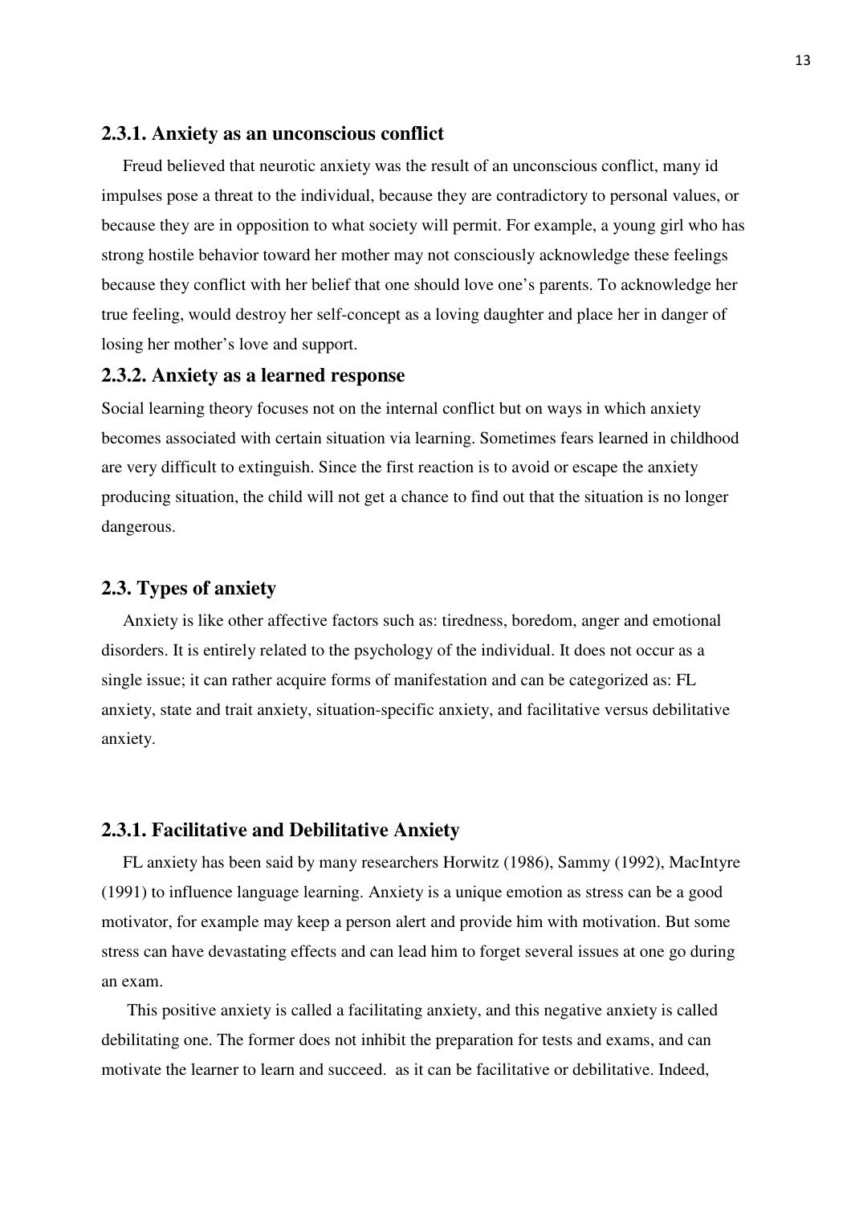### 2.3.1. Anxiety as an unconscious conflict

Freud believed that neurotic anxiety was the result of an unconscious conflict, many id impulses pose a threat to the individual, because they are contradictory to personal values, or because they are in opposition to what society will permit. For example, a young girl who has strong hostile behavior toward her mother may not consciously acknowledge these feelings because they conflict with her belief that one should love one's parents. To acknowledge her true feeling, would destroy her self-concept as a loving daughter and place her in danger of losing her mother's love and support.

### 2.3.2. Anxiety as a learned response

Social learning theory focuses not on the internal conflict but on ways in which anxiety becomes associated with certain situation via learning. Sometimes fears learned in childhood are very difficult to extinguish. Since the first reaction is to avoid or escape the anxiety producing situation, the child will not get a chance to find out that the situation is no longer dangerous.

## 2.3. Types of anxiety

Anxiety is like other affective factors such as: tiredness, boredom, anger and emotional disorders. It is entirely related to the psychology of the individual. It does not occur as a single issue; it can rather acquire forms of manifestation and can be categorized as: FL anxiety, state and trait anxiety, situation-specific anxiety, and facilitative versus debilitative anxiety.

### 2.3.1. Facilitative and Debilitative Anxiety

FL anxiety has been said by many researchers Horwitz (1986), Sammy (1992), MacIntyre (1991) to influence language learning. Anxiety is a unique emotion as stress can be a good motivator, for example may keep a person alert and provide him with motivation. But some stress can have devastating effects and can lead him to forget several issues at one go during an exam.

This positive anxiety is called a facilitating anxiety, and this negative anxiety is called debilitating one. The former does not inhibit the preparation for tests and exams, and can motivate the learner to learn and succeed. as it can be facilitative or debilitative. Indeed,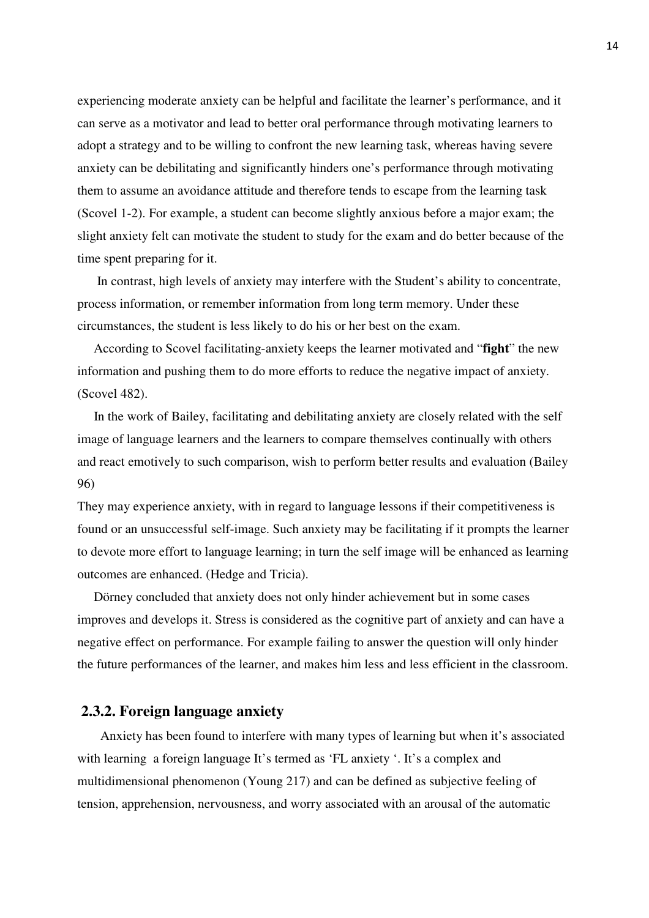experiencing moderate anxiety can be helpful and facilitate the learner's performance, and it can serve as a motivator and lead to better oral performance through motivating learners to adopt a strategy and to be willing to confront the new learning task, whereas having severe anxiety can be debilitating and significantly hinders one's performance through motivating them to assume an avoidance attitude and therefore tends to escape from the learning task (Scovel 1-2). For example, a student can become slightly anxious before a major exam; the slight anxiety felt can motivate the student to study for the exam and do better because of the time spent preparing for it.

In contrast, high levels of anxiety may interfere with the Student's ability to concentrate, process information, or remember information from long term memory. Under these circumstances, the student is less likely to do his or her best on the exam.

According to Scovel facilitating-anxiety keeps the learner motivated and "**fight**" the new information and pushing them to do more efforts to reduce the negative impact of anxiety. (Scovel 482).

In the work of Bailey, facilitating and debilitating anxiety are closely related with the self image of language learners and the learners to compare themselves continually with others and react emotively to such comparison, wish to perform better results and evaluation (Bailey 96)

They may experience anxiety, with in regard to language lessons if their competitiveness is found or an unsuccessful self-image. Such anxiety may be facilitating if it prompts the learner to devote more effort to language learning; in turn the self image will be enhanced as learning outcomes are enhanced. (Hedge and Tricia).

Dörney concluded that anxiety does not only hinder achievement but in some cases improves and develops it. Stress is considered as the cognitive part of anxiety and can have a negative effect on performance. For example failing to answer the question will only hinder the future performances of the learner, and makes him less and less efficient in the classroom.

### 2.3.2. Foreign language anxiety

Anxiety has been found to interfere with many types of learning but when it's associated with learning a foreign language It's termed as 'FL anxiety '. It's a complex and multidimensional phenomenon (Young 217) and can be defined as subjective feeling of tension, apprehension, nervousness, and worry associated with an arousal of the automatic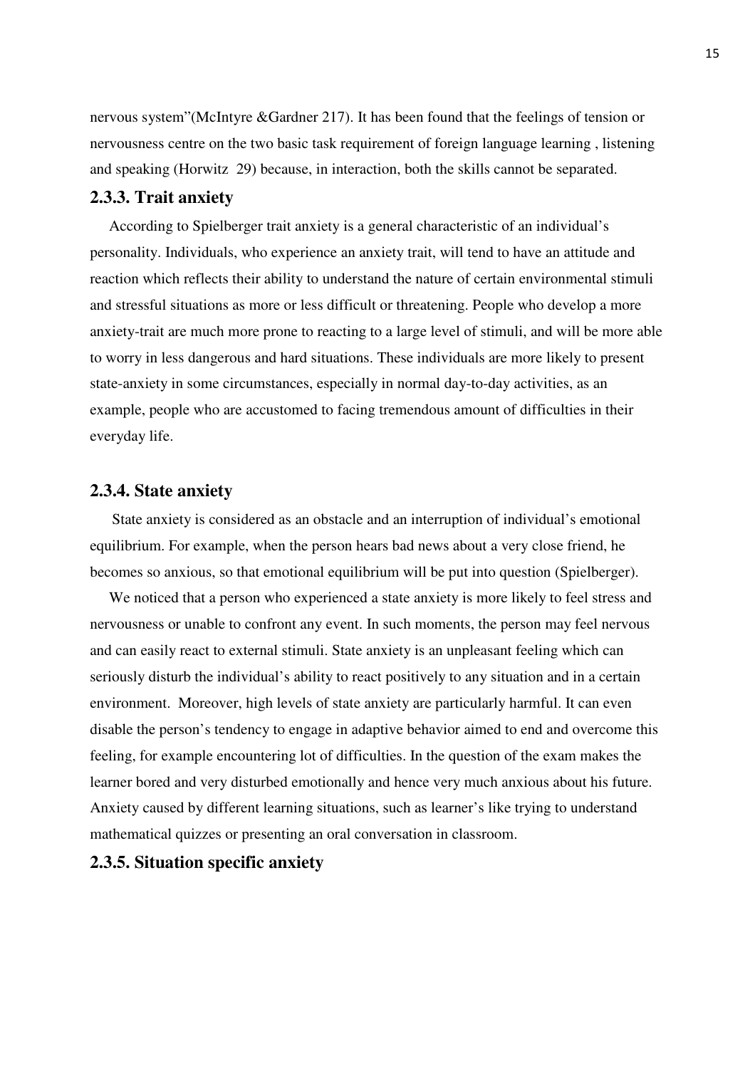nervous system"(McIntyre &Gardner 217). It has been found that the feelings of tension or nervousness centre on the two basic task requirement of foreign language learning , listening and speaking (Horwitz 29) because, in interaction, both the skills cannot be separated.

### 2.3.3. Trait anxiety

According to Spielberger trait anxiety is a general characteristic of an individual's personality. Individuals, who experience an anxiety trait, will tend to have an attitude and reaction which reflects their ability to understand the nature of certain environmental stimuli and stressful situations as more or less difficult or threatening. People who develop a more anxiety-trait are much more prone to reacting to a large level of stimuli, and will be more able to worry in less dangerous and hard situations. These individuals are more likely to present state-anxiety in some circumstances, especially in normal day-to-day activities, as an example, people who are accustomed to facing tremendous amount of difficulties in their everyday life.

### 2.3.4. State anxiety

State anxiety is considered as an obstacle and an interruption of individual's emotional equilibrium. For example, when the person hears bad news about a very close friend, he becomes so anxious, so that emotional equilibrium will be put into question (Spielberger).

We noticed that a person who experienced a state anxiety is more likely to feel stress and nervousness or unable to confront any event. In such moments, the person may feel nervous and can easily react to external stimuli. State anxiety is an unpleasant feeling which can seriously disturb the individual's ability to react positively to any situation and in a certain environment. Moreover, high levels of state anxiety are particularly harmful. It can even disable the person's tendency to engage in adaptive behavior aimed to end and overcome this feeling, for example encountering lot of difficulties. In the question of the exam makes the learner bored and very disturbed emotionally and hence very much anxious about his future. Anxiety caused by different learning situations, such as learner's like trying to understand mathematical quizzes or presenting an oral conversation in classroom.

### 2.3.5. Situation specific anxiety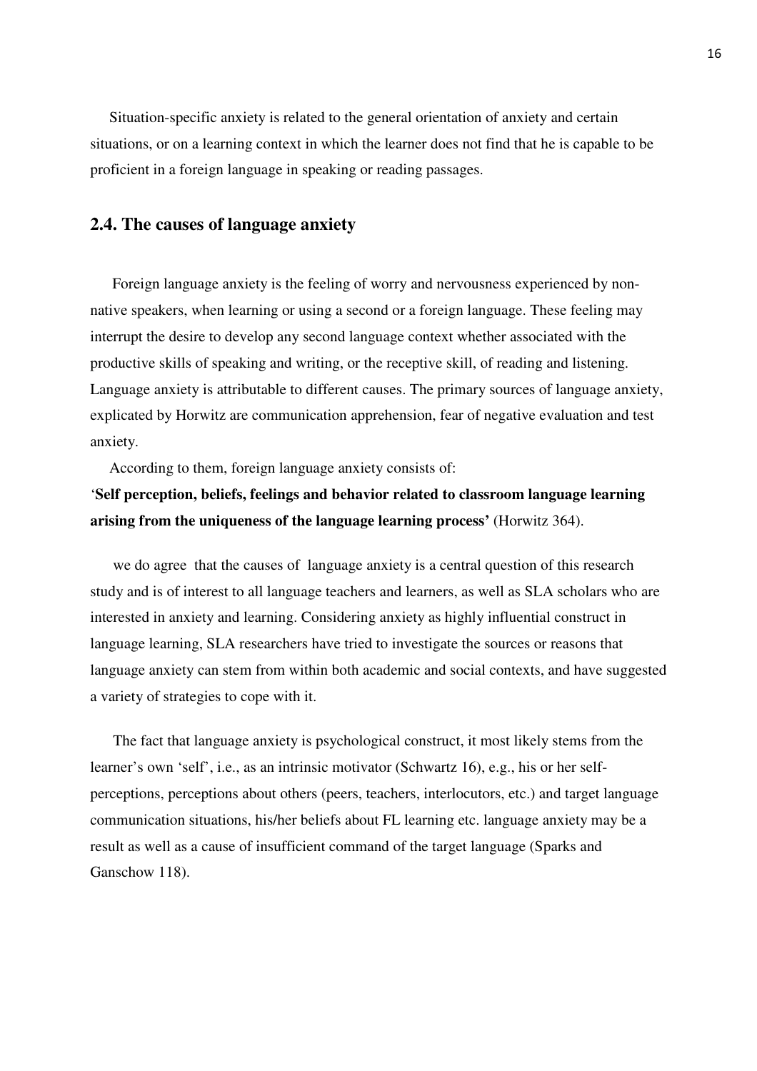Situation-specific anxiety is related to the general orientation of anxiety and certain situations, or on a learning context in which the learner does not find that he is capable to be proficient in a foreign language in speaking or reading passages.

## 2.4. The causes of language anxiety

Foreign language anxiety is the feeling of worry and nervousness experienced by non-native speakers, when learning or using a second or a foreign language. These feeling may interrupt the desire to develop any second language context whether associated with the productive skills of speaking and writing, or the receptive skill, of reading and listening. Language anxiety is attributable to different causes. The primary sources of language anxiety, explicated by Horwitz are communication apprehension, fear of negative evaluation and test anxiety.

According to them, foreign language anxiety consists of:

'**Self perception, beliefs, feelings and behavior related to classroom language learning arising from the uniqueness of the language learning process'** (Horwitz 364).

we do agree that the causes of language anxiety is a central question of this research study and is of interest to all language teachers and learners, as well as SLA scholars who are interested in anxiety and learning. Considering anxiety as highly influential construct in language learning, SLA researchers have tried to investigate the sources or reasons that language anxiety can stem from within both academic and social contexts, and have suggested a variety of strategies to cope with it.

The fact that language anxiety is psychological construct, it most likely stems from the learner's own 'self', i.e., as an intrinsic motivator (Schwartz 16), e.g., his or her self-perceptions, perceptions about others (peers, teachers, interlocutors, etc.) and target language communication situations, his/her beliefs about FL learning etc. language anxiety may be a result as well as a cause of insufficient command of the target language (Sparks and Ganschow 118).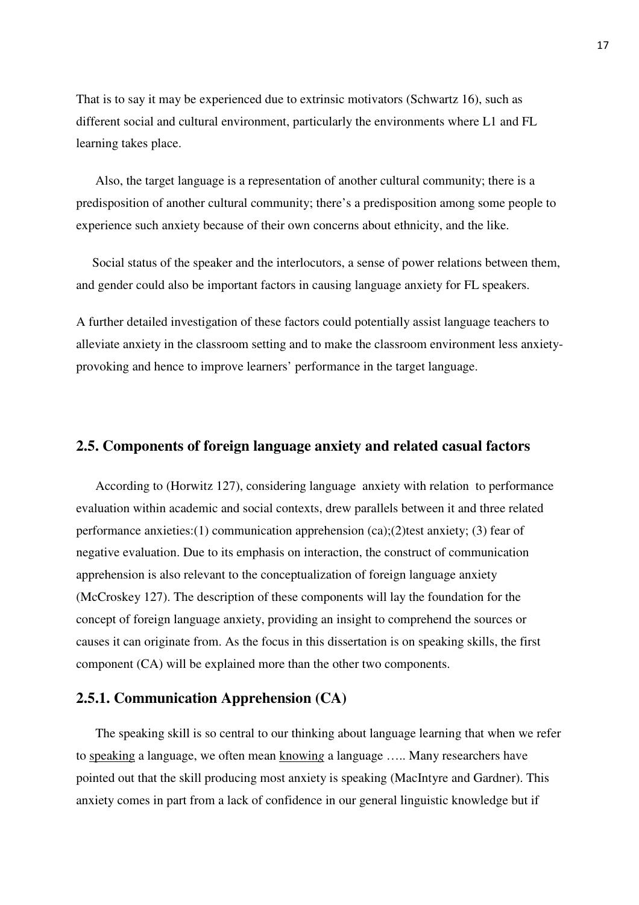That is to say it may be experienced due to extrinsic motivators (Schwartz 16), such as different social and cultural environment, particularly the environments where L1 and FL learning takes place.

Also, the target language is a representation of another cultural community; there is a predisposition of another cultural community; there's a predisposition among some people to experience such anxiety because of their own concerns about ethnicity, and the like.

Social status of the speaker and the interlocutors, a sense of power relations between them, and gender could also be important factors in causing language anxiety for FL speakers.

A further detailed investigation of these factors could potentially assist language teachers to alleviate anxiety in the classroom setting and to make the classroom environment less anxiety-provoking and hence to improve learners' performance in the target language.

## 2.5. Components of foreign language anxiety and related casual factors

According to (Horwitz 127), considering language anxiety with relation to performance evaluation within academic and social contexts, drew parallels between it and three related performance anxieties:(1) communication apprehension (ca);(2)test anxiety; (3) fear of negative evaluation. Due to its emphasis on interaction, the construct of communication apprehension is also relevant to the conceptualization of foreign language anxiety (McCroskey 127). The description of these components will lay the foundation for the concept of foreign language anxiety, providing an insight to comprehend the sources or causes it can originate from. As the focus in this dissertation is on speaking skills, the first component (CA) will be explained more than the other two components.

### 2.5.1. Communication Apprehension (CA)

The speaking skill is so central to our thinking about language learning that when we refer to <u>speaking</u> a language, we often mean <u>knowing</u> a language ….. Many researchers have pointed out that the skill producing most anxiety is speaking (MacIntyre and Gardner). This anxiety comes in part from a lack of confidence in our general linguistic knowledge but if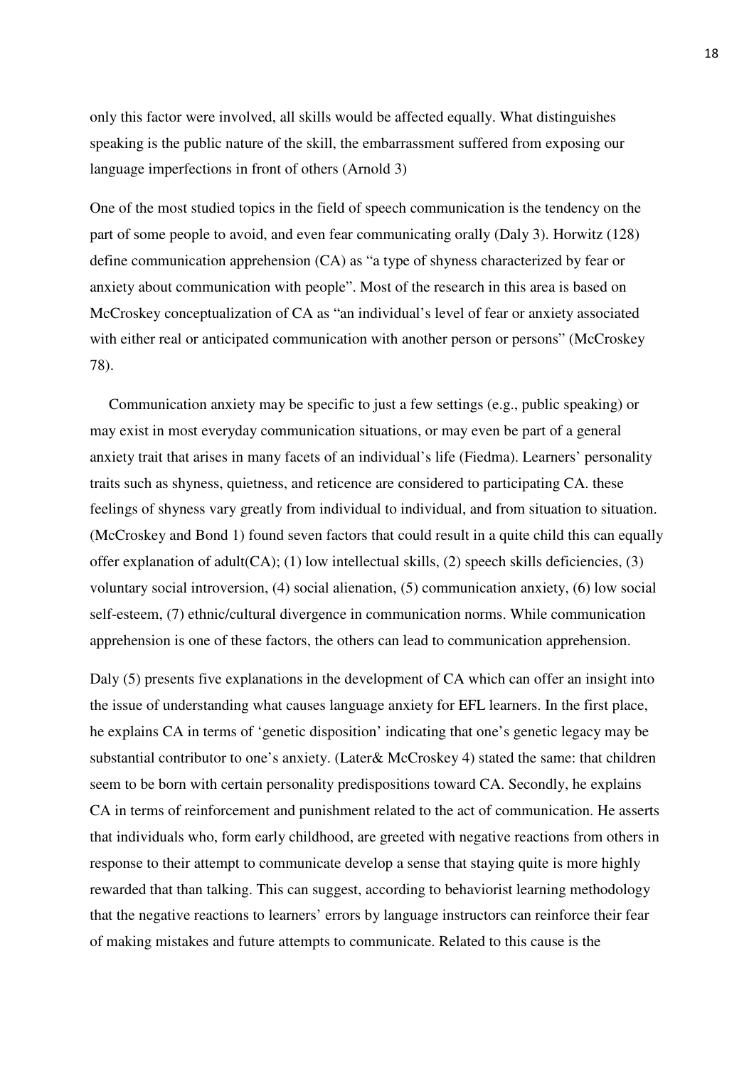only this factor were involved, all skills would be affected equally. What distinguishes speaking is the public nature of the skill, the embarrassment suffered from exposing our language imperfections in front of others (Arnold 3)

One of the most studied topics in the field of speech communication is the tendency on the part of some people to avoid, and even fear communicating orally (Daly 3). Horwitz (128) define communication apprehension (CA) as "a type of shyness characterized by fear or anxiety about communication with people". Most of the research in this area is based on McCroskey conceptualization of CA as "an individual's level of fear or anxiety associated with either real or anticipated communication with another person or persons" (McCroskey 78).

Communication anxiety may be specific to just a few settings (e.g., public speaking) or may exist in most everyday communication situations, or may even be part of a general anxiety trait that arises in many facets of an individual's life (Fiedma). Learners' personality traits such as shyness, quietness, and reticence are considered to participating CA. these feelings of shyness vary greatly from individual to individual, and from situation to situation. (McCroskey and Bond 1) found seven factors that could result in a quite child this can equally offer explanation of adult(CA); (1) low intellectual skills, (2) speech skills deficiencies, (3) voluntary social introversion, (4) social alienation, (5) communication anxiety, (6) low social self-esteem, (7) ethnic/cultural divergence in communication norms. While communication apprehension is one of these factors, the others can lead to communication apprehension.

Daly (5) presents five explanations in the development of CA which can offer an insight into the issue of understanding what causes language anxiety for EFL learners. In the first place, he explains CA in terms of 'genetic disposition' indicating that one's genetic legacy may be substantial contributor to one's anxiety. (Later& McCroskey 4) stated the same: that children seem to be born with certain personality predispositions toward CA. Secondly, he explains CA in terms of reinforcement and punishment related to the act of communication. He asserts that individuals who, form early childhood, are greeted with negative reactions from others in response to their attempt to communicate develop a sense that staying quite is more highly rewarded that than talking. This can suggest, according to behaviorist learning methodology that the negative reactions to learners' errors by language instructors can reinforce their fear of making mistakes and future attempts to communicate. Related to this cause is the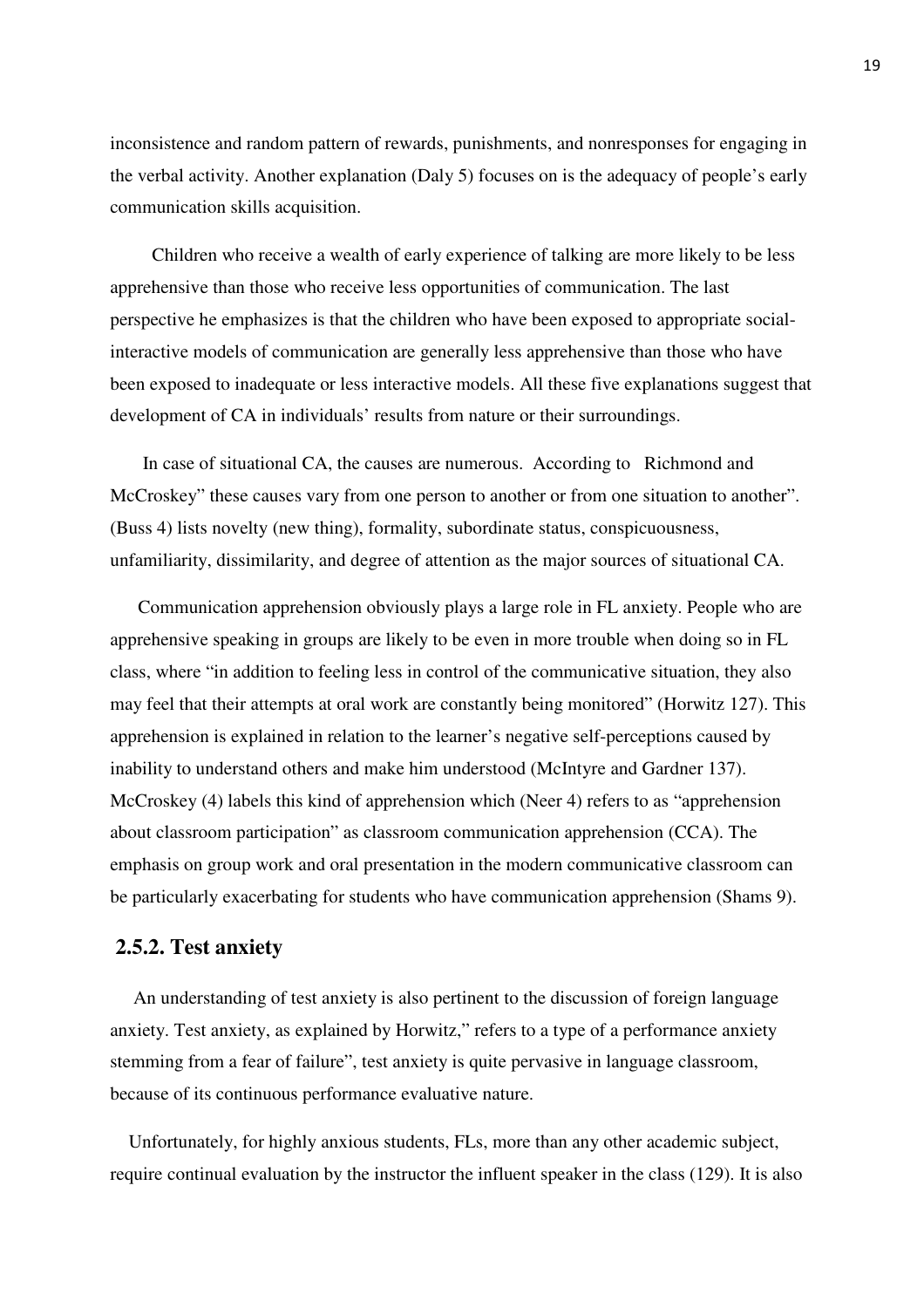inconsistence and random pattern of rewards, punishments, and nonresponses for engaging in the verbal activity. Another explanation (Daly 5) focuses on is the adequacy of people's early communication skills acquisition.

Children who receive a wealth of early experience of talking are more likely to be less apprehensive than those who receive less opportunities of communication. The last perspective he emphasizes is that the children who have been exposed to appropriate social-interactive models of communication are generally less apprehensive than those who have been exposed to inadequate or less interactive models. All these five explanations suggest that development of CA in individuals' results from nature or their surroundings.

In case of situational CA, the causes are numerous. According to Richmond and McCroskey" these causes vary from one person to another or from one situation to another". (Buss 4) lists novelty (new thing), formality, subordinate status, conspicuousness, unfamiliarity, dissimilarity, and degree of attention as the major sources of situational CA.

Communication apprehension obviously plays a large role in FL anxiety. People who are apprehensive speaking in groups are likely to be even in more trouble when doing so in FL class, where "in addition to feeling less in control of the communicative situation, they also may feel that their attempts at oral work are constantly being monitored" (Horwitz 127). This apprehension is explained in relation to the learner's negative self-perceptions caused by inability to understand others and make him understood (McIntyre and Gardner 137). McCroskey (4) labels this kind of apprehension which (Neer 4) refers to as "apprehension about classroom participation" as classroom communication apprehension (CCA). The emphasis on group work and oral presentation in the modern communicative classroom can be particularly exacerbating for students who have communication apprehension (Shams 9).

### 2.5.2. Test anxiety

An understanding of test anxiety is also pertinent to the discussion of foreign language anxiety. Test anxiety, as explained by Horwitz," refers to a type of a performance anxiety stemming from a fear of failure", test anxiety is quite pervasive in language classroom, because of its continuous performance evaluative nature.

Unfortunately, for highly anxious students, FLs, more than any other academic subject, require continual evaluation by the instructor the influent speaker in the class (129). It is also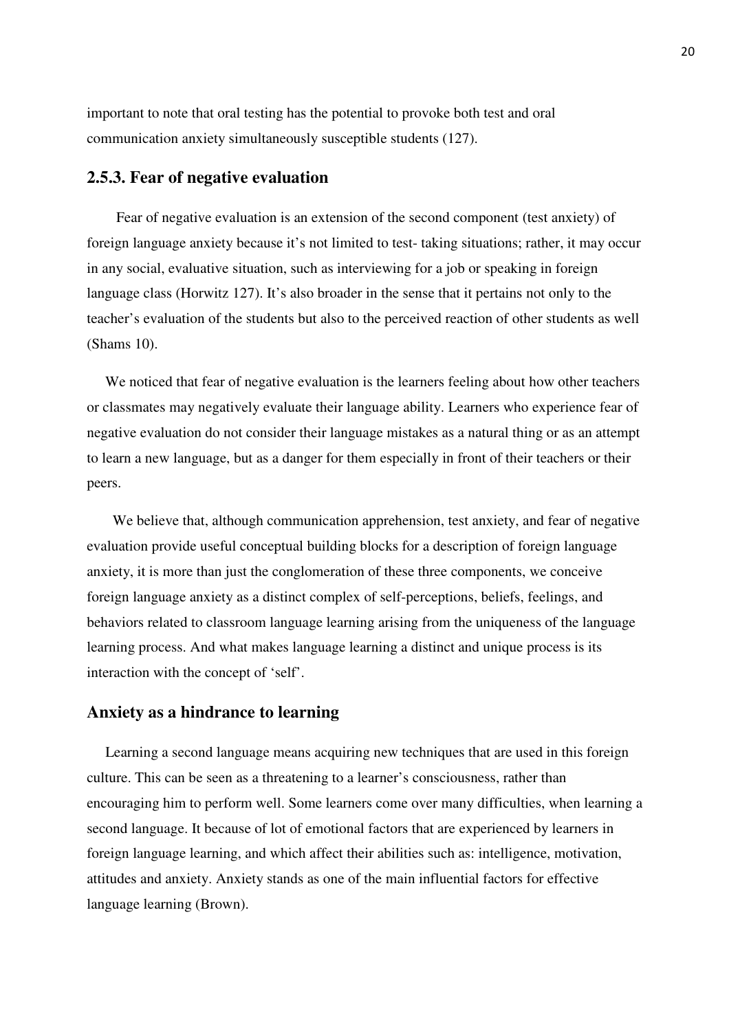important to note that oral testing has the potential to provoke both test and oral communication anxiety simultaneously susceptible students (127).

### 2.5.3. Fear of negative evaluation

Fear of negative evaluation is an extension of the second component (test anxiety) of foreign language anxiety because it's not limited to test- taking situations; rather, it may occur in any social, evaluative situation, such as interviewing for a job or speaking in foreign language class (Horwitz 127). It's also broader in the sense that it pertains not only to the teacher's evaluation of the students but also to the perceived reaction of other students as well (Shams 10).

We noticed that fear of negative evaluation is the learners feeling about how other teachers or classmates may negatively evaluate their language ability. Learners who experience fear of negative evaluation do not consider their language mistakes as a natural thing or as an attempt to learn a new language, but as a danger for them especially in front of their teachers or their peers.

We believe that, although communication apprehension, test anxiety, and fear of negative evaluation provide useful conceptual building blocks for a description of foreign language anxiety, it is more than just the conglomeration of these three components, we conceive foreign language anxiety as a distinct complex of self-perceptions, beliefs, feelings, and behaviors related to classroom language learning arising from the uniqueness of the language learning process. And what makes language learning a distinct and unique process is its interaction with the concept of 'self'.

### Anxiety as a hindrance to learning

Learning a second language means acquiring new techniques that are used in this foreign culture. This can be seen as a threatening to a learner's consciousness, rather than encouraging him to perform well. Some learners come over many difficulties, when learning a second language. It because of lot of emotional factors that are experienced by learners in foreign language learning, and which affect their abilities such as: intelligence, motivation, attitudes and anxiety. Anxiety stands as one of the main influential factors for effective language learning (Brown).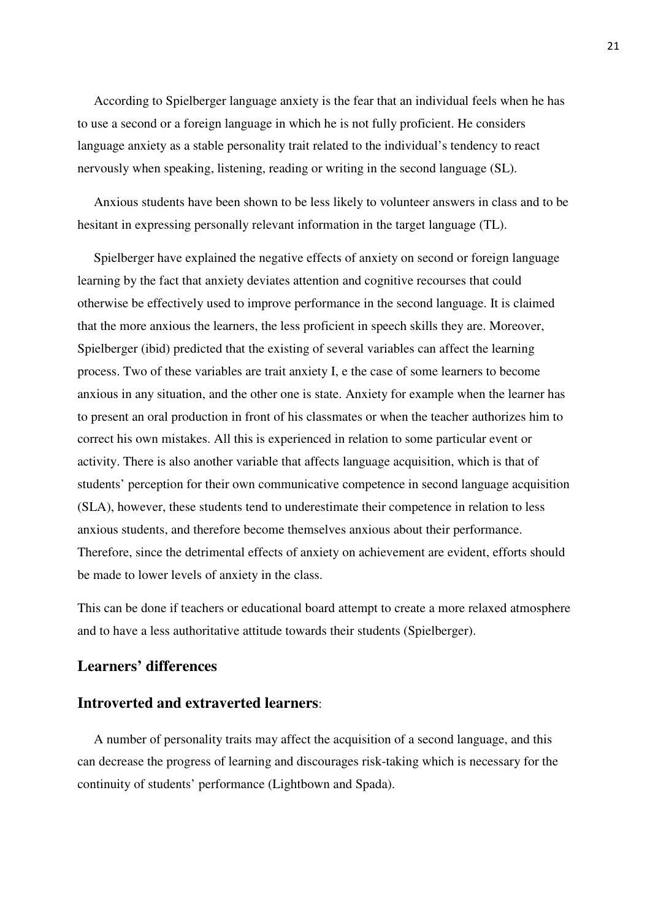According to Spielberger language anxiety is the fear that an individual feels when he has to use a second or a foreign language in which he is not fully proficient. He considers language anxiety as a stable personality trait related to the individual's tendency to react nervously when speaking, listening, reading or writing in the second language (SL).

Anxious students have been shown to be less likely to volunteer answers in class and to be hesitant in expressing personally relevant information in the target language (TL).

Spielberger have explained the negative effects of anxiety on second or foreign language learning by the fact that anxiety deviates attention and cognitive recourses that could otherwise be effectively used to improve performance in the second language. It is claimed that the more anxious the learners, the less proficient in speech skills they are. Moreover, Spielberger (ibid) predicted that the existing of several variables can affect the learning process. Two of these variables are trait anxiety I, e the case of some learners to become anxious in any situation, and the other one is state. Anxiety for example when the learner has to present an oral production in front of his classmates or when the teacher authorizes him to correct his own mistakes. All this is experienced in relation to some particular event or activity. There is also another variable that affects language acquisition, which is that of students' perception for their own communicative competence in second language acquisition (SLA), however, these students tend to underestimate their competence in relation to less anxious students, and therefore become themselves anxious about their performance. Therefore, since the detrimental effects of anxiety on achievement are evident, efforts should be made to lower levels of anxiety in the class.

This can be done if teachers or educational board attempt to create a more relaxed atmosphere and to have a less authoritative attitude towards their students (Spielberger).

## Learners' differences

## Introverted and extraverted learners:

A number of personality traits may affect the acquisition of a second language, and this can decrease the progress of learning and discourages risk-taking which is necessary for the continuity of students' performance (Lightbown and Spada).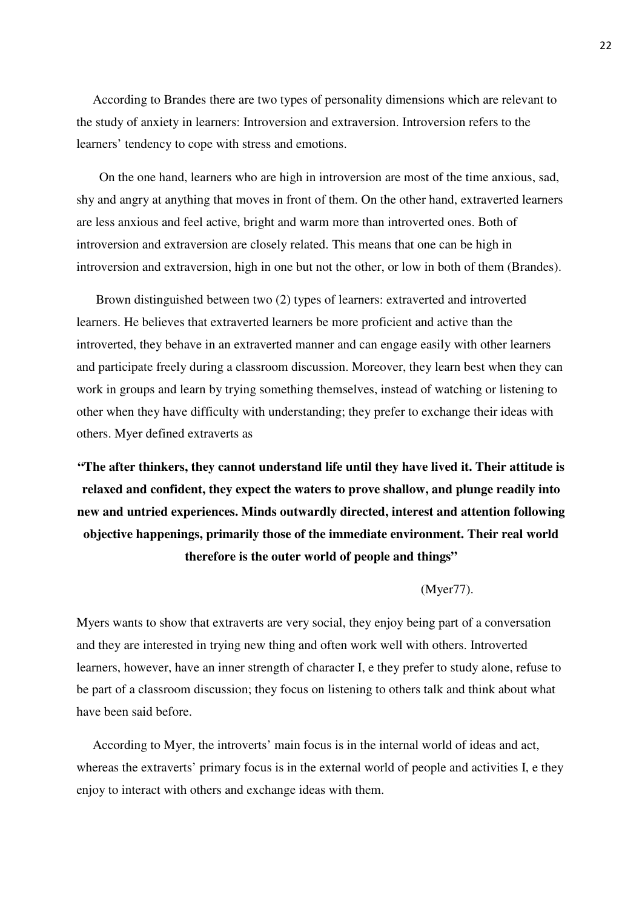According to Brandes there are two types of personality dimensions which are relevant to the study of anxiety in learners: Introversion and extraversion. Introversion refers to the learners' tendency to cope with stress and emotions.

On the one hand, learners who are high in introversion are most of the time anxious, sad, shy and angry at anything that moves in front of them. On the other hand, extraverted learners are less anxious and feel active, bright and warm more than introverted ones. Both of introversion and extraversion are closely related. This means that one can be high in introversion and extraversion, high in one but not the other, or low in both of them (Brandes).

Brown distinguished between two (2) types of learners: extraverted and introverted learners. He believes that extraverted learners be more proficient and active than the introverted, they behave in an extraverted manner and can engage easily with other learners and participate freely during a classroom discussion. Moreover, they learn best when they can work in groups and learn by trying something themselves, instead of watching or listening to other when they have difficulty with understanding; they prefer to exchange their ideas with others. Myer defined extraverts as

**"The after thinkers, they cannot understand life until they have lived it. Their attitude is relaxed and confident, they expect the waters to prove shallow, and plunge readily into new and untried experiences. Minds outwardly directed, interest and attention following objective happenings, primarily those of the immediate environment. Their real world therefore is the outer world of people and things"**

(Myer77).

Myers wants to show that extraverts are very social, they enjoy being part of a conversation and they are interested in trying new thing and often work well with others. Introverted learners, however, have an inner strength of character I, e they prefer to study alone, refuse to be part of a classroom discussion; they focus on listening to others talk and think about what have been said before.

According to Myer, the introverts' main focus is in the internal world of ideas and act, whereas the extraverts' primary focus is in the external world of people and activities I, e they enjoy to interact with others and exchange ideas with them.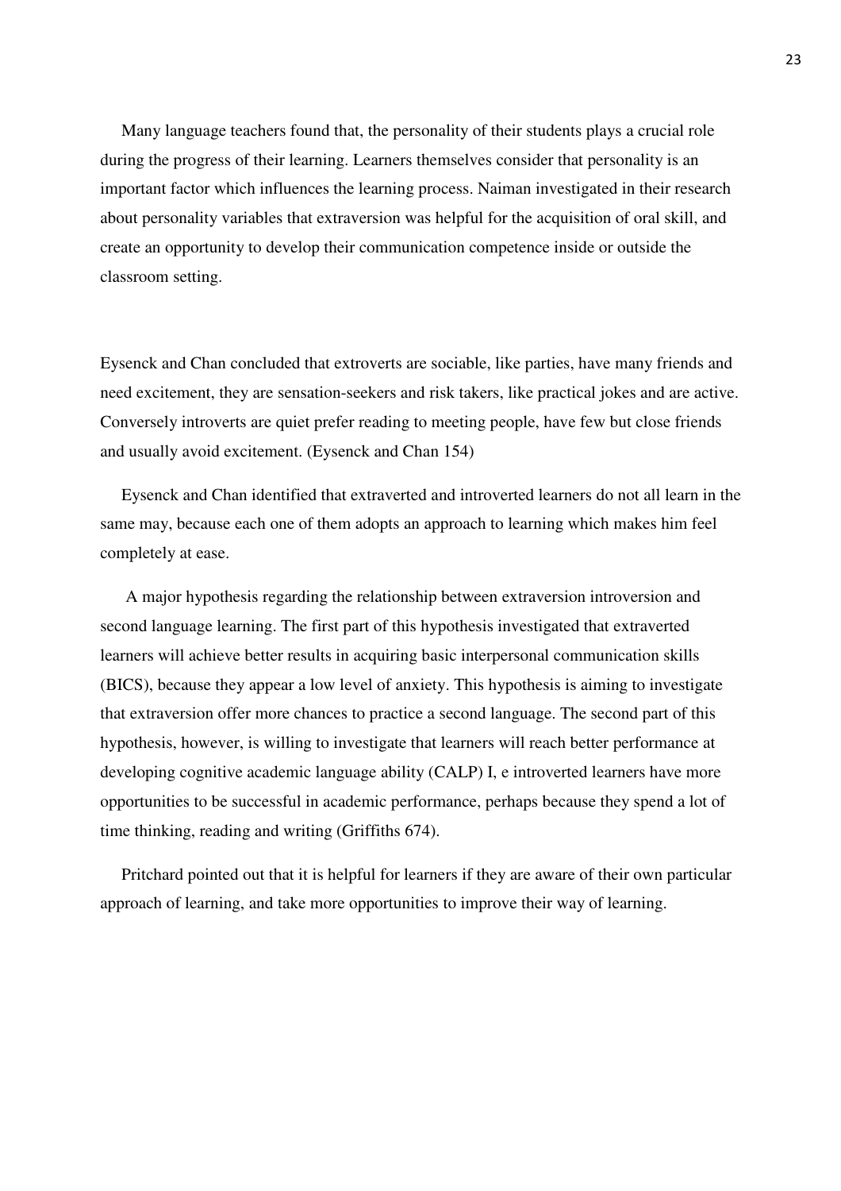Many language teachers found that, the personality of their students plays a crucial role during the progress of their learning. Learners themselves consider that personality is an important factor which influences the learning process. Naiman investigated in their research about personality variables that extraversion was helpful for the acquisition of oral skill, and create an opportunity to develop their communication competence inside or outside the classroom setting.

Eysenck and Chan concluded that extroverts are sociable, like parties, have many friends and need excitement, they are sensation-seekers and risk takers, like practical jokes and are active. Conversely introverts are quiet prefer reading to meeting people, have few but close friends and usually avoid excitement. (Eysenck and Chan 154)

Eysenck and Chan identified that extraverted and introverted learners do not all learn in the same may, because each one of them adopts an approach to learning which makes him feel completely at ease.

A major hypothesis regarding the relationship between extraversion introversion and second language learning. The first part of this hypothesis investigated that extraverted learners will achieve better results in acquiring basic interpersonal communication skills (BICS), because they appear a low level of anxiety. This hypothesis is aiming to investigate that extraversion offer more chances to practice a second language. The second part of this hypothesis, however, is willing to investigate that learners will reach better performance at developing cognitive academic language ability (CALP) I, e introverted learners have more opportunities to be successful in academic performance, perhaps because they spend a lot of time thinking, reading and writing (Griffiths 674).

Pritchard pointed out that it is helpful for learners if they are aware of their own particular approach of learning, and take more opportunities to improve their way of learning.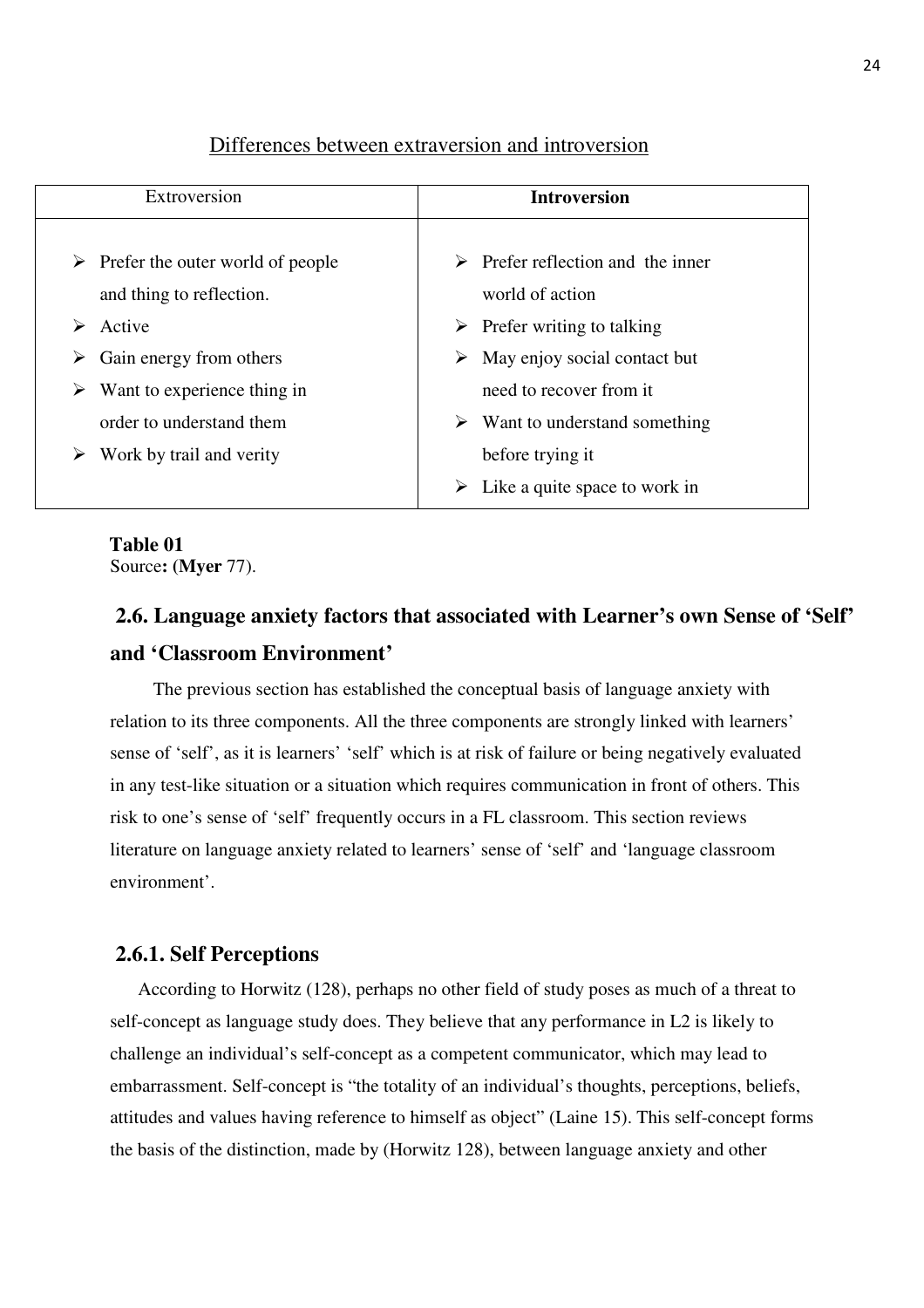Differences between extraversion and introversion

| Extroversion | **Introversion** |
| --- | --- |
| ➢ Prefer the outer world of people and thing to reflection.<br>➢ Active<br>➢ Gain energy from others<br>➢ Want to experience thing in order to understand them<br>➢ Work by trail and verity | ➢ Prefer reflection and the inner world of action<br>➢ Prefer writing to talking<br>➢ May enjoy social contact but need to recover from it<br>➢ Want to understand something before trying it<br>➢ Like a quite space to work in |

**Table 01**
Source**: (Myer** 77).

## 2.6. Language anxiety factors that associated with Learner's own Sense of 'Self' and 'Classroom Environment'

The previous section has established the conceptual basis of language anxiety with relation to its three components. All the three components are strongly linked with learners' sense of 'self', as it is learners' 'self' which is at risk of failure or being negatively evaluated in any test-like situation or a situation which requires communication in front of others. This risk to one's sense of 'self' frequently occurs in a FL classroom. This section reviews literature on language anxiety related to learners' sense of 'self' and 'language classroom environment'.

### 2.6.1. Self Perceptions

According to Horwitz (128), perhaps no other field of study poses as much of a threat to self-concept as language study does. They believe that any performance in L2 is likely to challenge an individual's self-concept as a competent communicator, which may lead to embarrassment. Self-concept is "the totality of an individual's thoughts, perceptions, beliefs, attitudes and values having reference to himself as object" (Laine 15). This self-concept forms the basis of the distinction, made by (Horwitz 128), between language anxiety and other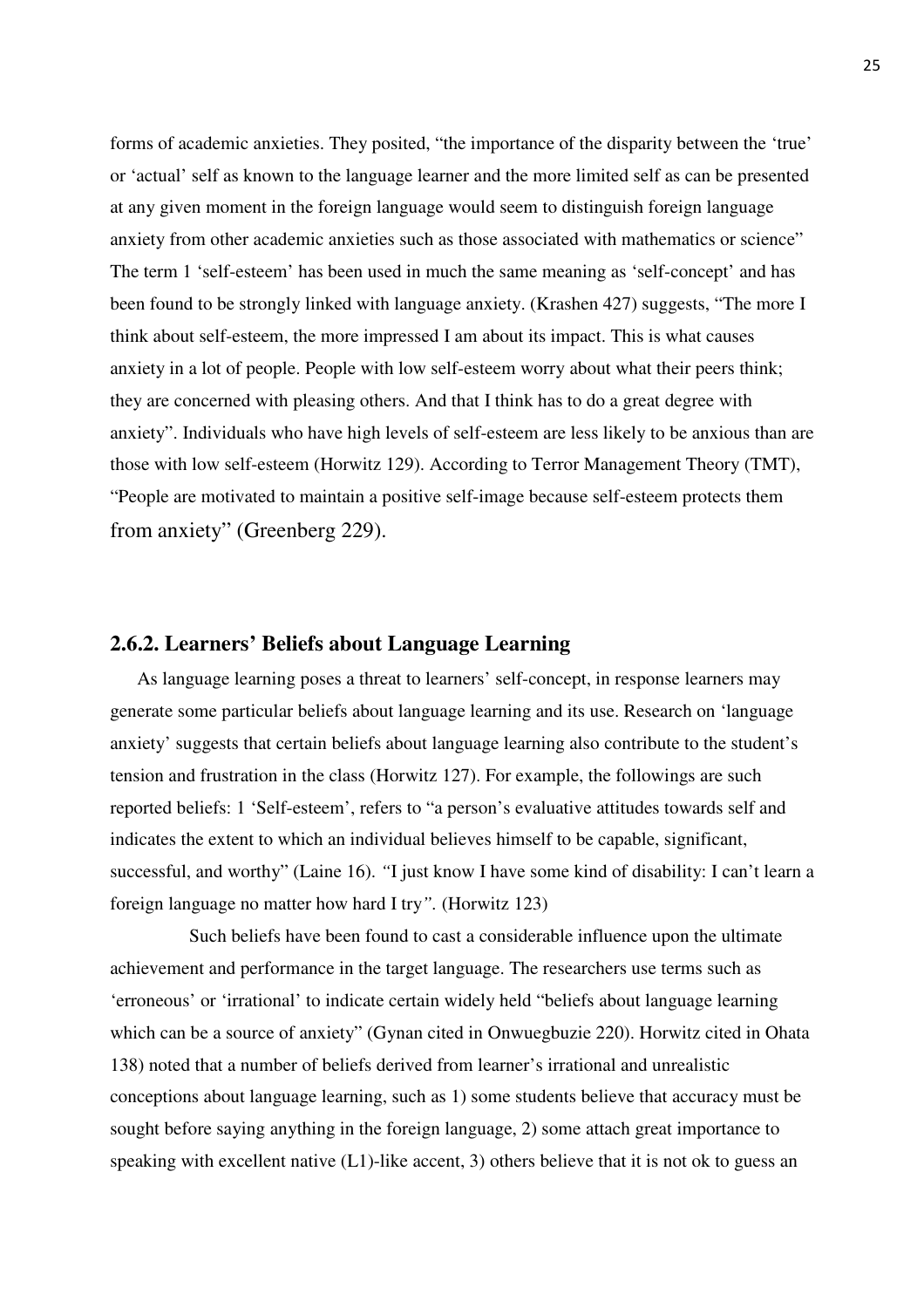forms of academic anxieties. They posited, "the importance of the disparity between the 'true' or 'actual' self as known to the language learner and the more limited self as can be presented at any given moment in the foreign language would seem to distinguish foreign language anxiety from other academic anxieties such as those associated with mathematics or science" The term 1 'self-esteem' has been used in much the same meaning as 'self-concept' and has been found to be strongly linked with language anxiety. (Krashen 427) suggests, "The more I think about self-esteem, the more impressed I am about its impact. This is what causes anxiety in a lot of people. People with low self-esteem worry about what their peers think; they are concerned with pleasing others. And that I think has to do a great degree with anxiety". Individuals who have high levels of self-esteem are less likely to be anxious than are those with low self-esteem (Horwitz 129). According to Terror Management Theory (TMT), "People are motivated to maintain a positive self-image because self-esteem protects them from anxiety" (Greenberg 229).

### 2.6.2. Learners' Beliefs about Language Learning

As language learning poses a threat to learners' self-concept, in response learners may generate some particular beliefs about language learning and its use. Research on 'language anxiety' suggests that certain beliefs about language learning also contribute to the student's tension and frustration in the class (Horwitz 127). For example, the followings are such reported beliefs: 1 'Self-esteem', refers to "a person's evaluative attitudes towards self and indicates the extent to which an individual believes himself to be capable, significant, successful, and worthy" (Laine 16). *"*I just know I have some kind of disability: I can't learn a foreign language no matter how hard I try*"*. (Horwitz 123)

Such beliefs have been found to cast a considerable influence upon the ultimate achievement and performance in the target language. The researchers use terms such as 'erroneous' or 'irrational' to indicate certain widely held "beliefs about language learning which can be a source of anxiety" (Gynan cited in Onwuegbuzie 220). Horwitz cited in Ohata 138) noted that a number of beliefs derived from learner's irrational and unrealistic conceptions about language learning, such as 1) some students believe that accuracy must be sought before saying anything in the foreign language, 2) some attach great importance to speaking with excellent native (L1)-like accent, 3) others believe that it is not ok to guess an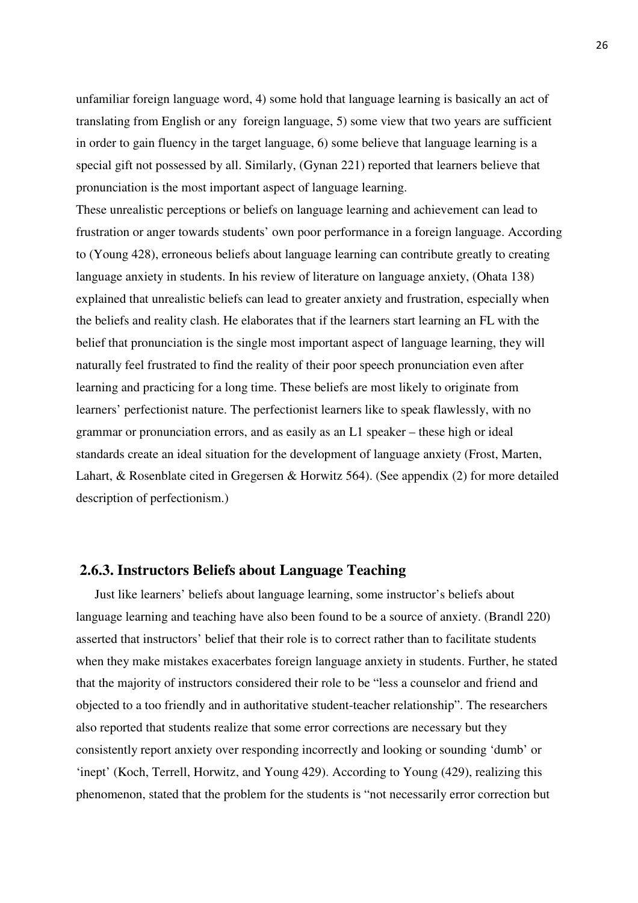unfamiliar foreign language word, 4) some hold that language learning is basically an act of translating from English or any foreign language, 5) some view that two years are sufficient in order to gain fluency in the target language, 6) some believe that language learning is a special gift not possessed by all. Similarly, (Gynan 221) reported that learners believe that pronunciation is the most important aspect of language learning.

These unrealistic perceptions or beliefs on language learning and achievement can lead to frustration or anger towards students' own poor performance in a foreign language. According to (Young 428), erroneous beliefs about language learning can contribute greatly to creating language anxiety in students. In his review of literature on language anxiety, (Ohata 138) explained that unrealistic beliefs can lead to greater anxiety and frustration, especially when the beliefs and reality clash. He elaborates that if the learners start learning an FL with the belief that pronunciation is the single most important aspect of language learning, they will naturally feel frustrated to find the reality of their poor speech pronunciation even after learning and practicing for a long time. These beliefs are most likely to originate from learners' perfectionist nature. The perfectionist learners like to speak flawlessly, with no grammar or pronunciation errors, and as easily as an L1 speaker – these high or ideal standards create an ideal situation for the development of language anxiety (Frost, Marten, Lahart, & Rosenblate cited in Gregersen & Horwitz 564). (See appendix (2) for more detailed description of perfectionism.)

### 2.6.3. Instructors Beliefs about Language Teaching

Just like learners' beliefs about language learning, some instructor's beliefs about language learning and teaching have also been found to be a source of anxiety. (Brandl 220) asserted that instructors' belief that their role is to correct rather than to facilitate students when they make mistakes exacerbates foreign language anxiety in students. Further, he stated that the majority of instructors considered their role to be "less a counselor and friend and objected to a too friendly and in authoritative student-teacher relationship". The researchers also reported that students realize that some error corrections are necessary but they consistently report anxiety over responding incorrectly and looking or sounding 'dumb' or 'inept' (Koch, Terrell, Horwitz, and Young 429). According to Young (429), realizing this phenomenon, stated that the problem for the students is "not necessarily error correction but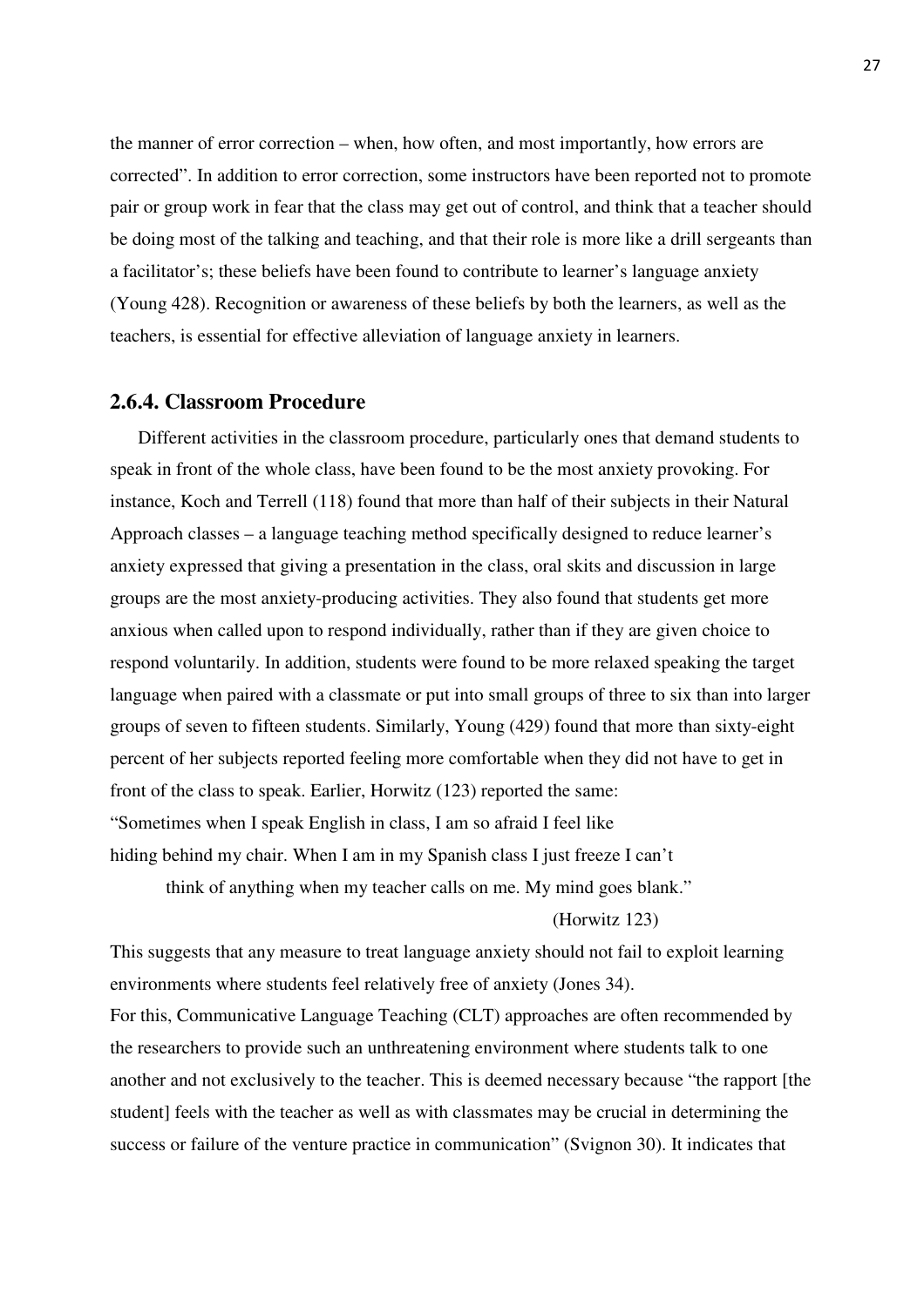the manner of error correction – when, how often, and most importantly, how errors are corrected". In addition to error correction, some instructors have been reported not to promote pair or group work in fear that the class may get out of control, and think that a teacher should be doing most of the talking and teaching, and that their role is more like a drill sergeants than a facilitator's; these beliefs have been found to contribute to learner's language anxiety (Young 428). Recognition or awareness of these beliefs by both the learners, as well as the teachers, is essential for effective alleviation of language anxiety in learners.

### 2.6.4. Classroom Procedure

Different activities in the classroom procedure, particularly ones that demand students to speak in front of the whole class, have been found to be the most anxiety provoking. For instance, Koch and Terrell (118) found that more than half of their subjects in their Natural Approach classes – a language teaching method specifically designed to reduce learner's anxiety expressed that giving a presentation in the class, oral skits and discussion in large groups are the most anxiety-producing activities. They also found that students get more anxious when called upon to respond individually, rather than if they are given choice to respond voluntarily. In addition, students were found to be more relaxed speaking the target language when paired with a classmate or put into small groups of three to six than into larger groups of seven to fifteen students. Similarly, Young (429) found that more than sixty-eight percent of her subjects reported feeling more comfortable when they did not have to get in front of the class to speak. Earlier, Horwitz (123) reported the same:

"Sometimes when I speak English in class, I am so afraid I feel like hiding behind my chair. When I am in my Spanish class I just freeze I can't think of anything when my teacher calls on me. My mind goes blank."

(Horwitz 123)

This suggests that any measure to treat language anxiety should not fail to exploit learning environments where students feel relatively free of anxiety (Jones 34).

For this, Communicative Language Teaching (CLT) approaches are often recommended by the researchers to provide such an unthreatening environment where students talk to one another and not exclusively to the teacher. This is deemed necessary because "the rapport [the student] feels with the teacher as well as with classmates may be crucial in determining the success or failure of the venture practice in communication" (Svignon 30). It indicates that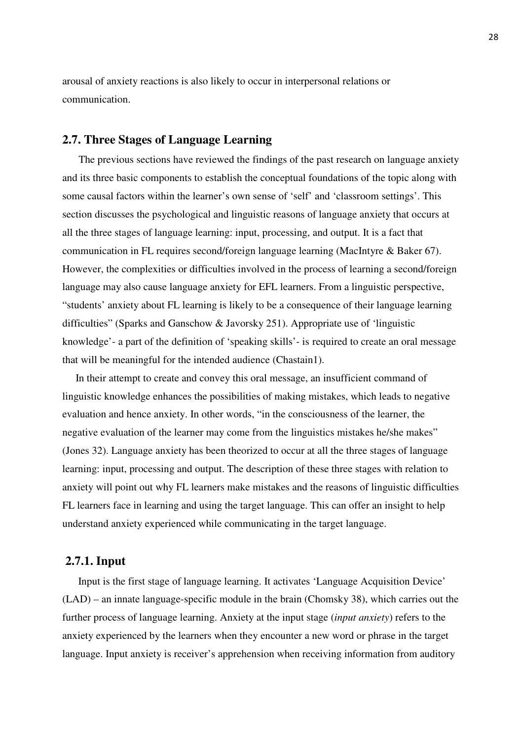arousal of anxiety reactions is also likely to occur in interpersonal relations or communication.

## 2.7. Three Stages of Language Learning

The previous sections have reviewed the findings of the past research on language anxiety and its three basic components to establish the conceptual foundations of the topic along with some causal factors within the learner's own sense of 'self' and 'classroom settings'. This section discusses the psychological and linguistic reasons of language anxiety that occurs at all the three stages of language learning: input, processing, and output. It is a fact that communication in FL requires second/foreign language learning (MacIntyre & Baker 67). However, the complexities or difficulties involved in the process of learning a second/foreign language may also cause language anxiety for EFL learners. From a linguistic perspective, "students' anxiety about FL learning is likely to be a consequence of their language learning difficulties" (Sparks and Ganschow & Javorsky 251). Appropriate use of 'linguistic knowledge'- a part of the definition of 'speaking skills'- is required to create an oral message that will be meaningful for the intended audience (Chastain1).

In their attempt to create and convey this oral message, an insufficient command of linguistic knowledge enhances the possibilities of making mistakes, which leads to negative evaluation and hence anxiety. In other words, "in the consciousness of the learner, the negative evaluation of the learner may come from the linguistics mistakes he/she makes" (Jones 32). Language anxiety has been theorized to occur at all the three stages of language learning: input, processing and output. The description of these three stages with relation to anxiety will point out why FL learners make mistakes and the reasons of linguistic difficulties FL learners face in learning and using the target language. This can offer an insight to help understand anxiety experienced while communicating in the target language.

### 2.7.1. Input

Input is the first stage of language learning. It activates 'Language Acquisition Device' (LAD) – an innate language-specific module in the brain (Chomsky 38), which carries out the further process of language learning. Anxiety at the input stage (*input anxiety*) refers to the anxiety experienced by the learners when they encounter a new word or phrase in the target language. Input anxiety is receiver's apprehension when receiving information from auditory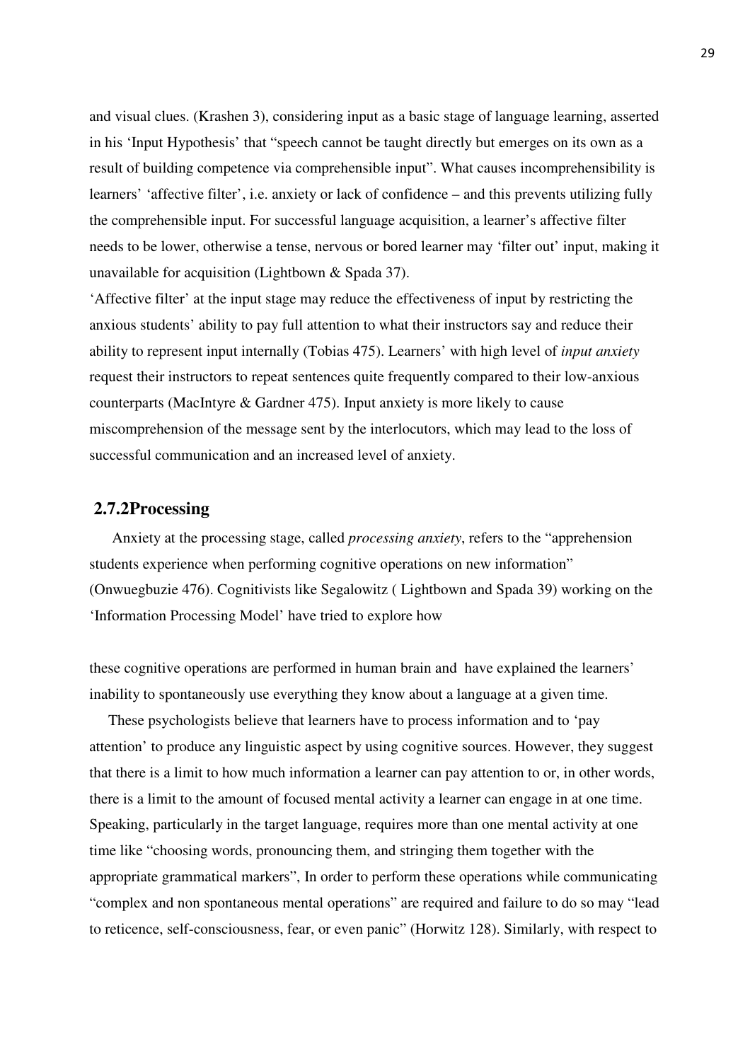and visual clues. (Krashen 3), considering input as a basic stage of language learning, asserted in his 'Input Hypothesis' that "speech cannot be taught directly but emerges on its own as a result of building competence via comprehensible input". What causes incomprehensibility is learners' 'affective filter', i.e. anxiety or lack of confidence – and this prevents utilizing fully the comprehensible input. For successful language acquisition, a learner's affective filter needs to be lower, otherwise a tense, nervous or bored learner may 'filter out' input, making it unavailable for acquisition (Lightbown & Spada 37).

'Affective filter' at the input stage may reduce the effectiveness of input by restricting the anxious students' ability to pay full attention to what their instructors say and reduce their ability to represent input internally (Tobias 475). Learners' with high level of *input anxiety* request their instructors to repeat sentences quite frequently compared to their low-anxious counterparts (MacIntyre & Gardner 475). Input anxiety is more likely to cause miscomprehension of the message sent by the interlocutors, which may lead to the loss of successful communication and an increased level of anxiety.

### 2.7.2Processing

Anxiety at the processing stage, called *processing anxiety*, refers to the "apprehension students experience when performing cognitive operations on new information" (Onwuegbuzie 476). Cognitivists like Segalowitz ( Lightbown and Spada 39) working on the 'Information Processing Model' have tried to explore how

these cognitive operations are performed in human brain and have explained the learners' inability to spontaneously use everything they know about a language at a given time.

These psychologists believe that learners have to process information and to 'pay attention' to produce any linguistic aspect by using cognitive sources. However, they suggest that there is a limit to how much information a learner can pay attention to or, in other words, there is a limit to the amount of focused mental activity a learner can engage in at one time. Speaking, particularly in the target language, requires more than one mental activity at one time like "choosing words, pronouncing them, and stringing them together with the appropriate grammatical markers", In order to perform these operations while communicating "complex and non spontaneous mental operations" are required and failure to do so may "lead to reticence, self-consciousness, fear, or even panic" (Horwitz 128). Similarly, with respect to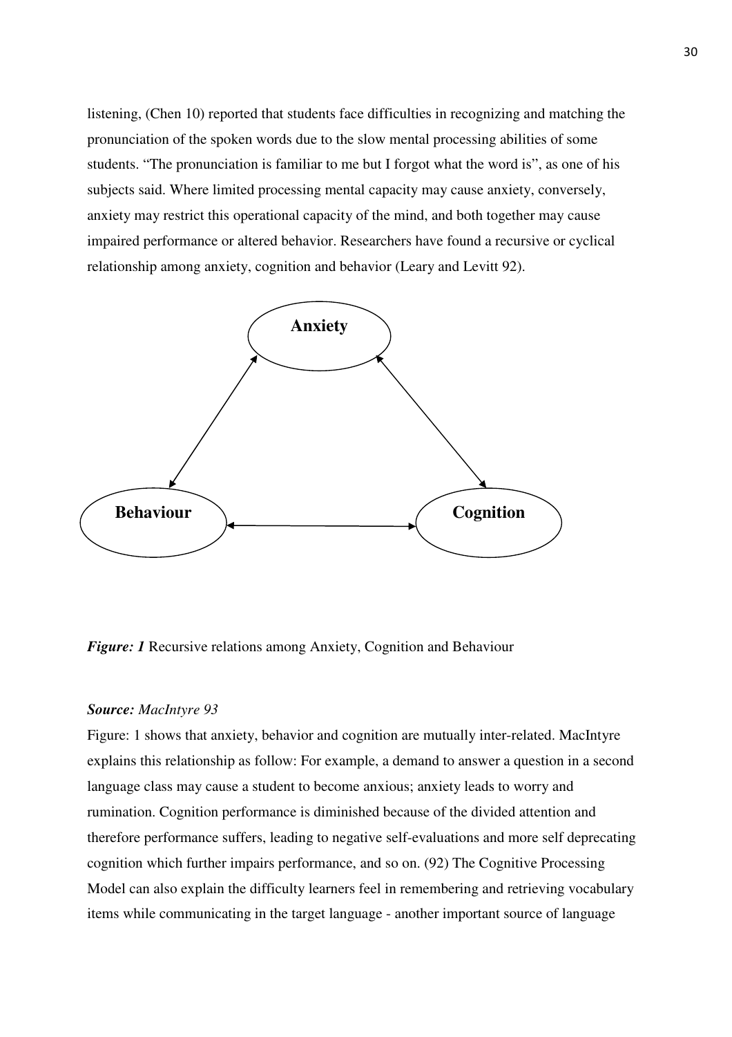listening, (Chen 10) reported that students face difficulties in recognizing and matching the pronunciation of the spoken words due to the slow mental processing abilities of some students. "The pronunciation is familiar to me but I forgot what the word is", as one of his subjects said. Where limited processing mental capacity may cause anxiety, conversely, anxiety may restrict this operational capacity of the mind, and both together may cause impaired performance or altered behavior. Researchers have found a recursive or cyclical relationship among anxiety, cognition and behavior (Leary and Levitt 92).

**Anxiety**

**Behaviour**

**Cognition**

***Figure: 1*** Recursive relations among Anxiety, Cognition and Behaviour

***Source:*** *MacIntyre 93*

Figure: 1 shows that anxiety, behavior and cognition are mutually inter-related. MacIntyre explains this relationship as follow: For example, a demand to answer a question in a second language class may cause a student to become anxious; anxiety leads to worry and rumination. Cognition performance is diminished because of the divided attention and therefore performance suffers, leading to negative self-evaluations and more self deprecating cognition which further impairs performance, and so on. (92) The Cognitive Processing Model can also explain the difficulty learners feel in remembering and retrieving vocabulary items while communicating in the target language - another important source of language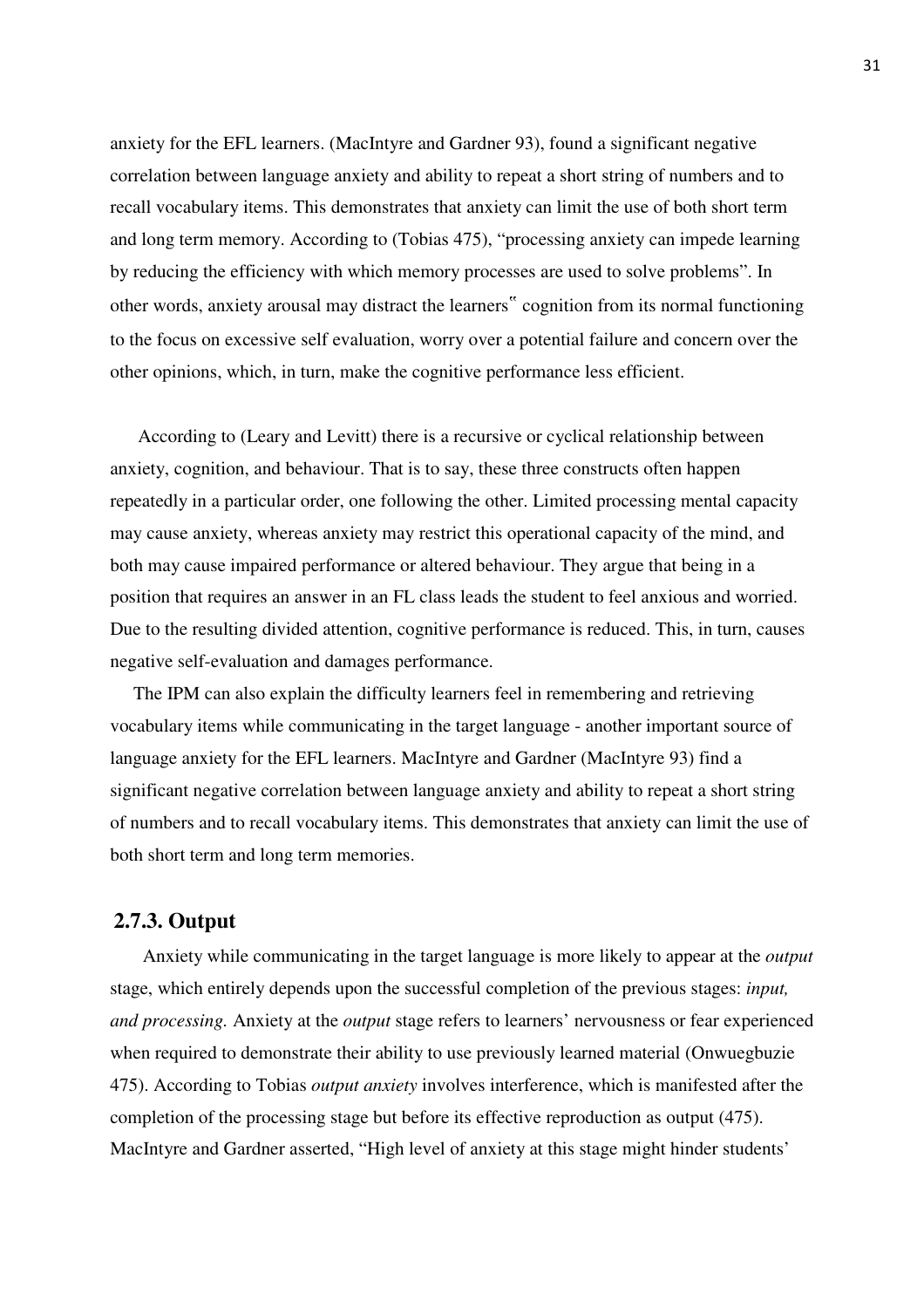anxiety for the EFL learners. (MacIntyre and Gardner 93), found a significant negative correlation between language anxiety and ability to repeat a short string of numbers and to recall vocabulary items. This demonstrates that anxiety can limit the use of both short term and long term memory. According to (Tobias 475), "processing anxiety can impede learning by reducing the efficiency with which memory processes are used to solve problems". In other words, anxiety arousal may distract the learners‟ cognition from its normal functioning to the focus on excessive self evaluation, worry over a potential failure and concern over the other opinions, which, in turn, make the cognitive performance less efficient.

According to (Leary and Levitt) there is a recursive or cyclical relationship between anxiety, cognition, and behaviour. That is to say, these three constructs often happen repeatedly in a particular order, one following the other. Limited processing mental capacity may cause anxiety, whereas anxiety may restrict this operational capacity of the mind, and both may cause impaired performance or altered behaviour. They argue that being in a position that requires an answer in an FL class leads the student to feel anxious and worried. Due to the resulting divided attention, cognitive performance is reduced. This, in turn, causes negative self-evaluation and damages performance.

The IPM can also explain the difficulty learners feel in remembering and retrieving vocabulary items while communicating in the target language - another important source of language anxiety for the EFL learners. MacIntyre and Gardner (MacIntyre 93) find a significant negative correlation between language anxiety and ability to repeat a short string of numbers and to recall vocabulary items. This demonstrates that anxiety can limit the use of both short term and long term memories.

### 2.7.3. Output

Anxiety while communicating in the target language is more likely to appear at the *output* stage, which entirely depends upon the successful completion of the previous stages: *input, and processing.* Anxiety at the *output* stage refers to learners' nervousness or fear experienced when required to demonstrate their ability to use previously learned material (Onwuegbuzie 475). According to Tobias *output anxiety* involves interference, which is manifested after the completion of the processing stage but before its effective reproduction as output (475). MacIntyre and Gardner asserted, "High level of anxiety at this stage might hinder students'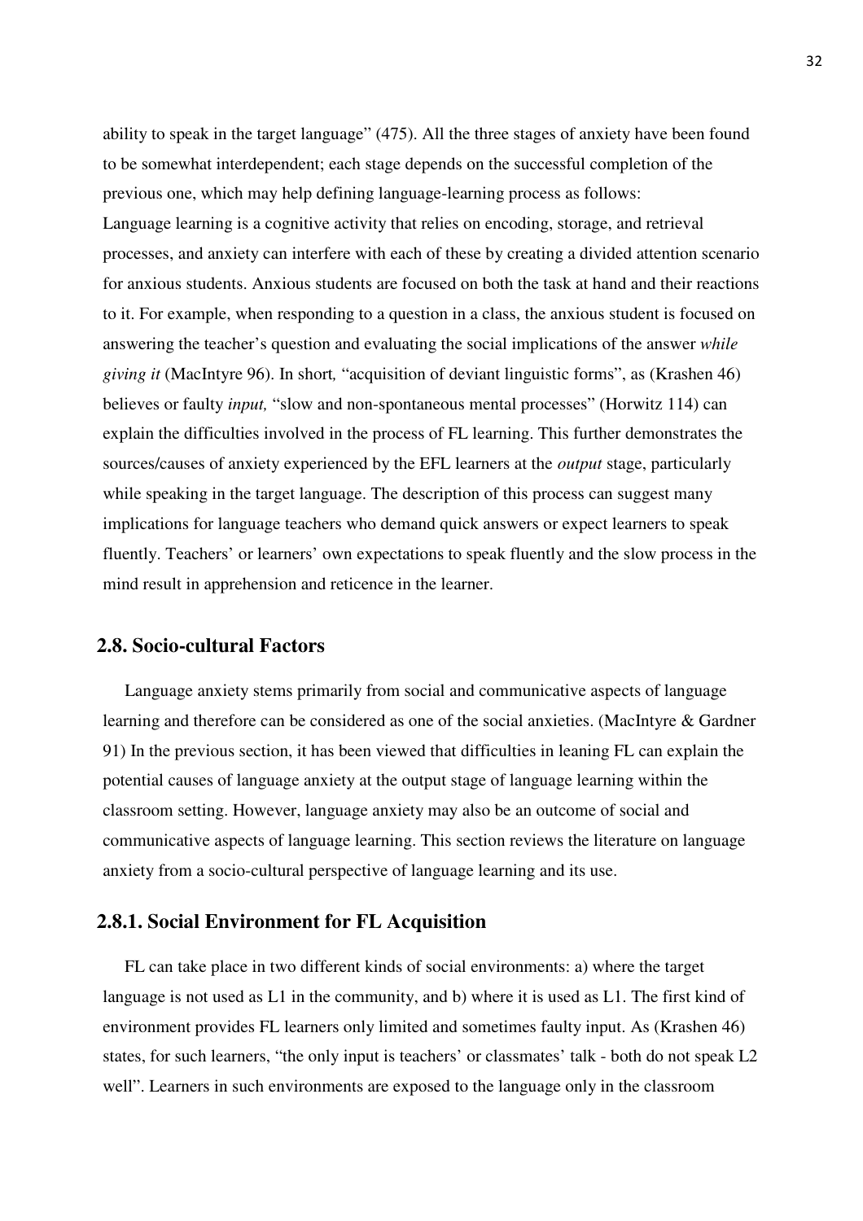ability to speak in the target language" (475). All the three stages of anxiety have been found to be somewhat interdependent; each stage depends on the successful completion of the previous one, which may help defining language-learning process as follows:

Language learning is a cognitive activity that relies on encoding, storage, and retrieval processes, and anxiety can interfere with each of these by creating a divided attention scenario for anxious students. Anxious students are focused on both the task at hand and their reactions to it. For example, when responding to a question in a class, the anxious student is focused on answering the teacher's question and evaluating the social implications of the answer *while giving it* (MacIntyre 96). In short*,* "acquisition of deviant linguistic forms", as (Krashen 46) believes or faulty *input,* "slow and non-spontaneous mental processes" (Horwitz 114) can explain the difficulties involved in the process of FL learning. This further demonstrates the sources/causes of anxiety experienced by the EFL learners at the *output* stage, particularly while speaking in the target language. The description of this process can suggest many implications for language teachers who demand quick answers or expect learners to speak fluently. Teachers' or learners' own expectations to speak fluently and the slow process in the mind result in apprehension and reticence in the learner.

## 2.8. Socio-cultural Factors

Language anxiety stems primarily from social and communicative aspects of language learning and therefore can be considered as one of the social anxieties. (MacIntyre & Gardner 91) In the previous section, it has been viewed that difficulties in leaning FL can explain the potential causes of language anxiety at the output stage of language learning within the classroom setting. However, language anxiety may also be an outcome of social and communicative aspects of language learning. This section reviews the literature on language anxiety from a socio-cultural perspective of language learning and its use.

### 2.8.1. Social Environment for FL Acquisition

FL can take place in two different kinds of social environments: a) where the target language is not used as L1 in the community, and b) where it is used as L1. The first kind of environment provides FL learners only limited and sometimes faulty input. As (Krashen 46) states, for such learners, "the only input is teachers' or classmates' talk - both do not speak L2 well". Learners in such environments are exposed to the language only in the classroom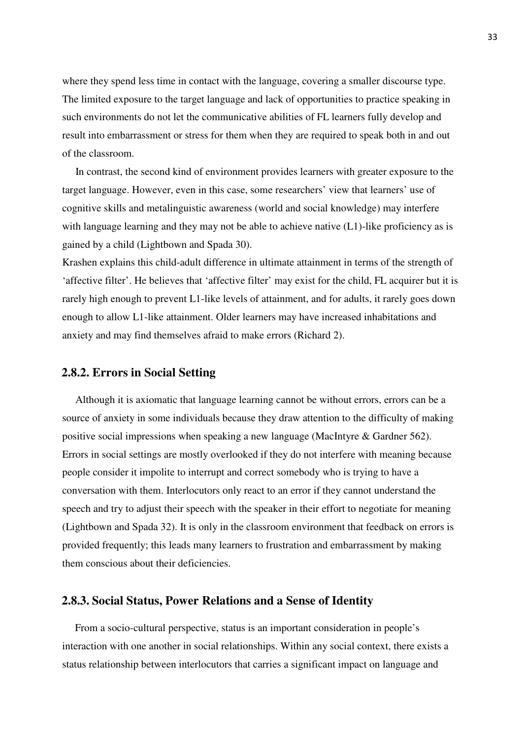where they spend less time in contact with the language, covering a smaller discourse type. The limited exposure to the target language and lack of opportunities to practice speaking in such environments do not let the communicative abilities of FL learners fully develop and result into embarrassment or stress for them when they are required to speak both in and out of the classroom.

In contrast, the second kind of environment provides learners with greater exposure to the target language. However, even in this case, some researchers' view that learners' use of cognitive skills and metalinguistic awareness (world and social knowledge) may interfere with language learning and they may not be able to achieve native (L1)-like proficiency as is gained by a child (Lightbown and Spada 30).

Krashen explains this child-adult difference in ultimate attainment in terms of the strength of 'affective filter'. He believes that 'affective filter' may exist for the child, FL acquirer but it is rarely high enough to prevent L1-like levels of attainment, and for adults, it rarely goes down enough to allow L1-like attainment. Older learners may have increased inhabitations and anxiety and may find themselves afraid to make errors (Richard 2).

### 2.8.2. Errors in Social Setting

Although it is axiomatic that language learning cannot be without errors, errors can be a source of anxiety in some individuals because they draw attention to the difficulty of making positive social impressions when speaking a new language (MacIntyre & Gardner 562). Errors in social settings are mostly overlooked if they do not interfere with meaning because people consider it impolite to interrupt and correct somebody who is trying to have a conversation with them. Interlocutors only react to an error if they cannot understand the speech and try to adjust their speech with the speaker in their effort to negotiate for meaning (Lightbown and Spada 32). It is only in the classroom environment that feedback on errors is provided frequently; this leads many learners to frustration and embarrassment by making them conscious about their deficiencies.

### 2.8.3. Social Status, Power Relations and a Sense of Identity

From a socio-cultural perspective, status is an important consideration in people's interaction with one another in social relationships. Within any social context, there exists a status relationship between interlocutors that carries a significant impact on language and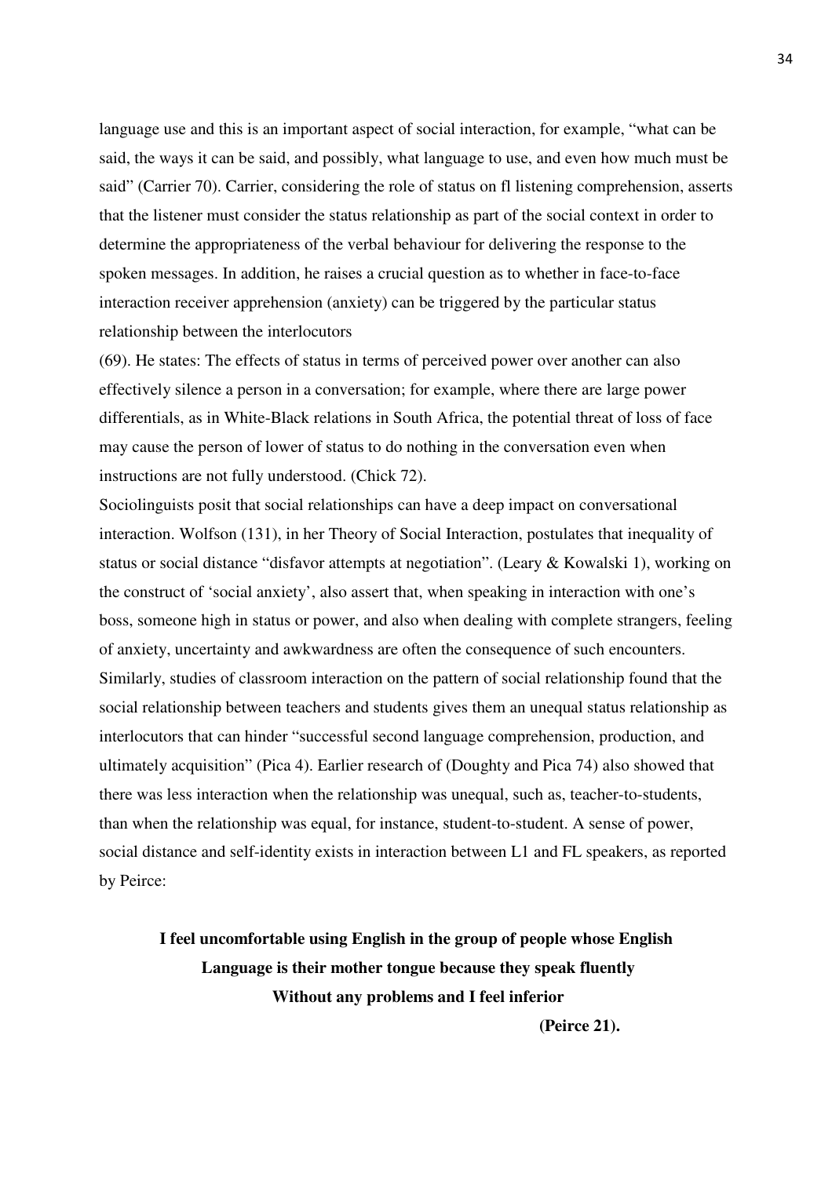language use and this is an important aspect of social interaction, for example, "what can be said, the ways it can be said, and possibly, what language to use, and even how much must be said" (Carrier 70). Carrier, considering the role of status on fl listening comprehension, asserts that the listener must consider the status relationship as part of the social context in order to determine the appropriateness of the verbal behaviour for delivering the response to the spoken messages. In addition, he raises a crucial question as to whether in face-to-face interaction receiver apprehension (anxiety) can be triggered by the particular status relationship between the interlocutors

(69). He states: The effects of status in terms of perceived power over another can also effectively silence a person in a conversation; for example, where there are large power differentials, as in White-Black relations in South Africa, the potential threat of loss of face may cause the person of lower of status to do nothing in the conversation even when instructions are not fully understood. (Chick 72).

Sociolinguists posit that social relationships can have a deep impact on conversational interaction. Wolfson (131), in her Theory of Social Interaction, postulates that inequality of status or social distance "disfavor attempts at negotiation". (Leary & Kowalski 1), working on the construct of 'social anxiety', also assert that, when speaking in interaction with one's boss, someone high in status or power, and also when dealing with complete strangers, feeling of anxiety, uncertainty and awkwardness are often the consequence of such encounters. Similarly, studies of classroom interaction on the pattern of social relationship found that the social relationship between teachers and students gives them an unequal status relationship as interlocutors that can hinder "successful second language comprehension, production, and ultimately acquisition" (Pica 4). Earlier research of (Doughty and Pica 74) also showed that there was less interaction when the relationship was unequal, such as, teacher-to-students, than when the relationship was equal, for instance, student-to-student. A sense of power, social distance and self-identity exists in interaction between L1 and FL speakers, as reported by Peirce:

> **I feel uncomfortable using English in the group of people whose English Language is their mother tongue because they speak fluently Without any problems and I feel inferior**
>
> **(Peirce 21).**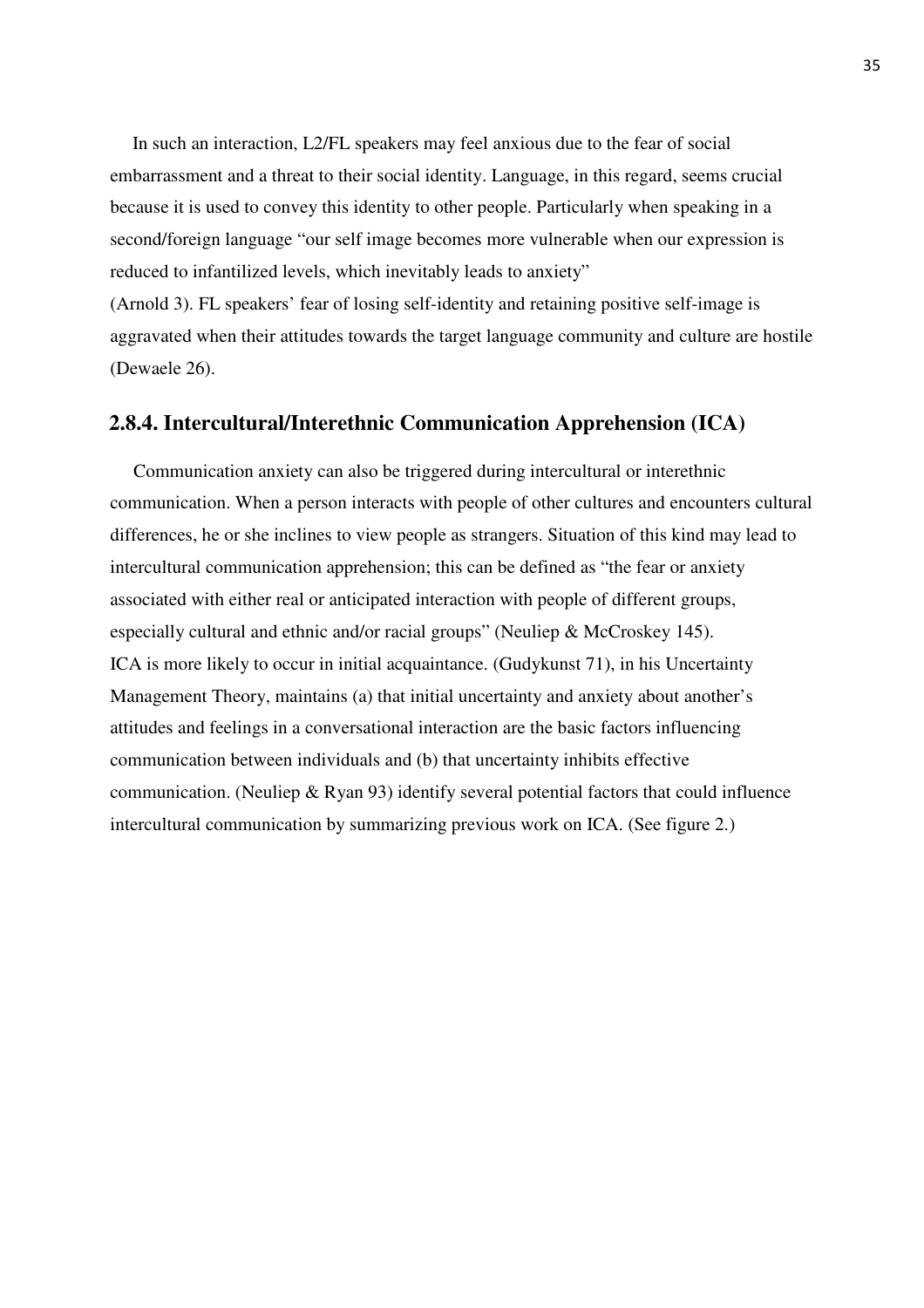In such an interaction, L2/FL speakers may feel anxious due to the fear of social embarrassment and a threat to their social identity. Language, in this regard, seems crucial because it is used to convey this identity to other people. Particularly when speaking in a second/foreign language "our self image becomes more vulnerable when our expression is reduced to infantilized levels, which inevitably leads to anxiety" (Arnold 3). FL speakers' fear of losing self-identity and retaining positive self-image is aggravated when their attitudes towards the target language community and culture are hostile (Dewaele 26).

### 2.8.4. Intercultural/Interethnic Communication Apprehension (ICA)

Communication anxiety can also be triggered during intercultural or interethnic communication. When a person interacts with people of other cultures and encounters cultural differences, he or she inclines to view people as strangers. Situation of this kind may lead to intercultural communication apprehension; this can be defined as "the fear or anxiety associated with either real or anticipated interaction with people of different groups, especially cultural and ethnic and/or racial groups" (Neuliep & McCroskey 145). ICA is more likely to occur in initial acquaintance. (Gudykunst 71), in his Uncertainty Management Theory, maintains (a) that initial uncertainty and anxiety about another's attitudes and feelings in a conversational interaction are the basic factors influencing communication between individuals and (b) that uncertainty inhibits effective communication. (Neuliep & Ryan 93) identify several potential factors that could influence intercultural communication by summarizing previous work on ICA. (See figure 2.)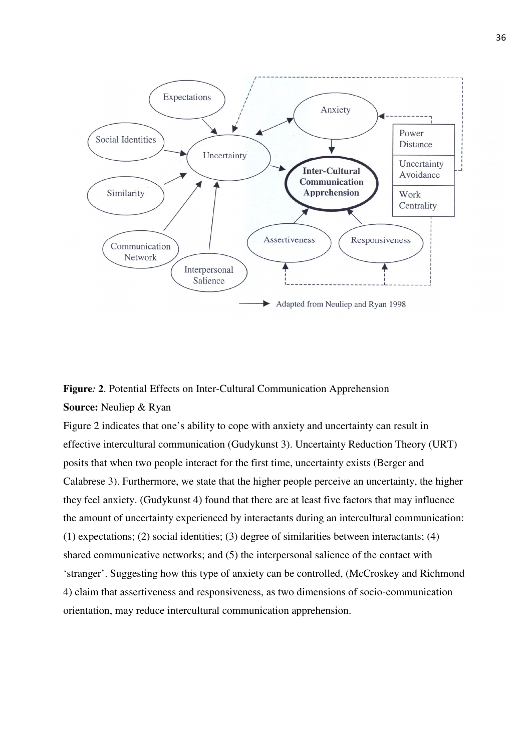**Figure*:* 2**. Potential Effects on Inter-Cultural Communication Apprehension

**Source:** Neuliep & Ryan

Figure 2 indicates that one's ability to cope with anxiety and uncertainty can result in effective intercultural communication (Gudykunst 3). Uncertainty Reduction Theory (URT) posits that when two people interact for the first time, uncertainty exists (Berger and Calabrese 3). Furthermore, we state that the higher people perceive an uncertainty, the higher they feel anxiety. (Gudykunst 4) found that there are at least five factors that may influence the amount of uncertainty experienced by interactants during an intercultural communication: (1) expectations; (2) social identities; (3) degree of similarities between interactants; (4) shared communicative networks; and (5) the interpersonal salience of the contact with 'stranger'. Suggesting how this type of anxiety can be controlled, (McCroskey and Richmond 4) claim that assertiveness and responsiveness, as two dimensions of socio-communication orientation, may reduce intercultural communication apprehension.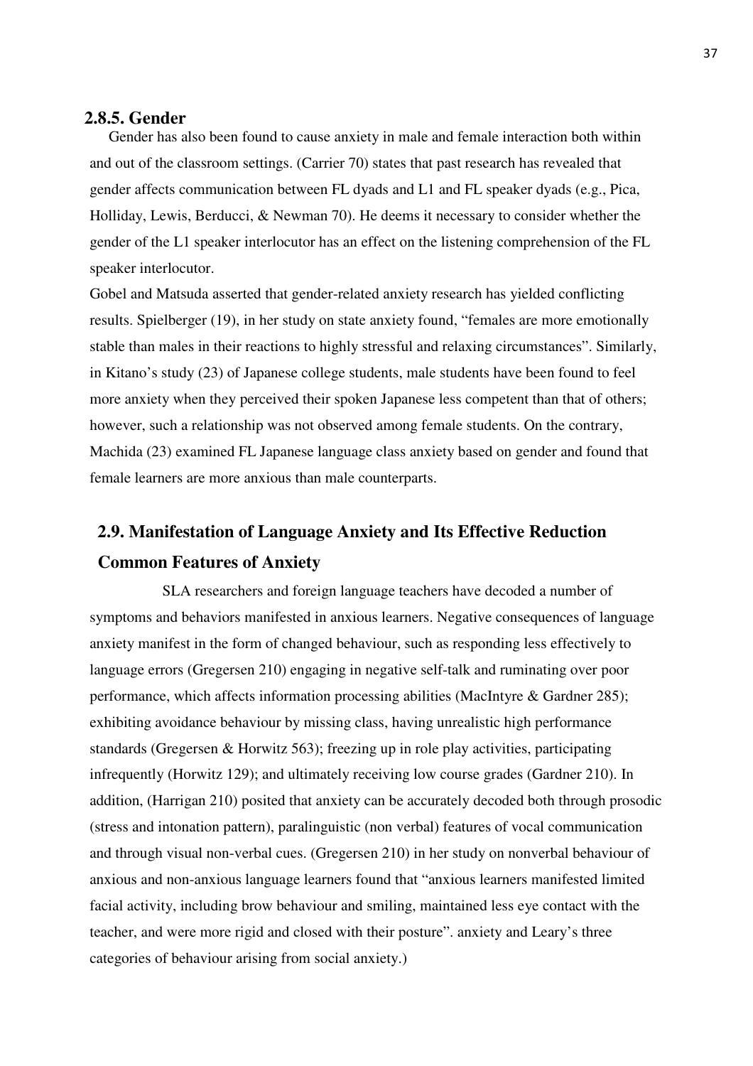### 2.8.5. Gender

Gender has also been found to cause anxiety in male and female interaction both within and out of the classroom settings. (Carrier 70) states that past research has revealed that gender affects communication between FL dyads and L1 and FL speaker dyads (e.g., Pica, Holliday, Lewis, Berducci, & Newman 70). He deems it necessary to consider whether the gender of the L1 speaker interlocutor has an effect on the listening comprehension of the FL speaker interlocutor.

Gobel and Matsuda asserted that gender-related anxiety research has yielded conflicting results. Spielberger (19), in her study on state anxiety found, "females are more emotionally stable than males in their reactions to highly stressful and relaxing circumstances". Similarly, in Kitano's study (23) of Japanese college students, male students have been found to feel more anxiety when they perceived their spoken Japanese less competent than that of others; however, such a relationship was not observed among female students. On the contrary, Machida (23) examined FL Japanese language class anxiety based on gender and found that female learners are more anxious than male counterparts.

## 2.9. Manifestation of Language Anxiety and Its Effective Reduction

### Common Features of Anxiety

SLA researchers and foreign language teachers have decoded a number of symptoms and behaviors manifested in anxious learners. Negative consequences of language anxiety manifest in the form of changed behaviour, such as responding less effectively to language errors (Gregersen 210) engaging in negative self-talk and ruminating over poor performance, which affects information processing abilities (MacIntyre & Gardner 285); exhibiting avoidance behaviour by missing class, having unrealistic high performance standards (Gregersen & Horwitz 563); freezing up in role play activities, participating infrequently (Horwitz 129); and ultimately receiving low course grades (Gardner 210). In addition, (Harrigan 210) posited that anxiety can be accurately decoded both through prosodic (stress and intonation pattern), paralinguistic (non verbal) features of vocal communication and through visual non-verbal cues. (Gregersen 210) in her study on nonverbal behaviour of anxious and non-anxious language learners found that "anxious learners manifested limited facial activity, including brow behaviour and smiling, maintained less eye contact with the teacher, and were more rigid and closed with their posture". anxiety and Leary's three categories of behaviour arising from social anxiety.)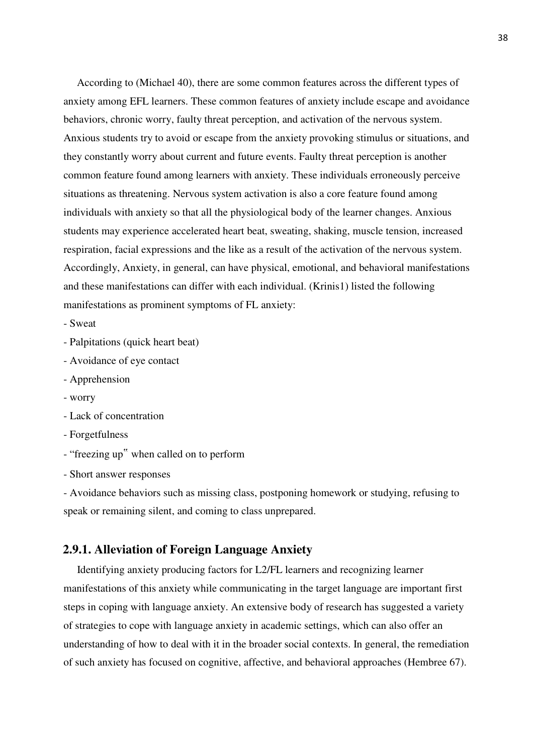According to (Michael 40), there are some common features across the different types of anxiety among EFL learners. These common features of anxiety include escape and avoidance behaviors, chronic worry, faulty threat perception, and activation of the nervous system. Anxious students try to avoid or escape from the anxiety provoking stimulus or situations, and they constantly worry about current and future events. Faulty threat perception is another common feature found among learners with anxiety. These individuals erroneously perceive situations as threatening. Nervous system activation is also a core feature found among individuals with anxiety so that all the physiological body of the learner changes. Anxious students may experience accelerated heart beat, sweating, shaking, muscle tension, increased respiration, facial expressions and the like as a result of the activation of the nervous system. Accordingly, Anxiety, in general, can have physical, emotional, and behavioral manifestations and these manifestations can differ with each individual. (Krinis1) listed the following manifestations as prominent symptoms of FL anxiety:

- Sweat
- Palpitations (quick heart beat)
- Avoidance of eye contact
- Apprehension
- worry
- Lack of concentration
- Forgetfulness
- "freezing up" when called on to perform
- Short answer responses
- Avoidance behaviors such as missing class, postponing homework or studying, refusing to speak or remaining silent, and coming to class unprepared.

### 2.9.1. Alleviation of Foreign Language Anxiety

Identifying anxiety producing factors for L2/FL learners and recognizing learner manifestations of this anxiety while communicating in the target language are important first steps in coping with language anxiety. An extensive body of research has suggested a variety of strategies to cope with language anxiety in academic settings, which can also offer an understanding of how to deal with it in the broader social contexts. In general, the remediation of such anxiety has focused on cognitive, affective, and behavioral approaches (Hembree 67).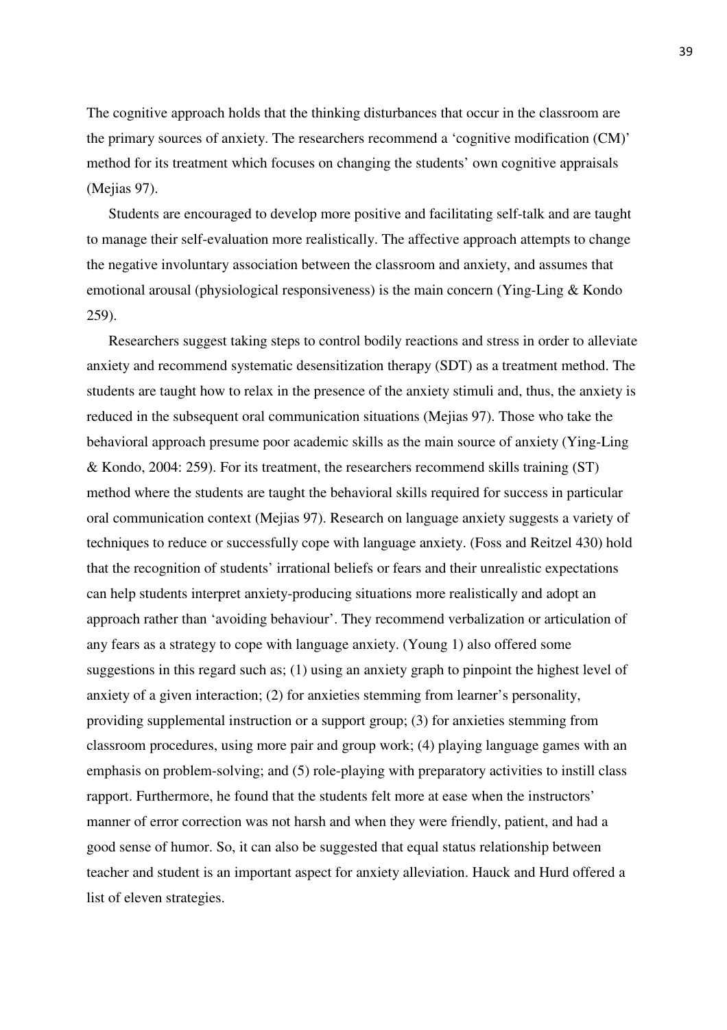The cognitive approach holds that the thinking disturbances that occur in the classroom are the primary sources of anxiety. The researchers recommend a 'cognitive modification (CM)' method for its treatment which focuses on changing the students' own cognitive appraisals (Mejias 97).

Students are encouraged to develop more positive and facilitating self-talk and are taught to manage their self-evaluation more realistically. The affective approach attempts to change the negative involuntary association between the classroom and anxiety, and assumes that emotional arousal (physiological responsiveness) is the main concern (Ying-Ling & Kondo 259).

Researchers suggest taking steps to control bodily reactions and stress in order to alleviate anxiety and recommend systematic desensitization therapy (SDT) as a treatment method. The students are taught how to relax in the presence of the anxiety stimuli and, thus, the anxiety is reduced in the subsequent oral communication situations (Mejias 97). Those who take the behavioral approach presume poor academic skills as the main source of anxiety (Ying-Ling & Kondo, 2004: 259). For its treatment, the researchers recommend skills training (ST) method where the students are taught the behavioral skills required for success in particular oral communication context (Mejias 97). Research on language anxiety suggests a variety of techniques to reduce or successfully cope with language anxiety. (Foss and Reitzel 430) hold that the recognition of students' irrational beliefs or fears and their unrealistic expectations can help students interpret anxiety-producing situations more realistically and adopt an approach rather than 'avoiding behaviour'. They recommend verbalization or articulation of any fears as a strategy to cope with language anxiety. (Young 1) also offered some suggestions in this regard such as; (1) using an anxiety graph to pinpoint the highest level of anxiety of a given interaction; (2) for anxieties stemming from learner's personality, providing supplemental instruction or a support group; (3) for anxieties stemming from classroom procedures, using more pair and group work; (4) playing language games with an emphasis on problem-solving; and (5) role-playing with preparatory activities to instill class rapport. Furthermore, he found that the students felt more at ease when the instructors' manner of error correction was not harsh and when they were friendly, patient, and had a good sense of humor. So, it can also be suggested that equal status relationship between teacher and student is an important aspect for anxiety alleviation. Hauck and Hurd offered a list of eleven strategies.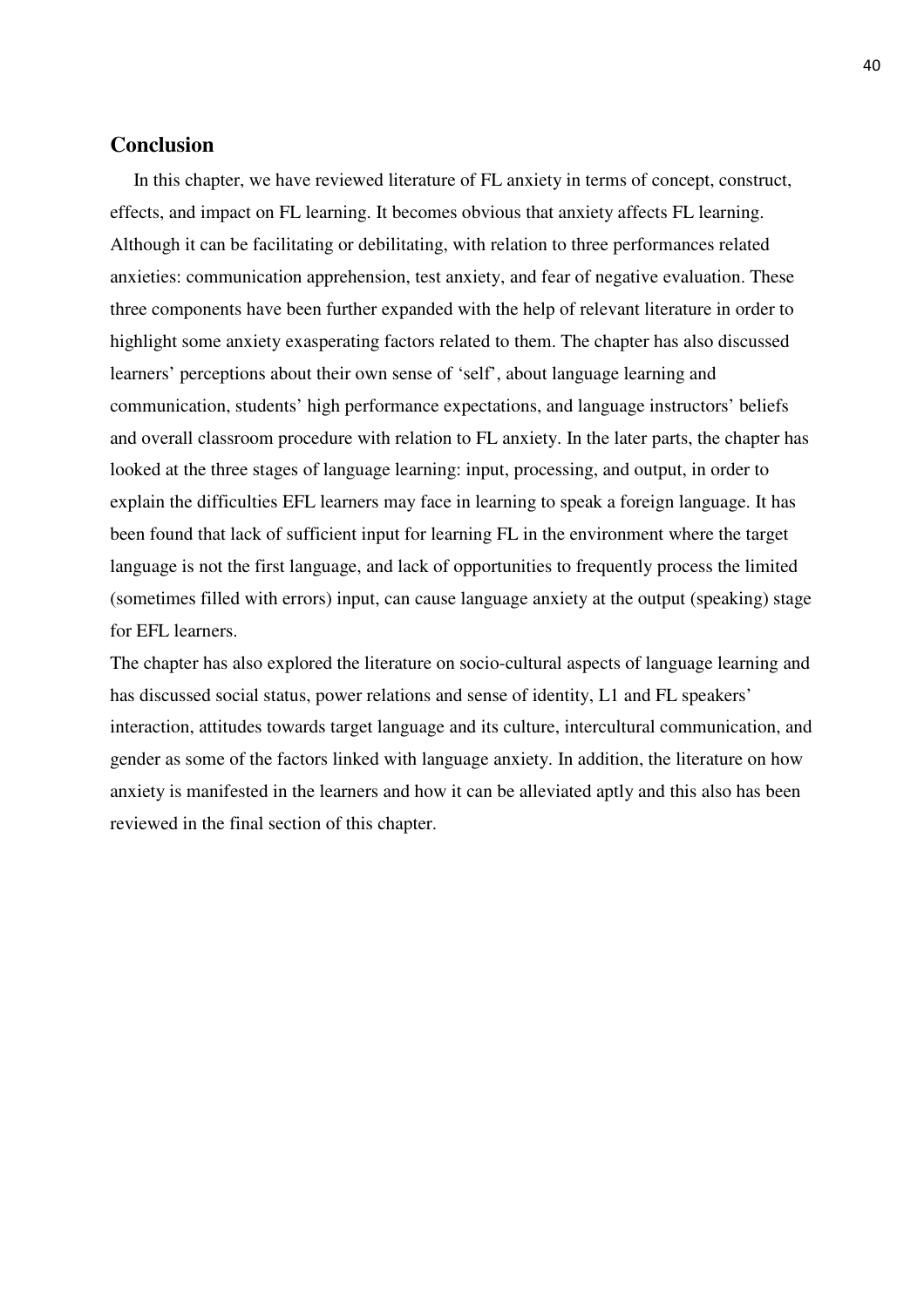## Conclusion

In this chapter, we have reviewed literature of FL anxiety in terms of concept, construct, effects, and impact on FL learning. It becomes obvious that anxiety affects FL learning. Although it can be facilitating or debilitating, with relation to three performances related anxieties: communication apprehension, test anxiety, and fear of negative evaluation. These three components have been further expanded with the help of relevant literature in order to highlight some anxiety exasperating factors related to them. The chapter has also discussed learners' perceptions about their own sense of 'self', about language learning and communication, students' high performance expectations, and language instructors' beliefs and overall classroom procedure with relation to FL anxiety. In the later parts, the chapter has looked at the three stages of language learning: input, processing, and output, in order to explain the difficulties EFL learners may face in learning to speak a foreign language. It has been found that lack of sufficient input for learning FL in the environment where the target language is not the first language, and lack of opportunities to frequently process the limited (sometimes filled with errors) input, can cause language anxiety at the output (speaking) stage for EFL learners.

The chapter has also explored the literature on socio-cultural aspects of language learning and has discussed social status, power relations and sense of identity, L1 and FL speakers' interaction, attitudes towards target language and its culture, intercultural communication, and gender as some of the factors linked with language anxiety. In addition, the literature on how anxiety is manifested in the learners and how it can be alleviated aptly and this also has been reviewed in the final section of this chapter.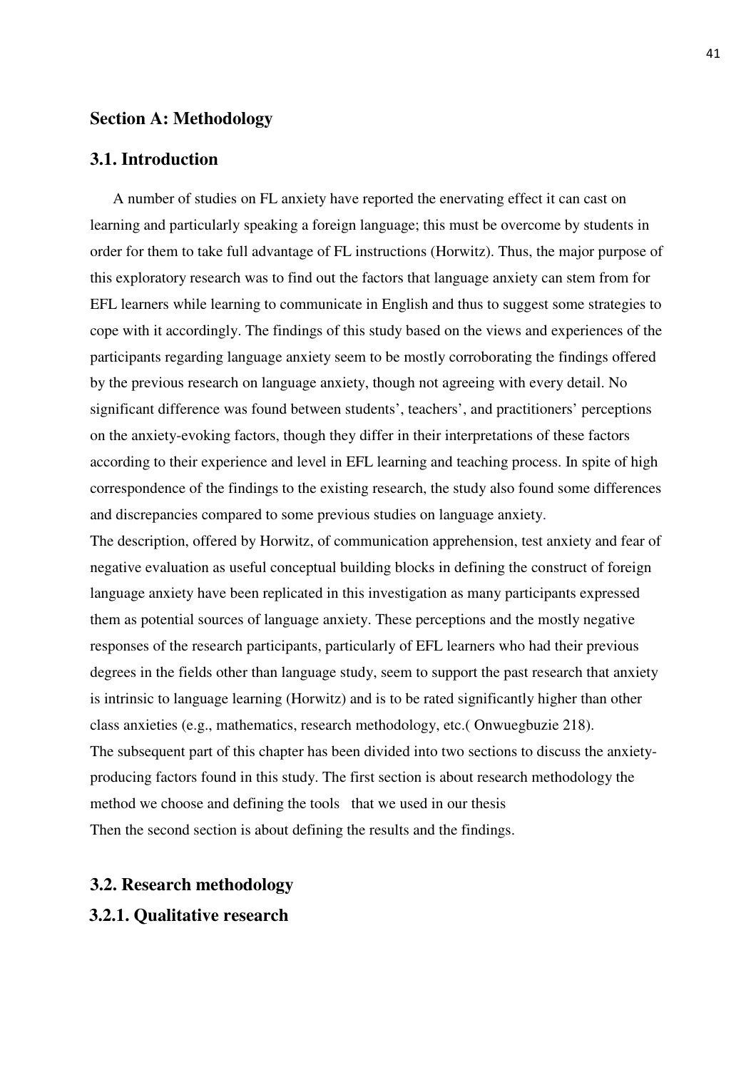## Section A: Methodology

### 3.1. Introduction

A number of studies on FL anxiety have reported the enervating effect it can cast on learning and particularly speaking a foreign language; this must be overcome by students in order for them to take full advantage of FL instructions (Horwitz). Thus, the major purpose of this exploratory research was to find out the factors that language anxiety can stem from for EFL learners while learning to communicate in English and thus to suggest some strategies to cope with it accordingly. The findings of this study based on the views and experiences of the participants regarding language anxiety seem to be mostly corroborating the findings offered by the previous research on language anxiety, though not agreeing with every detail. No significant difference was found between students', teachers', and practitioners' perceptions on the anxiety-evoking factors, though they differ in their interpretations of these factors according to their experience and level in EFL learning and teaching process. In spite of high correspondence of the findings to the existing research, the study also found some differences and discrepancies compared to some previous studies on language anxiety.

The description, offered by Horwitz, of communication apprehension, test anxiety and fear of negative evaluation as useful conceptual building blocks in defining the construct of foreign language anxiety have been replicated in this investigation as many participants expressed them as potential sources of language anxiety. These perceptions and the mostly negative responses of the research participants, particularly of EFL learners who had their previous degrees in the fields other than language study, seem to support the past research that anxiety is intrinsic to language learning (Horwitz) and is to be rated significantly higher than other class anxieties (e.g., mathematics, research methodology, etc.( Onwuegbuzie 218).

The subsequent part of this chapter has been divided into two sections to discuss the anxiety-producing factors found in this study. The first section is about research methodology the method we choose and defining the tools that we used in our thesis

Then the second section is about defining the results and the findings.

### 3.2. Research methodology

#### 3.2.1. Qualitative research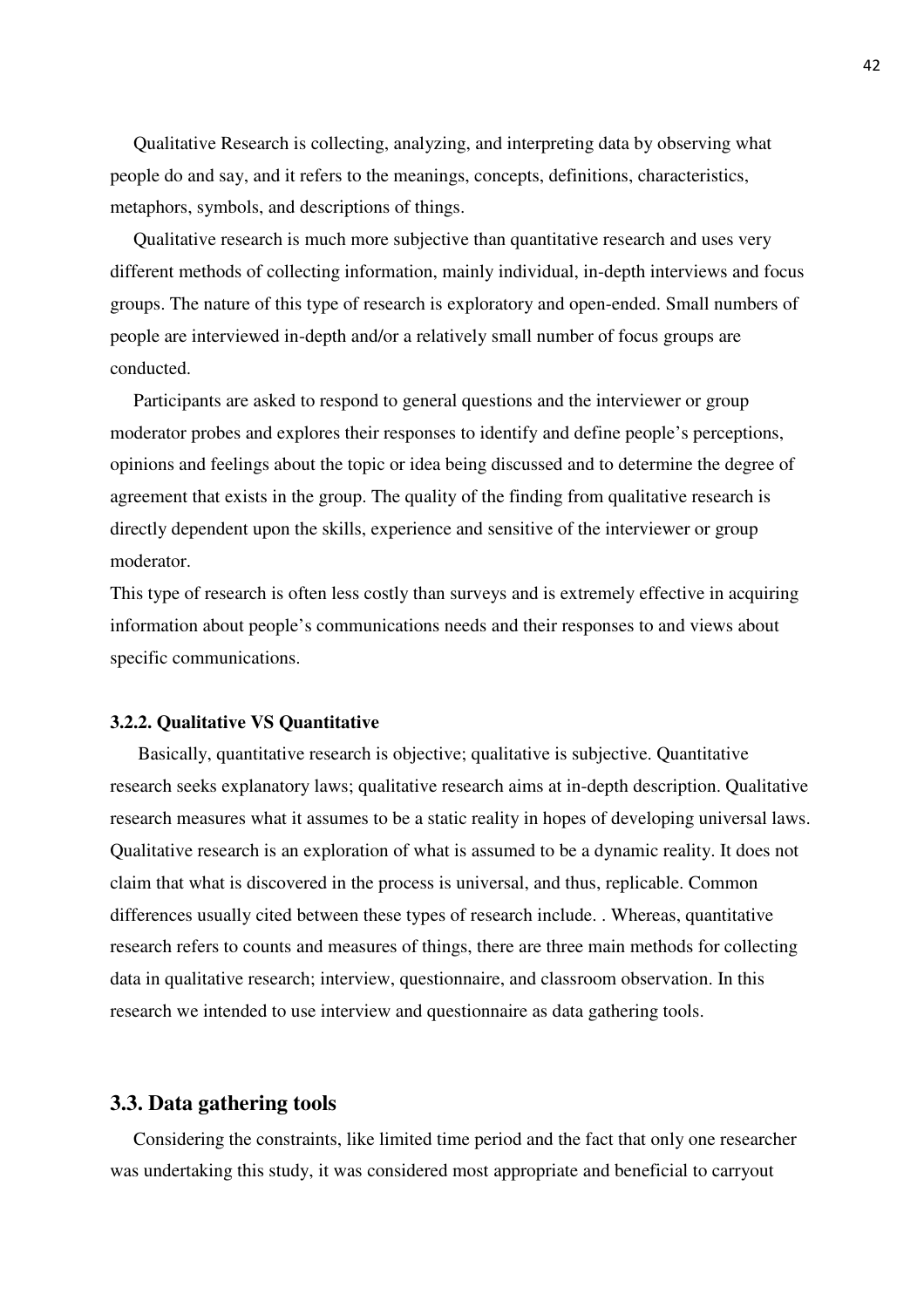Qualitative Research is collecting, analyzing, and interpreting data by observing what people do and say, and it refers to the meanings, concepts, definitions, characteristics, metaphors, symbols, and descriptions of things.

Qualitative research is much more subjective than quantitative research and uses very different methods of collecting information, mainly individual, in-depth interviews and focus groups. The nature of this type of research is exploratory and open-ended. Small numbers of people are interviewed in-depth and/or a relatively small number of focus groups are conducted.

Participants are asked to respond to general questions and the interviewer or group moderator probes and explores their responses to identify and define people's perceptions, opinions and feelings about the topic or idea being discussed and to determine the degree of agreement that exists in the group. The quality of the finding from qualitative research is directly dependent upon the skills, experience and sensitive of the interviewer or group moderator.

This type of research is often less costly than surveys and is extremely effective in acquiring information about people's communications needs and their responses to and views about specific communications.

### 3.2.2. Qualitative VS Quantitative

Basically, quantitative research is objective; qualitative is subjective. Quantitative research seeks explanatory laws; qualitative research aims at in-depth description. Qualitative research measures what it assumes to be a static reality in hopes of developing universal laws. Qualitative research is an exploration of what is assumed to be a dynamic reality. It does not claim that what is discovered in the process is universal, and thus, replicable. Common differences usually cited between these types of research include. . Whereas, quantitative research refers to counts and measures of things, there are three main methods for collecting data in qualitative research; interview, questionnaire, and classroom observation. In this research we intended to use interview and questionnaire as data gathering tools.

## 3.3. Data gathering tools

Considering the constraints, like limited time period and the fact that only one researcher was undertaking this study, it was considered most appropriate and beneficial to carryout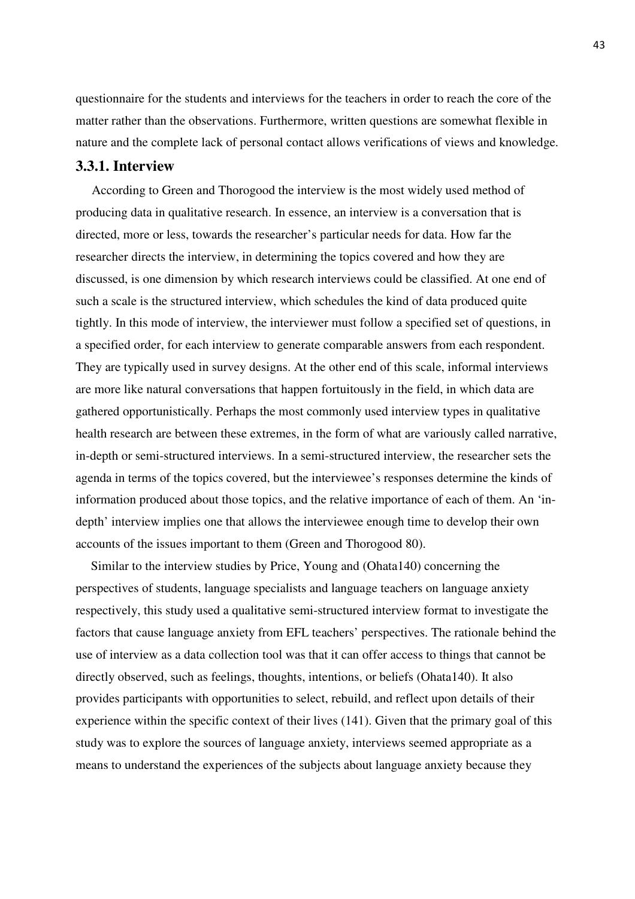questionnaire for the students and interviews for the teachers in order to reach the core of the matter rather than the observations. Furthermore, written questions are somewhat flexible in nature and the complete lack of personal contact allows verifications of views and knowledge.

### 3.3.1. Interview

According to Green and Thorogood the interview is the most widely used method of producing data in qualitative research. In essence, an interview is a conversation that is directed, more or less, towards the researcher's particular needs for data. How far the researcher directs the interview, in determining the topics covered and how they are discussed, is one dimension by which research interviews could be classified. At one end of such a scale is the structured interview, which schedules the kind of data produced quite tightly. In this mode of interview, the interviewer must follow a specified set of questions, in a specified order, for each interview to generate comparable answers from each respondent. They are typically used in survey designs. At the other end of this scale, informal interviews are more like natural conversations that happen fortuitously in the field, in which data are gathered opportunistically. Perhaps the most commonly used interview types in qualitative health research are between these extremes, in the form of what are variously called narrative, in-depth or semi-structured interviews. In a semi-structured interview, the researcher sets the agenda in terms of the topics covered, but the interviewee's responses determine the kinds of information produced about those topics, and the relative importance of each of them. An 'in-depth' interview implies one that allows the interviewee enough time to develop their own accounts of the issues important to them (Green and Thorogood 80).

Similar to the interview studies by Price, Young and (Ohata140) concerning the perspectives of students, language specialists and language teachers on language anxiety respectively, this study used a qualitative semi-structured interview format to investigate the factors that cause language anxiety from EFL teachers' perspectives. The rationale behind the use of interview as a data collection tool was that it can offer access to things that cannot be directly observed, such as feelings, thoughts, intentions, or beliefs (Ohata140). It also provides participants with opportunities to select, rebuild, and reflect upon details of their experience within the specific context of their lives (141). Given that the primary goal of this study was to explore the sources of language anxiety, interviews seemed appropriate as a means to understand the experiences of the subjects about language anxiety because they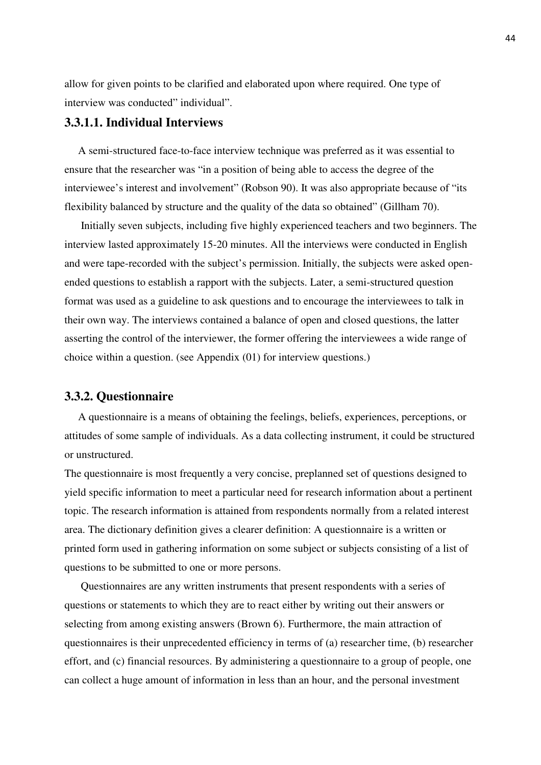allow for given points to be clarified and elaborated upon where required. One type of interview was conducted" individual".

#### 3.3.1.1. Individual Interviews

A semi-structured face-to-face interview technique was preferred as it was essential to ensure that the researcher was "in a position of being able to access the degree of the interviewee's interest and involvement" (Robson 90). It was also appropriate because of "its flexibility balanced by structure and the quality of the data so obtained" (Gillham 70).

Initially seven subjects, including five highly experienced teachers and two beginners. The interview lasted approximately 15-20 minutes. All the interviews were conducted in English and were tape-recorded with the subject's permission. Initially, the subjects were asked open-ended questions to establish a rapport with the subjects. Later, a semi-structured question format was used as a guideline to ask questions and to encourage the interviewees to talk in their own way. The interviews contained a balance of open and closed questions, the latter asserting the control of the interviewer, the former offering the interviewees a wide range of choice within a question. (see Appendix (01) for interview questions.)

### 3.3.2. Questionnaire

A questionnaire is a means of obtaining the feelings, beliefs, experiences, perceptions, or attitudes of some sample of individuals. As a data collecting instrument, it could be structured or unstructured.

The questionnaire is most frequently a very concise, preplanned set of questions designed to yield specific information to meet a particular need for research information about a pertinent topic. The research information is attained from respondents normally from a related interest area. The dictionary definition gives a clearer definition: A questionnaire is a written or printed form used in gathering information on some subject or subjects consisting of a list of questions to be submitted to one or more persons.

Questionnaires are any written instruments that present respondents with a series of questions or statements to which they are to react either by writing out their answers or selecting from among existing answers (Brown 6). Furthermore, the main attraction of questionnaires is their unprecedented efficiency in terms of (a) researcher time, (b) researcher effort, and (c) financial resources. By administering a questionnaire to a group of people, one can collect a huge amount of information in less than an hour, and the personal investment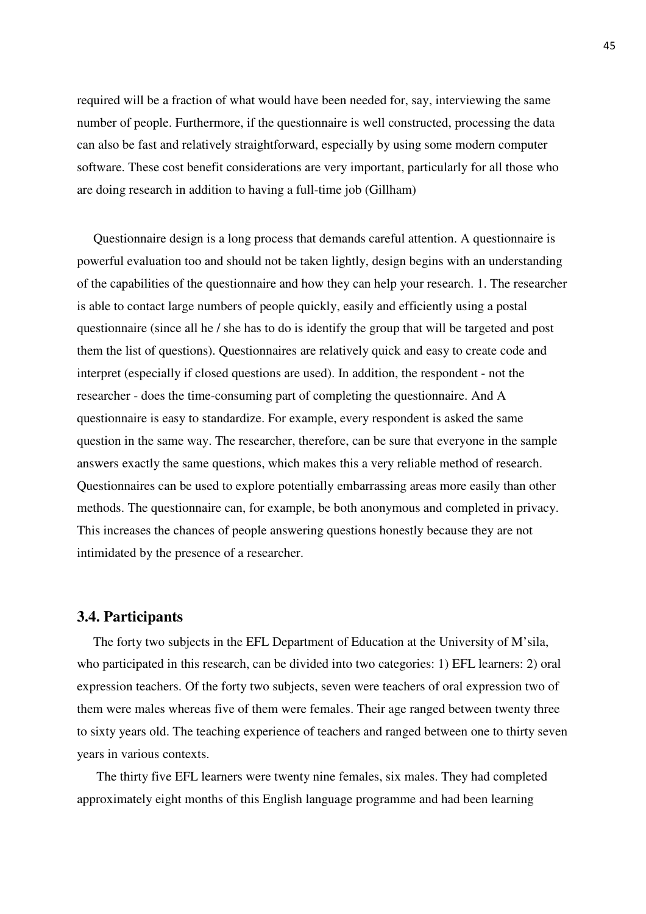required will be a fraction of what would have been needed for, say, interviewing the same number of people. Furthermore, if the questionnaire is well constructed, processing the data can also be fast and relatively straightforward, especially by using some modern computer software. These cost benefit considerations are very important, particularly for all those who are doing research in addition to having a full-time job (Gillham)

Questionnaire design is a long process that demands careful attention. A questionnaire is powerful evaluation too and should not be taken lightly, design begins with an understanding of the capabilities of the questionnaire and how they can help your research. 1. The researcher is able to contact large numbers of people quickly, easily and efficiently using a postal questionnaire (since all he / she has to do is identify the group that will be targeted and post them the list of questions). Questionnaires are relatively quick and easy to create code and interpret (especially if closed questions are used). In addition, the respondent - not the researcher - does the time-consuming part of completing the questionnaire. And A questionnaire is easy to standardize. For example, every respondent is asked the same question in the same way. The researcher, therefore, can be sure that everyone in the sample answers exactly the same questions, which makes this a very reliable method of research. Questionnaires can be used to explore potentially embarrassing areas more easily than other methods. The questionnaire can, for example, be both anonymous and completed in privacy. This increases the chances of people answering questions honestly because they are not intimidated by the presence of a researcher.

## 3.4. Participants

The forty two subjects in the EFL Department of Education at the University of M'sila, who participated in this research, can be divided into two categories: 1) EFL learners: 2) oral expression teachers. Of the forty two subjects, seven were teachers of oral expression two of them were males whereas five of them were females. Their age ranged between twenty three to sixty years old. The teaching experience of teachers and ranged between one to thirty seven years in various contexts.

The thirty five EFL learners were twenty nine females, six males. They had completed approximately eight months of this English language programme and had been learning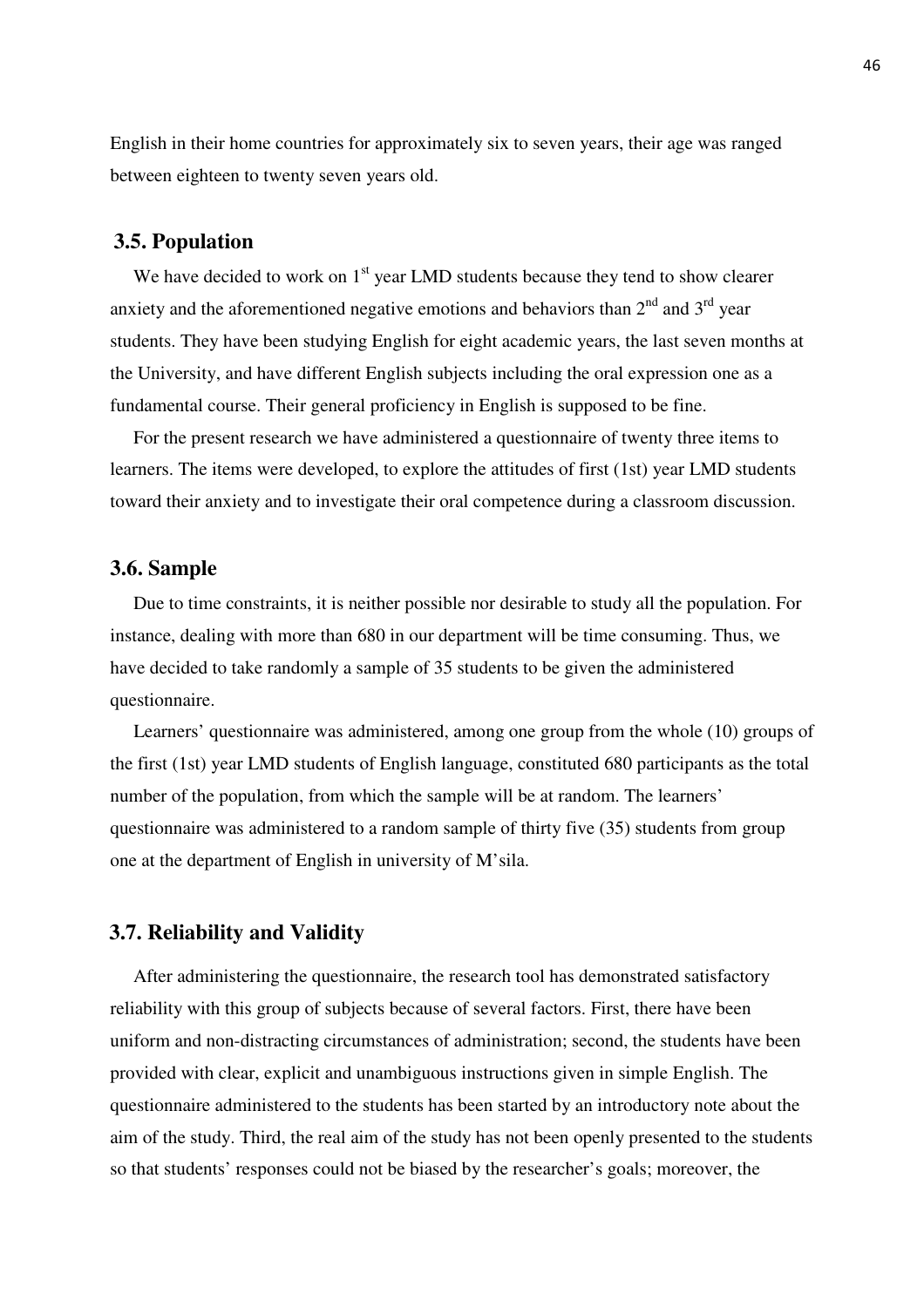English in their home countries for approximately six to seven years, their age was ranged between eighteen to twenty seven years old.

## 3.5. Population

We have decided to work on 1st year LMD students because they tend to show clearer anxiety and the aforementioned negative emotions and behaviors than 2nd and 3rd year students. They have been studying English for eight academic years, the last seven months at the University, and have different English subjects including the oral expression one as a fundamental course. Their general proficiency in English is supposed to be fine.

For the present research we have administered a questionnaire of twenty three items to learners. The items were developed, to explore the attitudes of first (1st) year LMD students toward their anxiety and to investigate their oral competence during a classroom discussion.

## 3.6. Sample

Due to time constraints, it is neither possible nor desirable to study all the population. For instance, dealing with more than 680 in our department will be time consuming. Thus, we have decided to take randomly a sample of 35 students to be given the administered questionnaire.

Learners' questionnaire was administered, among one group from the whole (10) groups of the first (1st) year LMD students of English language, constituted 680 participants as the total number of the population, from which the sample will be at random. The learners' questionnaire was administered to a random sample of thirty five (35) students from group one at the department of English in university of M'sila.

## 3.7. Reliability and Validity

After administering the questionnaire, the research tool has demonstrated satisfactory reliability with this group of subjects because of several factors. First, there have been uniform and non-distracting circumstances of administration; second, the students have been provided with clear, explicit and unambiguous instructions given in simple English. The questionnaire administered to the students has been started by an introductory note about the aim of the study. Third, the real aim of the study has not been openly presented to the students so that students' responses could not be biased by the researcher's goals; moreover, the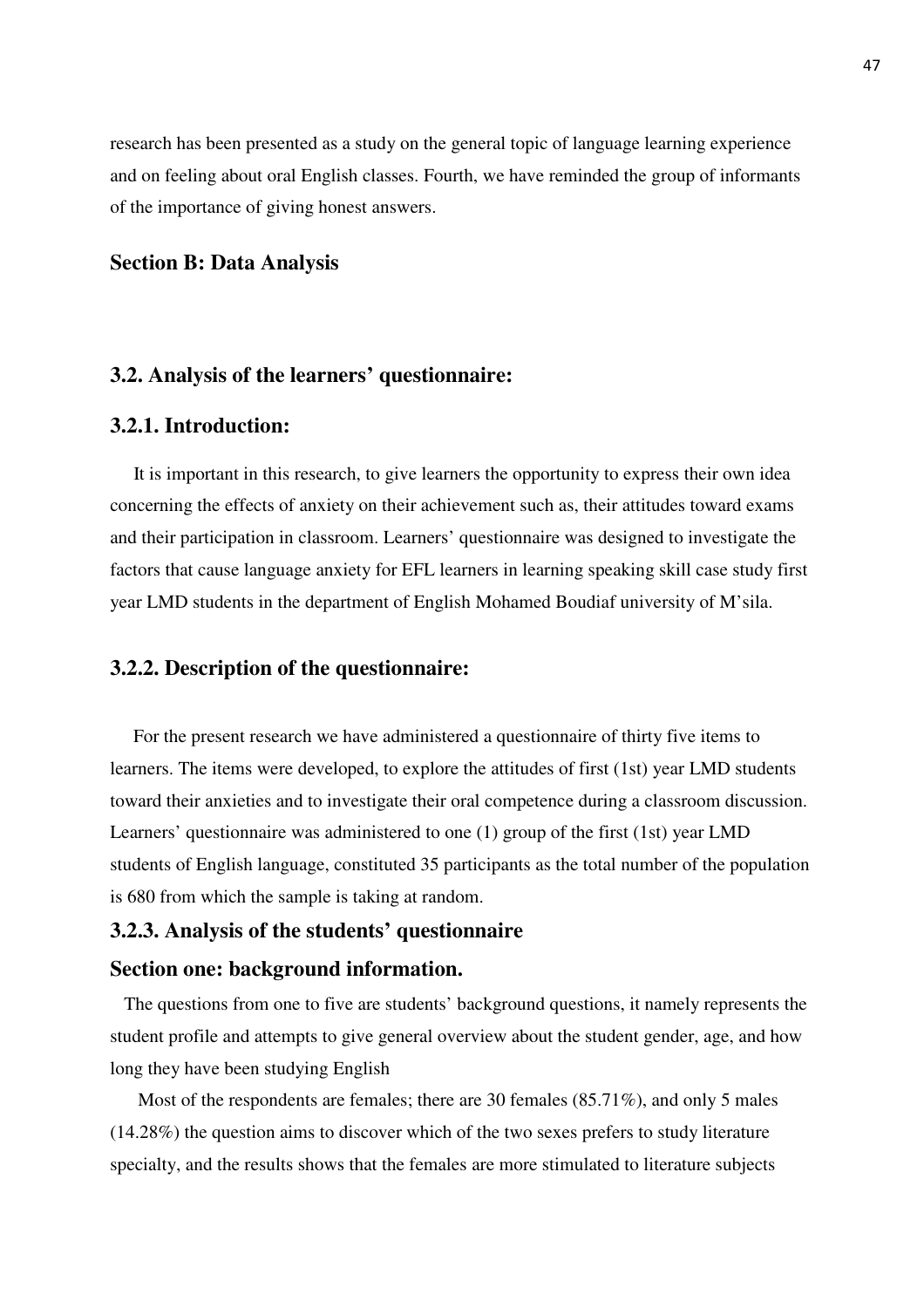research has been presented as a study on the general topic of language learning experience and on feeling about oral English classes. Fourth, we have reminded the group of informants of the importance of giving honest answers.

## Section B: Data Analysis

### 3.2. Analysis of the learners' questionnaire:

### 3.2.1. Introduction:

It is important in this research, to give learners the opportunity to express their own idea concerning the effects of anxiety on their achievement such as, their attitudes toward exams and their participation in classroom. Learners' questionnaire was designed to investigate the factors that cause language anxiety for EFL learners in learning speaking skill case study first year LMD students in the department of English Mohamed Boudiaf university of M'sila.

### 3.2.2. Description of the questionnaire:

For the present research we have administered a questionnaire of thirty five items to learners. The items were developed, to explore the attitudes of first (1st) year LMD students toward their anxieties and to investigate their oral competence during a classroom discussion. Learners' questionnaire was administered to one (1) group of the first (1st) year LMD students of English language, constituted 35 participants as the total number of the population is 680 from which the sample is taking at random.

### 3.2.3. Analysis of the students' questionnaire

**Section one: background information.**

The questions from one to five are students' background questions, it namely represents the student profile and attempts to give general overview about the student gender, age, and how long they have been studying English

Most of the respondents are females; there are 30 females (85.71%), and only 5 males (14.28%) the question aims to discover which of the two sexes prefers to study literature specialty, and the results shows that the females are more stimulated to literature subjects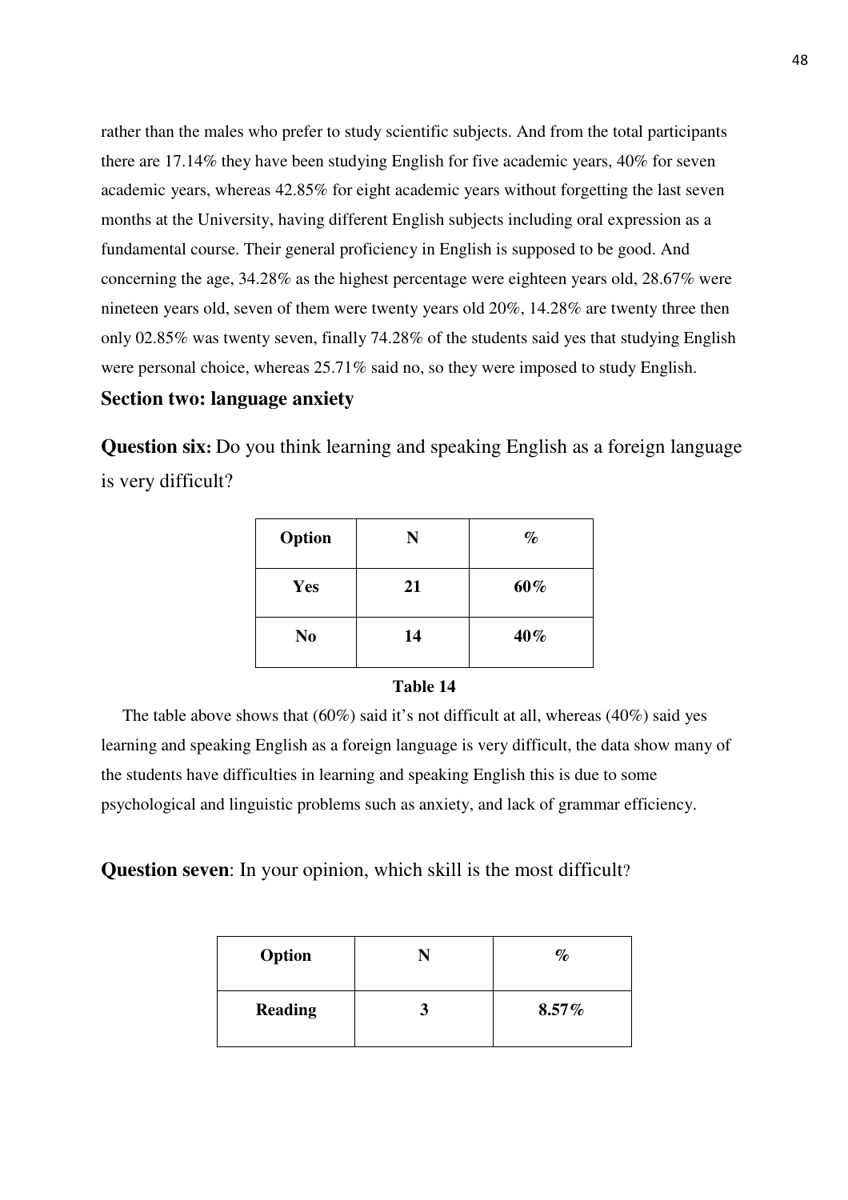rather than the males who prefer to study scientific subjects. And from the total participants there are 17.14% they have been studying English for five academic years, 40% for seven academic years, whereas 42.85% for eight academic years without forgetting the last seven months at the University, having different English subjects including oral expression as a fundamental course. Their general proficiency in English is supposed to be good. And concerning the age, 34.28% as the highest percentage were eighteen years old, 28.67% were nineteen years old, seven of them were twenty years old 20%, 14.28% are twenty three then only 02.85% was twenty seven, finally 74.28% of the students said yes that studying English were personal choice, whereas 25.71% said no, so they were imposed to study English.

## Section two: language anxiety

**Question six:** Do you think learning and speaking English as a foreign language is very difficult?

| Option | N | % |
|---|---|---|
| **Yes** | **21** | **60%** |
| **No** | **14** | **40%** |

**Table 14**

The table above shows that (60%) said it's not difficult at all, whereas (40%) said yes learning and speaking English as a foreign language is very difficult, the data show many of the students have difficulties in learning and speaking English this is due to some psychological and linguistic problems such as anxiety, and lack of grammar efficiency.

**Question seven**: In your opinion, which skill is the most difficult?

| Option | N | % |
|---|---|---|
| **Reading** | **3** | **8.57%** |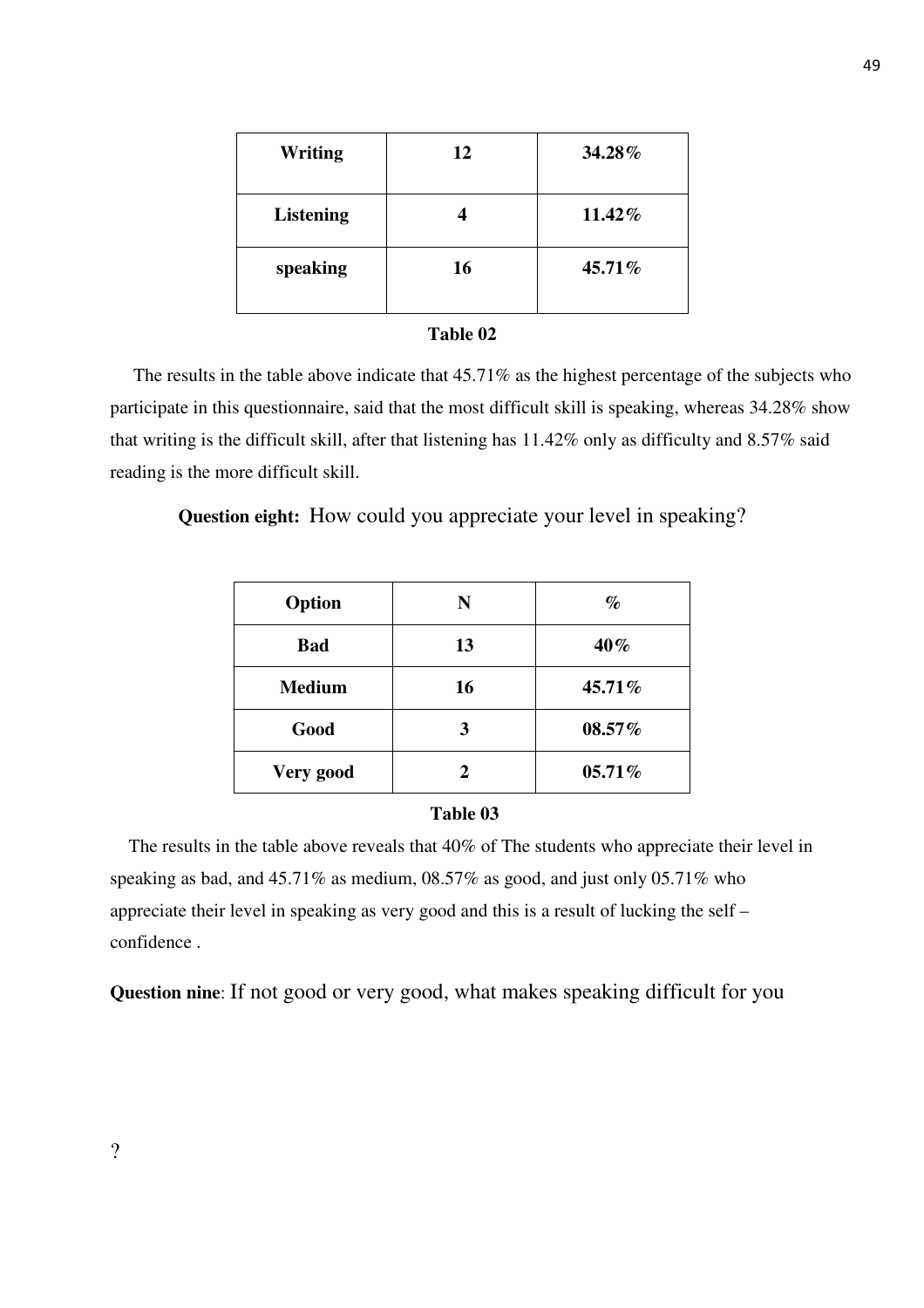| Writing | 12 | 34.28% |
|---|---|---|
| Listening | 4 | 11.42% |
| speaking | 16 | 45.71% |

**Table 02**

The results in the table above indicate that 45.71% as the highest percentage of the subjects who participate in this questionnaire, said that the most difficult skill is speaking, whereas 34.28% show that writing is the difficult skill, after that listening has 11.42% only as difficulty and 8.57% said reading is the more difficult skill.

**Question eight:** How could you appreciate your level in speaking?

| Option | N | % |
|---|---|---|
| Bad | 13 | 40% |
| Medium | 16 | 45.71% |
| Good | 3 | 08.57% |
| Very good | 2 | 05.71% |

**Table 03**

The results in the table above reveals that 40% of The students who appreciate their level in speaking as bad, and 45.71% as medium, 08.57% as good, and just only 05.71% who appreciate their level in speaking as very good and this is a result of lucking the self – confidence .

**Question nine**: If not good or very good, what makes speaking difficult for you

?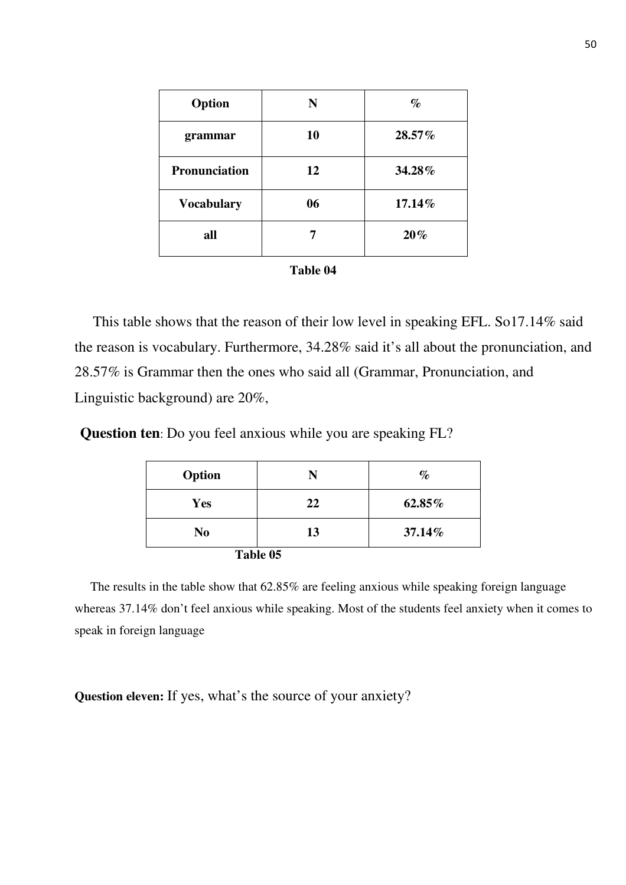| Option | N | % |
|---|---|---|
| **grammar** | **10** | **28.57%** |
| **Pronunciation** | **12** | **34.28%** |
| **Vocabulary** | **06** | **17.14%** |
| **all** | **7** | **20%** |

**Table 04**

This table shows that the reason of their low level in speaking EFL. So17.14% said the reason is vocabulary. Furthermore, 34.28% said it's all about the pronunciation, and 28.57% is Grammar then the ones who said all (Grammar, Pronunciation, and Linguistic background) are 20%,

**Question ten**: Do you feel anxious while you are speaking FL?

| Option | N | % |
|---|---|---|
| **Yes** | **22** | **62.85%** |
| **No** | **13** | **37.14%** |

**Table 05**

The results in the table show that 62.85% are feeling anxious while speaking foreign language whereas 37.14% don't feel anxious while speaking. Most of the students feel anxiety when it comes to speak in foreign language

**Question eleven:** If yes, what's the source of your anxiety?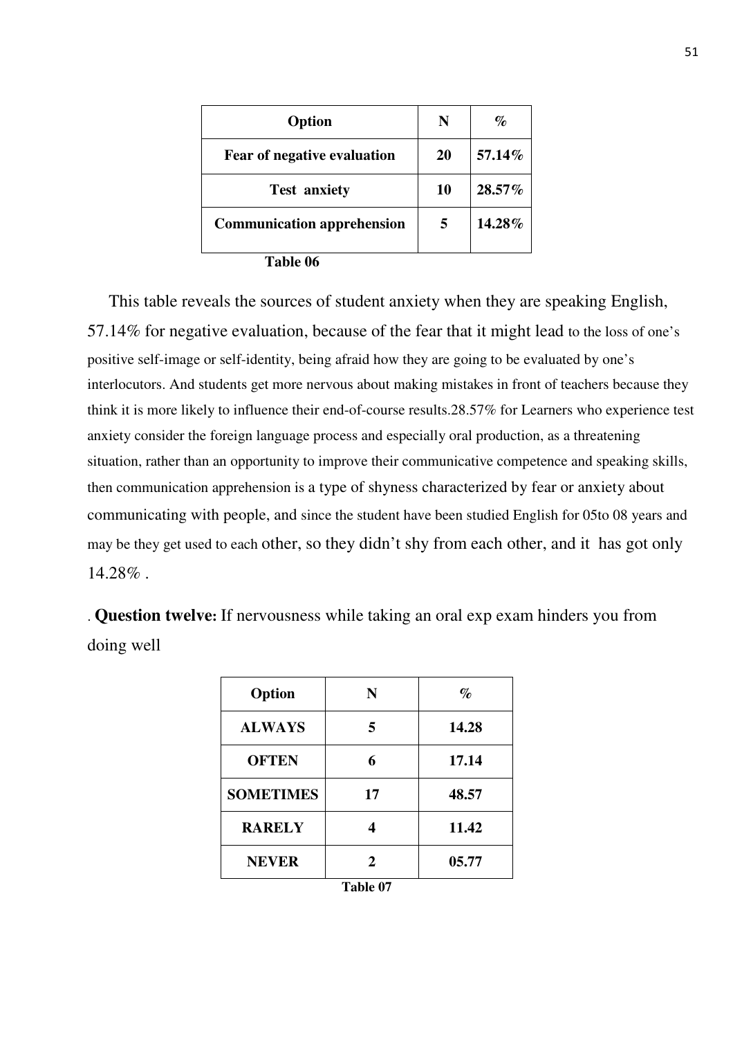| Option | N | % |
|---|---|---|
| **Fear of negative evaluation** | **20** | **57.14%** |
| **Test anxiety** | **10** | **28.57%** |
| **Communication apprehension** | **5** | **14.28%** |

**Table 06**

This table reveals the sources of student anxiety when they are speaking English, 57.14% for negative evaluation, because of the fear that it might lead to the loss of one's positive self-image or self-identity, being afraid how they are going to be evaluated by one's interlocutors. And students get more nervous about making mistakes in front of teachers because they think it is more likely to influence their end-of-course results.28.57% for Learners who experience test anxiety consider the foreign language process and especially oral production, as a threatening situation, rather than an opportunity to improve their communicative competence and speaking skills, then communication apprehension is a type of shyness characterized by fear or anxiety about communicating with people, and since the student have been studied English for 05to 08 years and may be they get used to each other, so they didn't shy from each other, and it has got only 14.28% .

. **Question twelve:** If nervousness while taking an oral exp exam hinders you from doing well

| Option | N | % |
|---|---|---|
| **ALWAYS** | **5** | **14.28** |
| **OFTEN** | **6** | **17.14** |
| **SOMETIMES** | **17** | **48.57** |
| **RARELY** | **4** | **11.42** |
| **NEVER** | **2** | **05.77** |

**Table 07**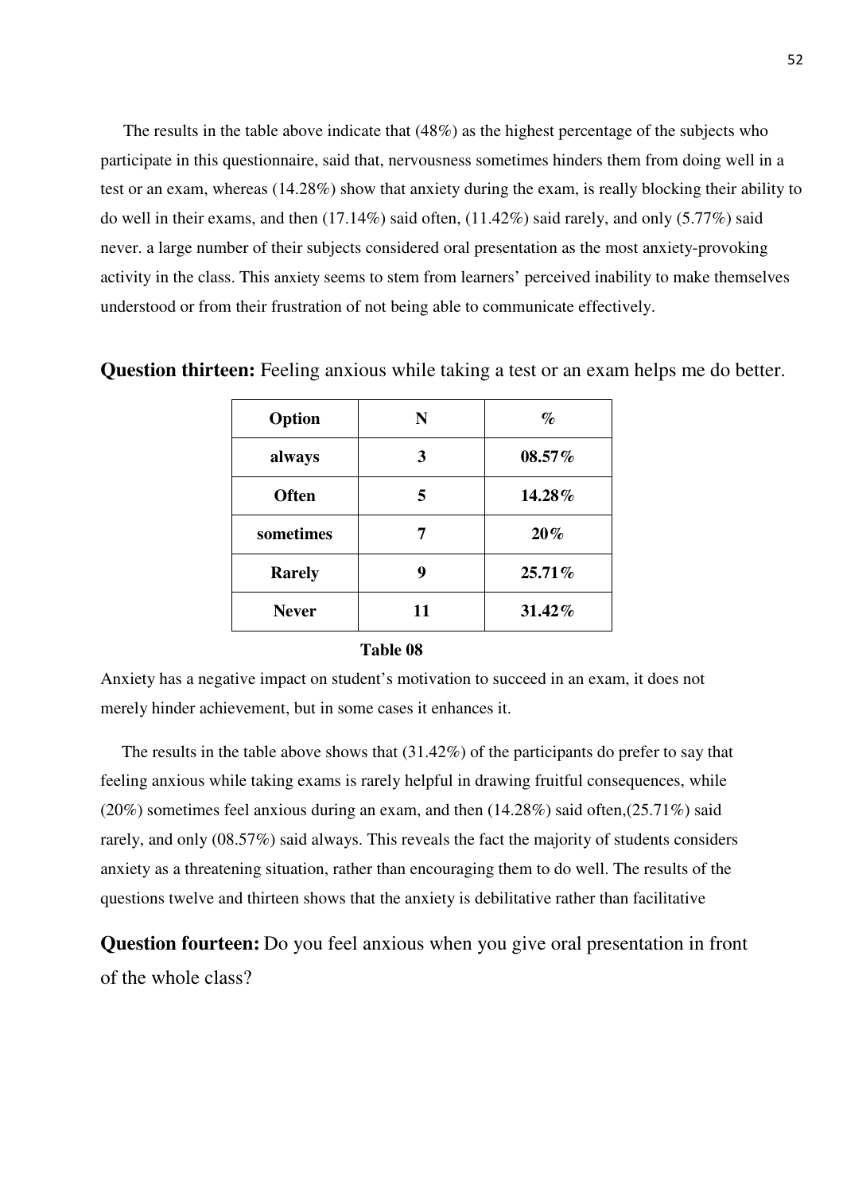The results in the table above indicate that (48%) as the highest percentage of the subjects who participate in this questionnaire, said that, nervousness sometimes hinders them from doing well in a test or an exam, whereas (14.28%) show that anxiety during the exam, is really blocking their ability to do well in their exams, and then (17.14%) said often, (11.42%) said rarely, and only (5.77%) said never. a large number of their subjects considered oral presentation as the most anxiety-provoking activity in the class. This anxiety seems to stem from learners' perceived inability to make themselves understood or from their frustration of not being able to communicate effectively.

**Question thirteen:** Feeling anxious while taking a test or an exam helps me do better.

| Option | N | % |
|---|---|---|
| always | 3 | 08.57% |
| Often | 5 | 14.28% |
| sometimes | 7 | 20% |
| Rarely | 9 | 25.71% |
| Never | 11 | 31.42% |

**Table 08**

Anxiety has a negative impact on student's motivation to succeed in an exam, it does not merely hinder achievement, but in some cases it enhances it.

The results in the table above shows that (31.42%) of the participants do prefer to say that feeling anxious while taking exams is rarely helpful in drawing fruitful consequences, while (20%) sometimes feel anxious during an exam, and then (14.28%) said often,(25.71%) said rarely, and only (08.57%) said always. This reveals the fact the majority of students considers anxiety as a threatening situation, rather than encouraging them to do well. The results of the questions twelve and thirteen shows that the anxiety is debilitative rather than facilitative

**Question fourteen:** Do you feel anxious when you give oral presentation in front of the whole class?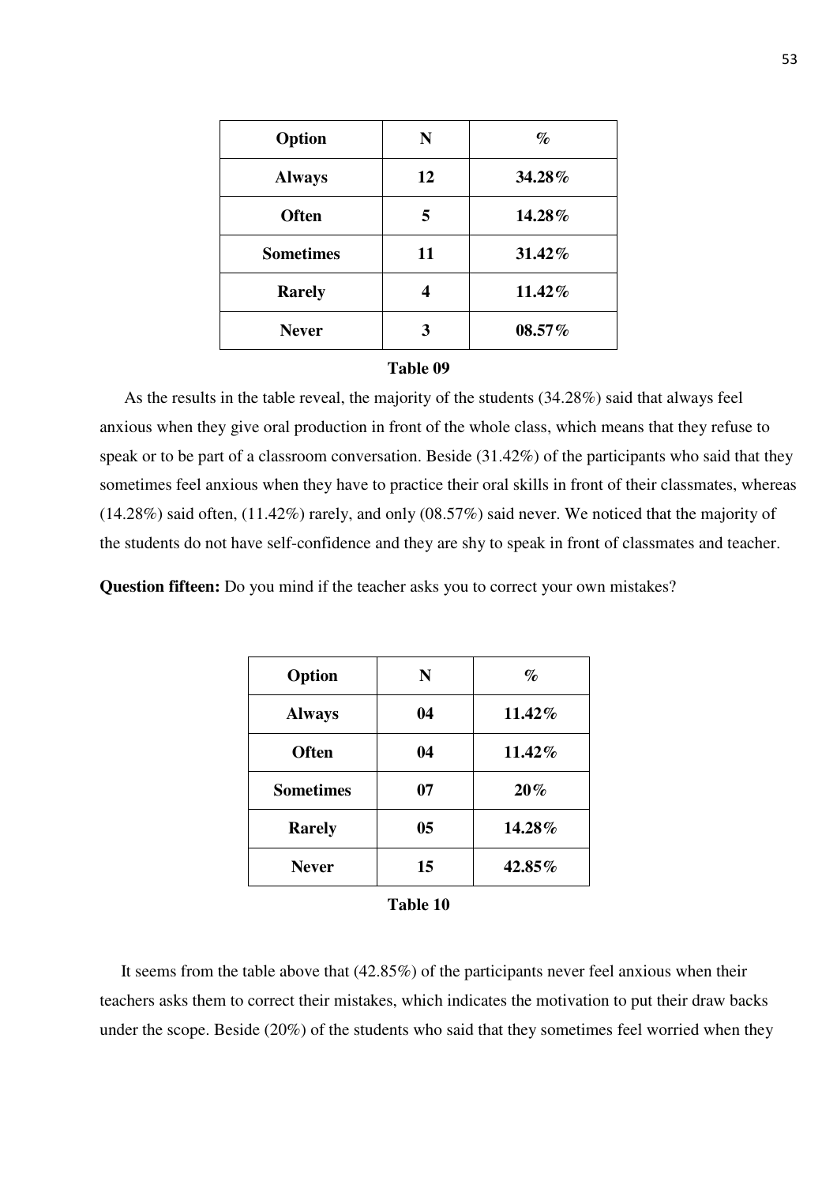| Option | N | % |
|---|---|---|
| **Always** | **12** | **34.28%** |
| **Often** | **5** | **14.28%** |
| **Sometimes** | **11** | **31.42%** |
| **Rarely** | **4** | **11.42%** |
| **Never** | **3** | **08.57%** |

**Table 09**

As the results in the table reveal, the majority of the students (34.28%) said that always feel anxious when they give oral production in front of the whole class, which means that they refuse to speak or to be part of a classroom conversation. Beside (31.42%) of the participants who said that they sometimes feel anxious when they have to practice their oral skills in front of their classmates, whereas (14.28%) said often, (11.42%) rarely, and only (08.57%) said never. We noticed that the majority of the students do not have self-confidence and they are shy to speak in front of classmates and teacher.

**Question fifteen:** Do you mind if the teacher asks you to correct your own mistakes?

| Option | N | % |
|---|---|---|
| **Always** | **04** | **11.42%** |
| **Often** | **04** | **11.42%** |
| **Sometimes** | **07** | **20%** |
| **Rarely** | **05** | **14.28%** |
| **Never** | **15** | **42.85%** |

**Table 10**

It seems from the table above that (42.85%) of the participants never feel anxious when their teachers asks them to correct their mistakes, which indicates the motivation to put their draw backs under the scope. Beside (20%) of the students who said that they sometimes feel worried when they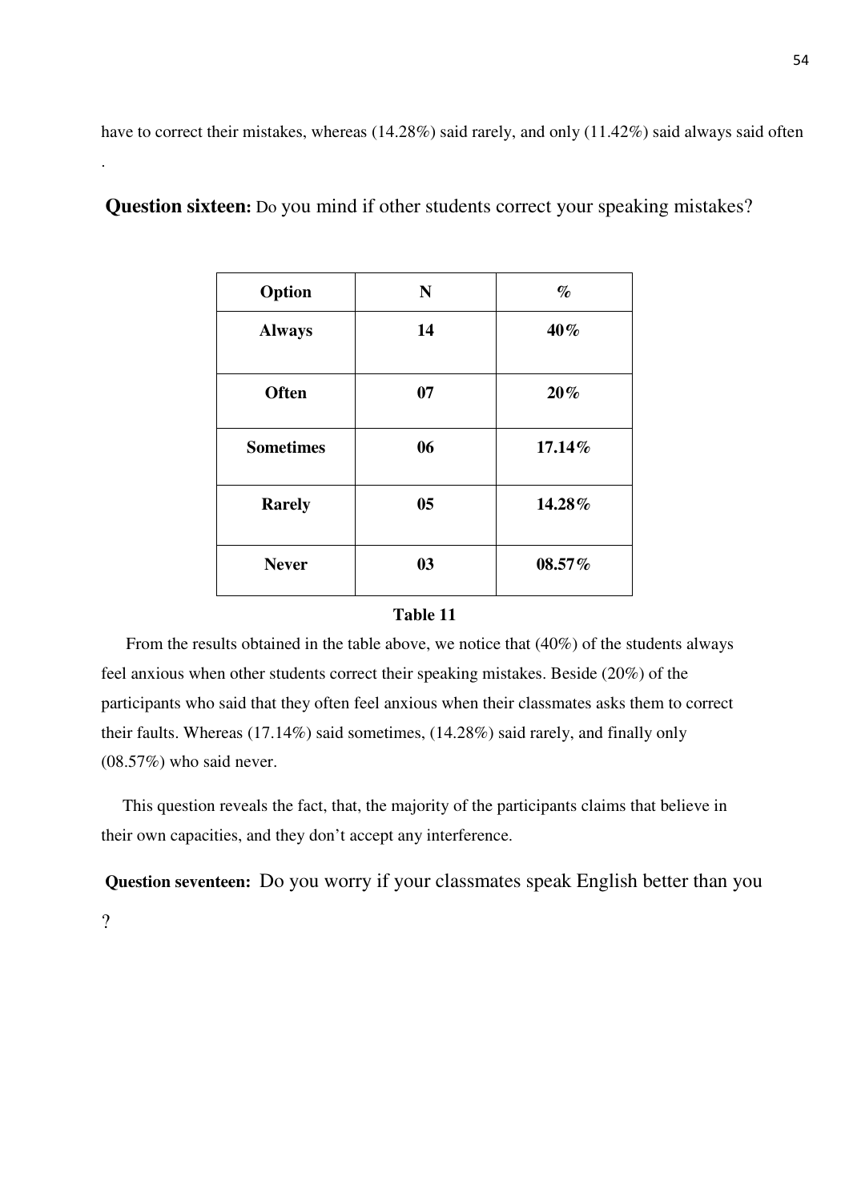have to correct their mistakes, whereas (14.28%) said rarely, and only (11.42%) said always said often

.

**Question sixteen:** Do you mind if other students correct your speaking mistakes?

| Option | N | % |
|---|---|---|
| Always | 14 | 40% |
| Often | 07 | 20% |
| Sometimes | 06 | 17.14% |
| Rarely | 05 | 14.28% |
| Never | 03 | 08.57% |

**Table 11**

From the results obtained in the table above, we notice that (40%) of the students always feel anxious when other students correct their speaking mistakes. Beside (20%) of the participants who said that they often feel anxious when their classmates asks them to correct their faults. Whereas (17.14%) said sometimes, (14.28%) said rarely, and finally only (08.57%) who said never.

This question reveals the fact, that, the majority of the participants claims that believe in their own capacities, and they don't accept any interference.

**Question seventeen:** Do you worry if your classmates speak English better than you ?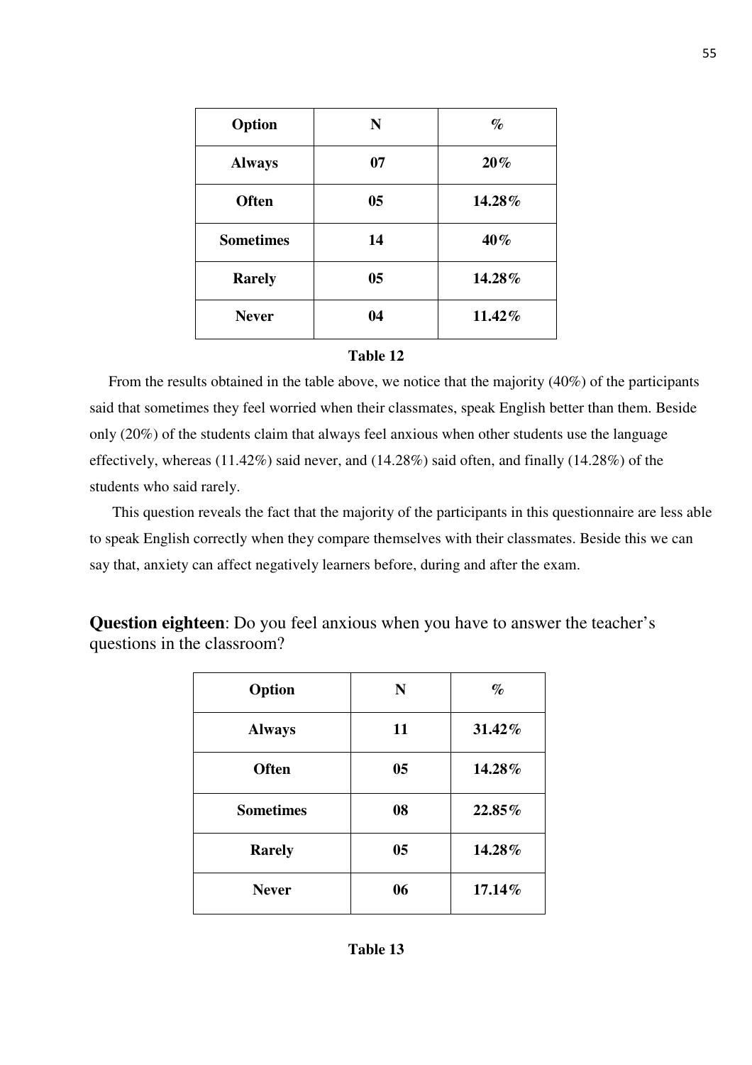| Option | N | % |
|---|---|---|
| **Always** | **07** | **20%** |
| **Often** | **05** | **14.28%** |
| **Sometimes** | **14** | **40%** |
| **Rarely** | **05** | **14.28%** |
| **Never** | **04** | **11.42%** |

**Table 12**

From the results obtained in the table above, we notice that the majority (40%) of the participants said that sometimes they feel worried when their classmates, speak English better than them. Beside only (20%) of the students claim that always feel anxious when other students use the language effectively, whereas (11.42%) said never, and (14.28%) said often, and finally (14.28%) of the students who said rarely.

This question reveals the fact that the majority of the participants in this questionnaire are less able to speak English correctly when they compare themselves with their classmates. Beside this we can say that, anxiety can affect negatively learners before, during and after the exam.

**Question eighteen**: Do you feel anxious when you have to answer the teacher's questions in the classroom?

| Option | N | % |
|---|---|---|
| **Always** | **11** | **31.42%** |
| **Often** | **05** | **14.28%** |
| **Sometimes** | **08** | **22.85%** |
| **Rarely** | **05** | **14.28%** |
| **Never** | **06** | **17.14%** |

**Table 13**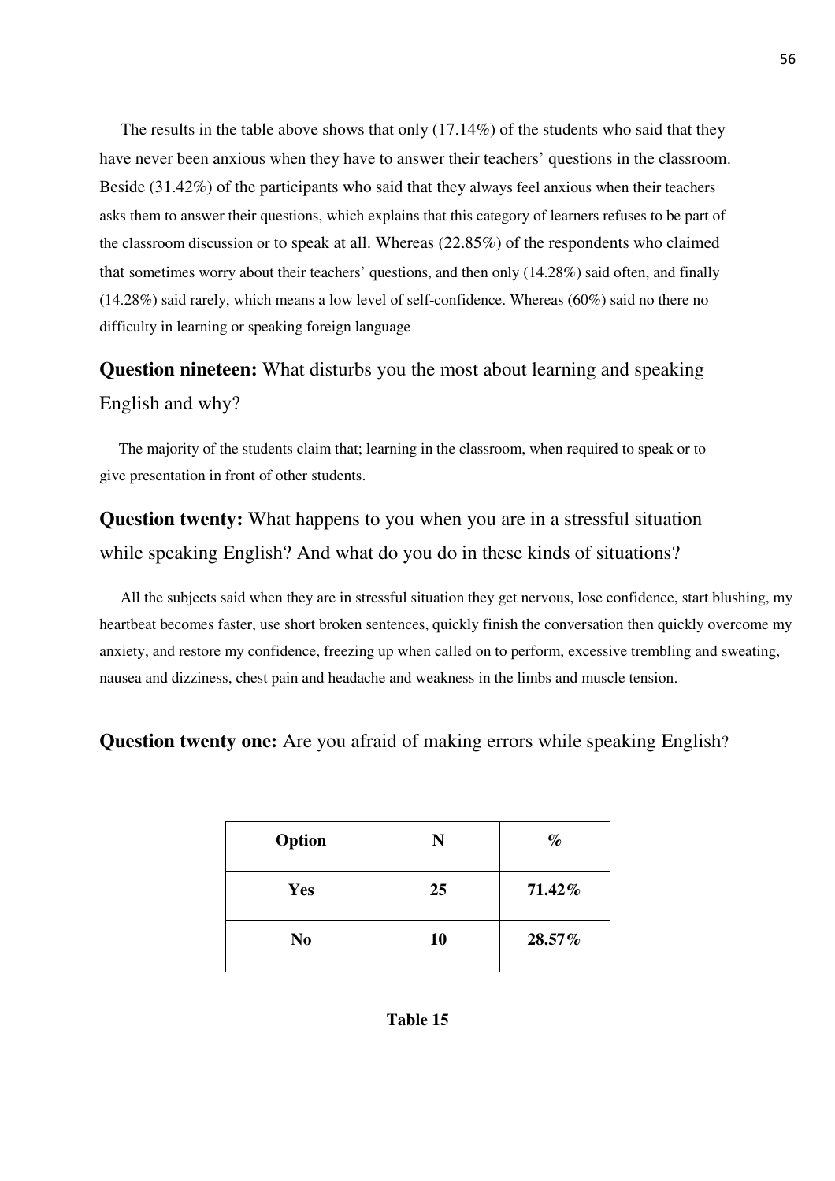The results in the table above shows that only (17.14%) of the students who said that they have never been anxious when they have to answer their teachers' questions in the classroom. Beside (31.42%) of the participants who said that they always feel anxious when their teachers asks them to answer their questions, which explains that this category of learners refuses to be part of the classroom discussion or to speak at all. Whereas (22.85%) of the respondents who claimed that sometimes worry about their teachers' questions, and then only (14.28%) said often, and finally (14.28%) said rarely, which means a low level of self-confidence. Whereas (60%) said no there no difficulty in learning or speaking foreign language

**Question nineteen:** What disturbs you the most about learning and speaking English and why?

The majority of the students claim that; learning in the classroom, when required to speak or to give presentation in front of other students.

**Question twenty:** What happens to you when you are in a stressful situation while speaking English? And what do you do in these kinds of situations?

All the subjects said when they are in stressful situation they get nervous, lose confidence, start blushing, my heartbeat becomes faster, use short broken sentences, quickly finish the conversation then quickly overcome my anxiety, and restore my confidence, freezing up when called on to perform, excessive trembling and sweating, nausea and dizziness, chest pain and headache and weakness in the limbs and muscle tension.

**Question twenty one:** Are you afraid of making errors while speaking English?

| Option | N | % |
|---|---|---|
| **Yes** | **25** | **71.42%** |
| **No** | **10** | **28.57%** |

**Table 15**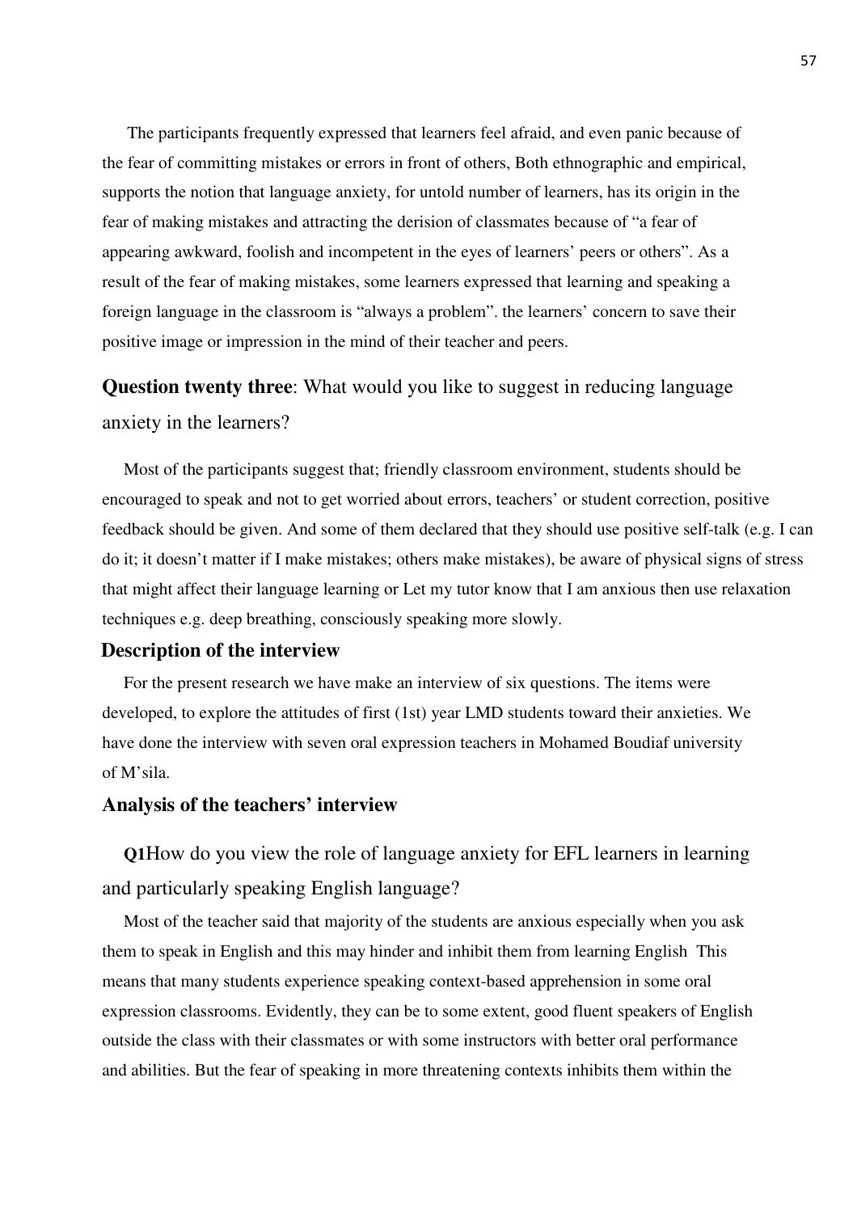The participants frequently expressed that learners feel afraid, and even panic because of the fear of committing mistakes or errors in front of others, Both ethnographic and empirical, supports the notion that language anxiety, for untold number of learners, has its origin in the fear of making mistakes and attracting the derision of classmates because of "a fear of appearing awkward, foolish and incompetent in the eyes of learners' peers or others". As a result of the fear of making mistakes, some learners expressed that learning and speaking a foreign language in the classroom is "always a problem". the learners' concern to save their positive image or impression in the mind of their teacher and peers.

**Question twenty three**: What would you like to suggest in reducing language anxiety in the learners?

Most of the participants suggest that; friendly classroom environment, students should be encouraged to speak and not to get worried about errors, teachers' or student correction, positive feedback should be given. And some of them declared that they should use positive self-talk (e.g. I can do it; it doesn't matter if I make mistakes; others make mistakes), be aware of physical signs of stress that might affect their language learning or Let my tutor know that I am anxious then use relaxation techniques e.g. deep breathing, consciously speaking more slowly.

### Description of the interview

For the present research we have make an interview of six questions. The items were developed, to explore the attitudes of first (1st) year LMD students toward their anxieties. We have done the interview with seven oral expression teachers in Mohamed Boudiaf university of M'sila.

### Analysis of the teachers' interview

**Q1**How do you view the role of language anxiety for EFL learners in learning and particularly speaking English language?

Most of the teacher said that majority of the students are anxious especially when you ask them to speak in English and this may hinder and inhibit them from learning English This means that many students experience speaking context-based apprehension in some oral expression classrooms. Evidently, they can be to some extent, good fluent speakers of English outside the class with their classmates or with some instructors with better oral performance and abilities. But the fear of speaking in more threatening contexts inhibits them within the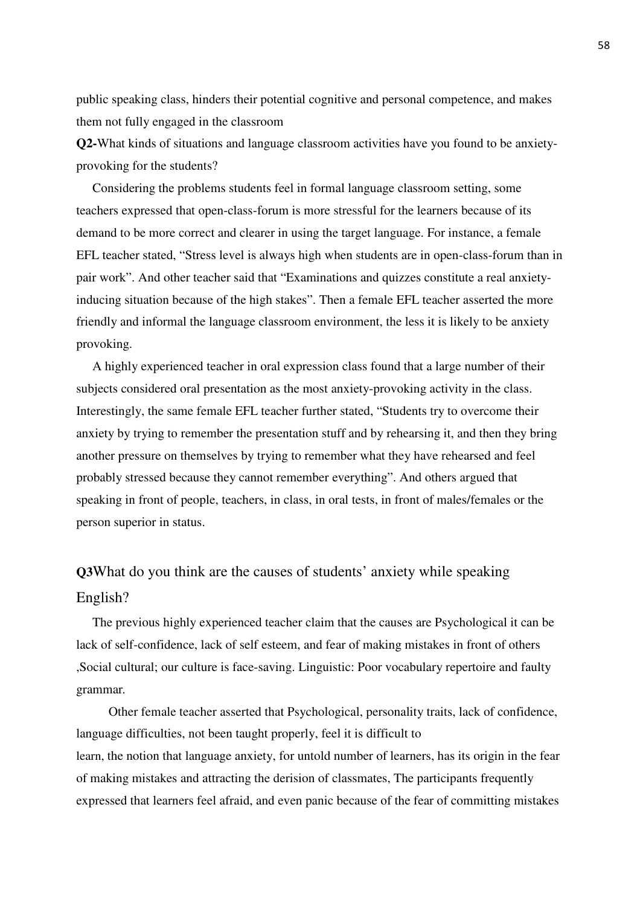public speaking class, hinders their potential cognitive and personal competence, and makes them not fully engaged in the classroom

**Q2-**What kinds of situations and language classroom activities have you found to be anxiety-provoking for the students?

Considering the problems students feel in formal language classroom setting, some teachers expressed that open-class-forum is more stressful for the learners because of its demand to be more correct and clearer in using the target language. For instance, a female EFL teacher stated, "Stress level is always high when students are in open-class-forum than in pair work". And other teacher said that "Examinations and quizzes constitute a real anxiety-inducing situation because of the high stakes". Then a female EFL teacher asserted the more friendly and informal the language classroom environment, the less it is likely to be anxiety provoking.

A highly experienced teacher in oral expression class found that a large number of their subjects considered oral presentation as the most anxiety-provoking activity in the class. Interestingly, the same female EFL teacher further stated, "Students try to overcome their anxiety by trying to remember the presentation stuff and by rehearsing it, and then they bring another pressure on themselves by trying to remember what they have rehearsed and feel probably stressed because they cannot remember everything". And others argued that speaking in front of people, teachers, in class, in oral tests, in front of males/females or the person superior in status.

## **Q3**What do you think are the causes of students' anxiety while speaking English?

The previous highly experienced teacher claim that the causes are Psychological it can be lack of self-confidence, lack of self esteem, and fear of making mistakes in front of others ,Social cultural; our culture is face-saving. Linguistic: Poor vocabulary repertoire and faulty grammar.

Other female teacher asserted that Psychological, personality traits, lack of confidence, language difficulties, not been taught properly, feel it is difficult to learn, the notion that language anxiety, for untold number of learners, has its origin in the fear of making mistakes and attracting the derision of classmates, The participants frequently expressed that learners feel afraid, and even panic because of the fear of committing mistakes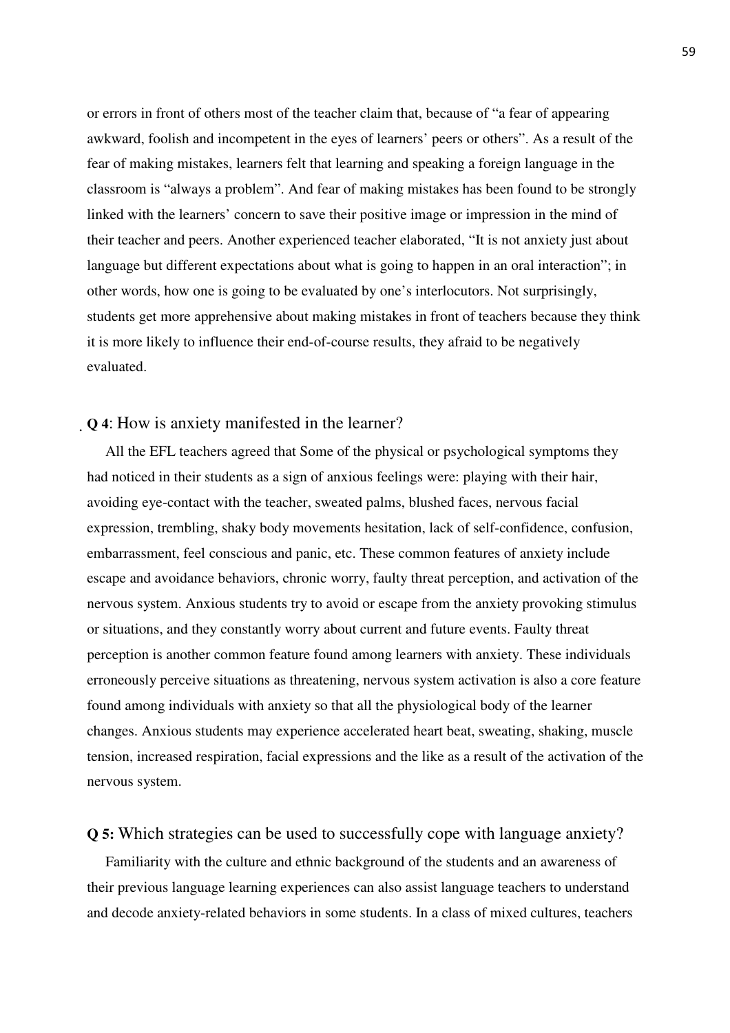or errors in front of others most of the teacher claim that, because of "a fear of appearing awkward, foolish and incompetent in the eyes of learners' peers or others". As a result of the fear of making mistakes, learners felt that learning and speaking a foreign language in the classroom is "always a problem". And fear of making mistakes has been found to be strongly linked with the learners' concern to save their positive image or impression in the mind of their teacher and peers. Another experienced teacher elaborated, "It is not anxiety just about language but different expectations about what is going to happen in an oral interaction"; in other words, how one is going to be evaluated by one's interlocutors. Not surprisingly, students get more apprehensive about making mistakes in front of teachers because they think it is more likely to influence their end-of-course results, they afraid to be negatively evaluated.

**Q 4**: How is anxiety manifested in the learner?

All the EFL teachers agreed that Some of the physical or psychological symptoms they had noticed in their students as a sign of anxious feelings were: playing with their hair, avoiding eye-contact with the teacher, sweated palms, blushed faces, nervous facial expression, trembling, shaky body movements hesitation, lack of self-confidence, confusion, embarrassment, feel conscious and panic, etc. These common features of anxiety include escape and avoidance behaviors, chronic worry, faulty threat perception, and activation of the nervous system. Anxious students try to avoid or escape from the anxiety provoking stimulus or situations, and they constantly worry about current and future events. Faulty threat perception is another common feature found among learners with anxiety. These individuals erroneously perceive situations as threatening, nervous system activation is also a core feature found among individuals with anxiety so that all the physiological body of the learner changes. Anxious students may experience accelerated heart beat, sweating, shaking, muscle tension, increased respiration, facial expressions and the like as a result of the activation of the nervous system.

**Q 5:** Which strategies can be used to successfully cope with language anxiety?

Familiarity with the culture and ethnic background of the students and an awareness of their previous language learning experiences can also assist language teachers to understand and decode anxiety-related behaviors in some students. In a class of mixed cultures, teachers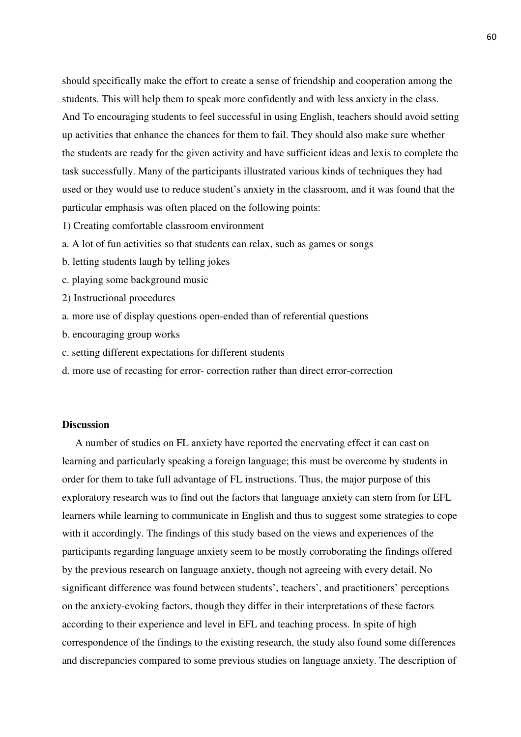should specifically make the effort to create a sense of friendship and cooperation among the students. This will help them to speak more confidently and with less anxiety in the class. And To encouraging students to feel successful in using English, teachers should avoid setting up activities that enhance the chances for them to fail. They should also make sure whether the students are ready for the given activity and have sufficient ideas and lexis to complete the task successfully. Many of the participants illustrated various kinds of techniques they had used or they would use to reduce student's anxiety in the classroom, and it was found that the particular emphasis was often placed on the following points:

1) Creating comfortable classroom environment

a. A lot of fun activities so that students can relax, such as games or songs

b. letting students laugh by telling jokes

c. playing some background music

2) Instructional procedures

a. more use of display questions open-ended than of referential questions

b. encouraging group works

c. setting different expectations for different students

d. more use of recasting for error- correction rather than direct error-correction

**Discussion**

A number of studies on FL anxiety have reported the enervating effect it can cast on learning and particularly speaking a foreign language; this must be overcome by students in order for them to take full advantage of FL instructions. Thus, the major purpose of this exploratory research was to find out the factors that language anxiety can stem from for EFL learners while learning to communicate in English and thus to suggest some strategies to cope with it accordingly. The findings of this study based on the views and experiences of the participants regarding language anxiety seem to be mostly corroborating the findings offered by the previous research on language anxiety, though not agreeing with every detail. No significant difference was found between students', teachers', and practitioners' perceptions on the anxiety-evoking factors, though they differ in their interpretations of these factors according to their experience and level in EFL and teaching process. In spite of high correspondence of the findings to the existing research, the study also found some differences and discrepancies compared to some previous studies on language anxiety. The description of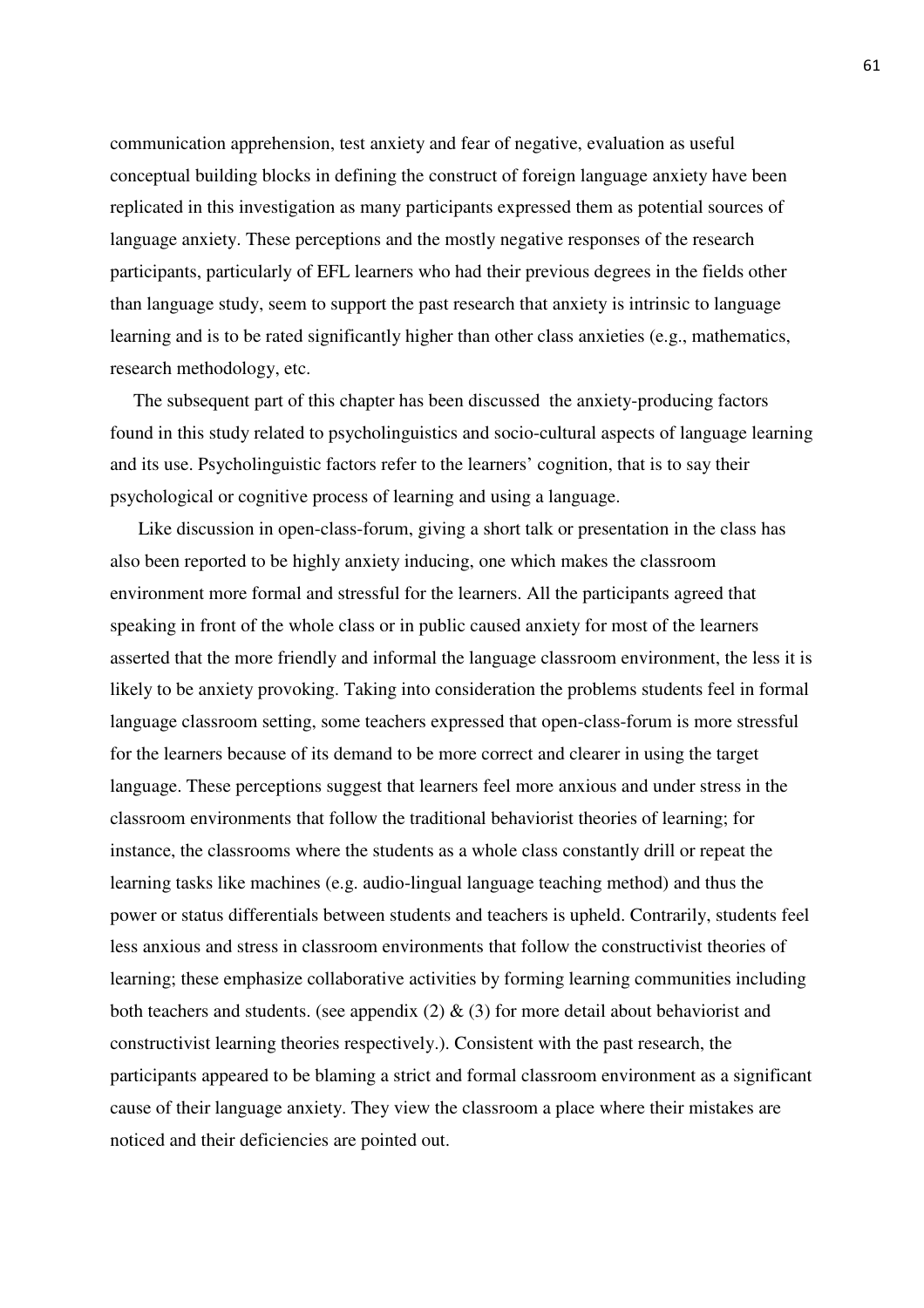communication apprehension, test anxiety and fear of negative, evaluation as useful conceptual building blocks in defining the construct of foreign language anxiety have been replicated in this investigation as many participants expressed them as potential sources of language anxiety. These perceptions and the mostly negative responses of the research participants, particularly of EFL learners who had their previous degrees in the fields other than language study, seem to support the past research that anxiety is intrinsic to language learning and is to be rated significantly higher than other class anxieties (e.g., mathematics, research methodology, etc.

The subsequent part of this chapter has been discussed  the anxiety-producing factors found in this study related to psycholinguistics and socio-cultural aspects of language learning and its use. Psycholinguistic factors refer to the learners' cognition, that is to say their psychological or cognitive process of learning and using a language.

Like discussion in open-class-forum, giving a short talk or presentation in the class has also been reported to be highly anxiety inducing, one which makes the classroom environment more formal and stressful for the learners. All the participants agreed that speaking in front of the whole class or in public caused anxiety for most of the learners asserted that the more friendly and informal the language classroom environment, the less it is likely to be anxiety provoking. Taking into consideration the problems students feel in formal language classroom setting, some teachers expressed that open-class-forum is more stressful for the learners because of its demand to be more correct and clearer in using the target language. These perceptions suggest that learners feel more anxious and under stress in the classroom environments that follow the traditional behaviorist theories of learning; for instance, the classrooms where the students as a whole class constantly drill or repeat the learning tasks like machines (e.g. audio-lingual language teaching method) and thus the power or status differentials between students and teachers is upheld. Contrarily, students feel less anxious and stress in classroom environments that follow the constructivist theories of learning; these emphasize collaborative activities by forming learning communities including both teachers and students. (see appendix (2) & (3) for more detail about behaviorist and constructivist learning theories respectively.). Consistent with the past research, the participants appeared to be blaming a strict and formal classroom environment as a significant cause of their language anxiety. They view the classroom a place where their mistakes are noticed and their deficiencies are pointed out.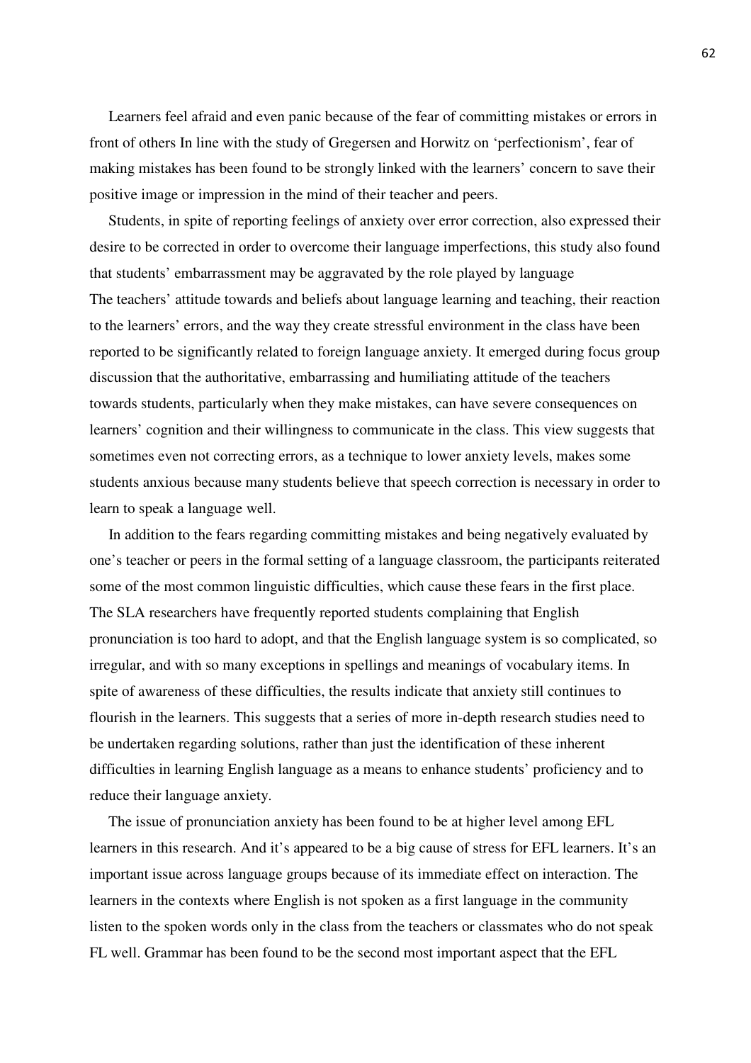Learners feel afraid and even panic because of the fear of committing mistakes or errors in front of others In line with the study of Gregersen and Horwitz on 'perfectionism', fear of making mistakes has been found to be strongly linked with the learners' concern to save their positive image or impression in the mind of their teacher and peers.

Students, in spite of reporting feelings of anxiety over error correction, also expressed their desire to be corrected in order to overcome their language imperfections, this study also found that students' embarrassment may be aggravated by the role played by language
The teachers' attitude towards and beliefs about language learning and teaching, their reaction to the learners' errors, and the way they create stressful environment in the class have been reported to be significantly related to foreign language anxiety. It emerged during focus group discussion that the authoritative, embarrassing and humiliating attitude of the teachers towards students, particularly when they make mistakes, can have severe consequences on learners' cognition and their willingness to communicate in the class. This view suggests that sometimes even not correcting errors, as a technique to lower anxiety levels, makes some students anxious because many students believe that speech correction is necessary in order to learn to speak a language well.

In addition to the fears regarding committing mistakes and being negatively evaluated by one's teacher or peers in the formal setting of a language classroom, the participants reiterated some of the most common linguistic difficulties, which cause these fears in the first place. The SLA researchers have frequently reported students complaining that English pronunciation is too hard to adopt, and that the English language system is so complicated, so irregular, and with so many exceptions in spellings and meanings of vocabulary items. In spite of awareness of these difficulties, the results indicate that anxiety still continues to flourish in the learners. This suggests that a series of more in-depth research studies need to be undertaken regarding solutions, rather than just the identification of these inherent difficulties in learning English language as a means to enhance students' proficiency and to reduce their language anxiety.

The issue of pronunciation anxiety has been found to be at higher level among EFL learners in this research. And it's appeared to be a big cause of stress for EFL learners. It's an important issue across language groups because of its immediate effect on interaction. The learners in the contexts where English is not spoken as a first language in the community listen to the spoken words only in the class from the teachers or classmates who do not speak FL well. Grammar has been found to be the second most important aspect that the EFL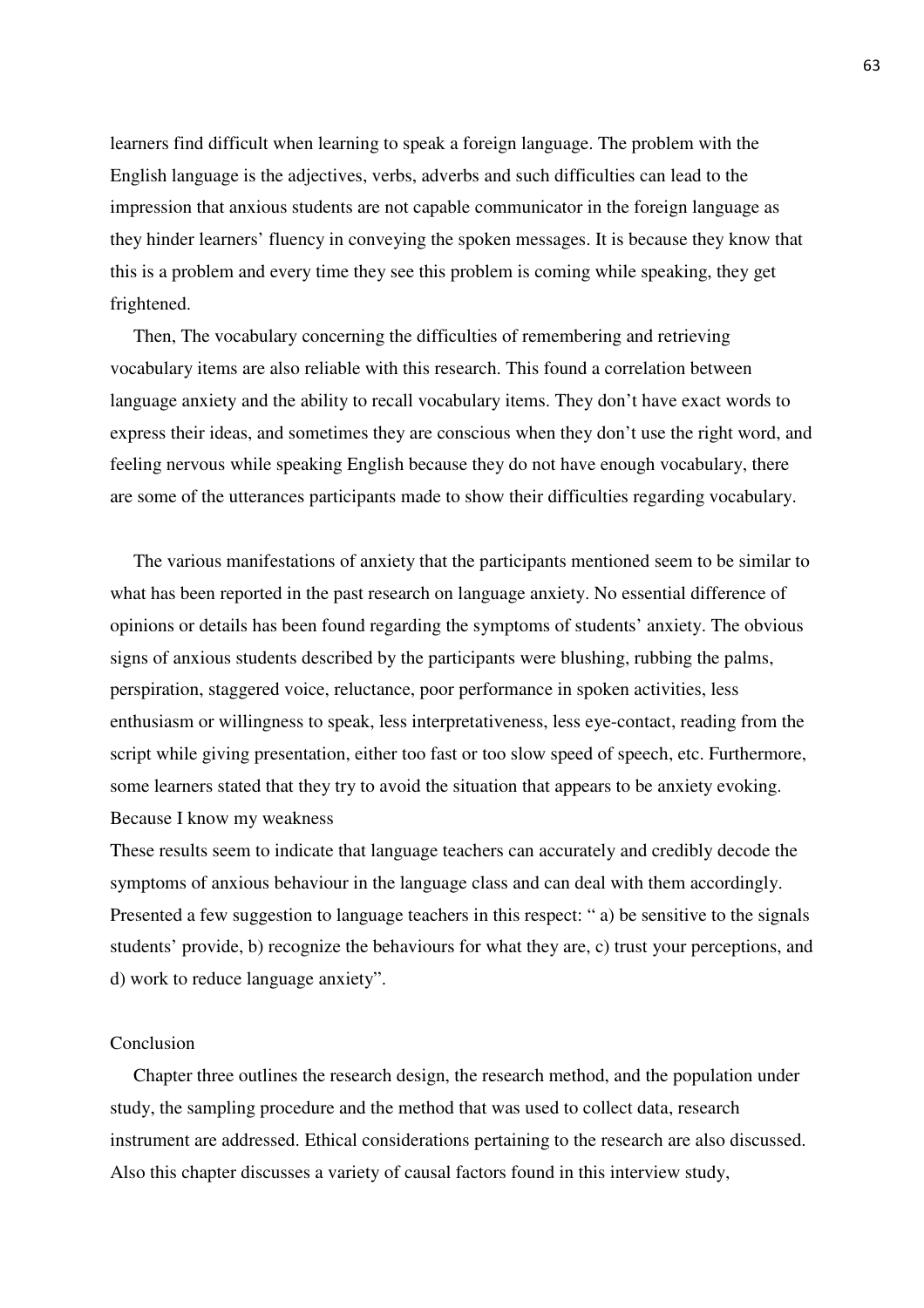learners find difficult when learning to speak a foreign language. The problem with the English language is the adjectives, verbs, adverbs and such difficulties can lead to the impression that anxious students are not capable communicator in the foreign language as they hinder learners' fluency in conveying the spoken messages. It is because they know that this is a problem and every time they see this problem is coming while speaking, they get frightened.

Then, The vocabulary concerning the difficulties of remembering and retrieving vocabulary items are also reliable with this research. This found a correlation between language anxiety and the ability to recall vocabulary items. They don't have exact words to express their ideas, and sometimes they are conscious when they don't use the right word, and feeling nervous while speaking English because they do not have enough vocabulary, there are some of the utterances participants made to show their difficulties regarding vocabulary.

The various manifestations of anxiety that the participants mentioned seem to be similar to what has been reported in the past research on language anxiety. No essential difference of opinions or details has been found regarding the symptoms of students' anxiety. The obvious signs of anxious students described by the participants were blushing, rubbing the palms, perspiration, staggered voice, reluctance, poor performance in spoken activities, less enthusiasm or willingness to speak, less interpretativeness, less eye-contact, reading from the script while giving presentation, either too fast or too slow speed of speech, etc. Furthermore, some learners stated that they try to avoid the situation that appears to be anxiety evoking. Because I know my weakness

These results seem to indicate that language teachers can accurately and credibly decode the symptoms of anxious behaviour in the language class and can deal with them accordingly. Presented a few suggestion to language teachers in this respect: " a) be sensitive to the signals students' provide, b) recognize the behaviours for what they are, c) trust your perceptions, and d) work to reduce language anxiety".

Conclusion

Chapter three outlines the research design, the research method, and the population under study, the sampling procedure and the method that was used to collect data, research instrument are addressed. Ethical considerations pertaining to the research are also discussed. Also this chapter discusses a variety of causal factors found in this interview study,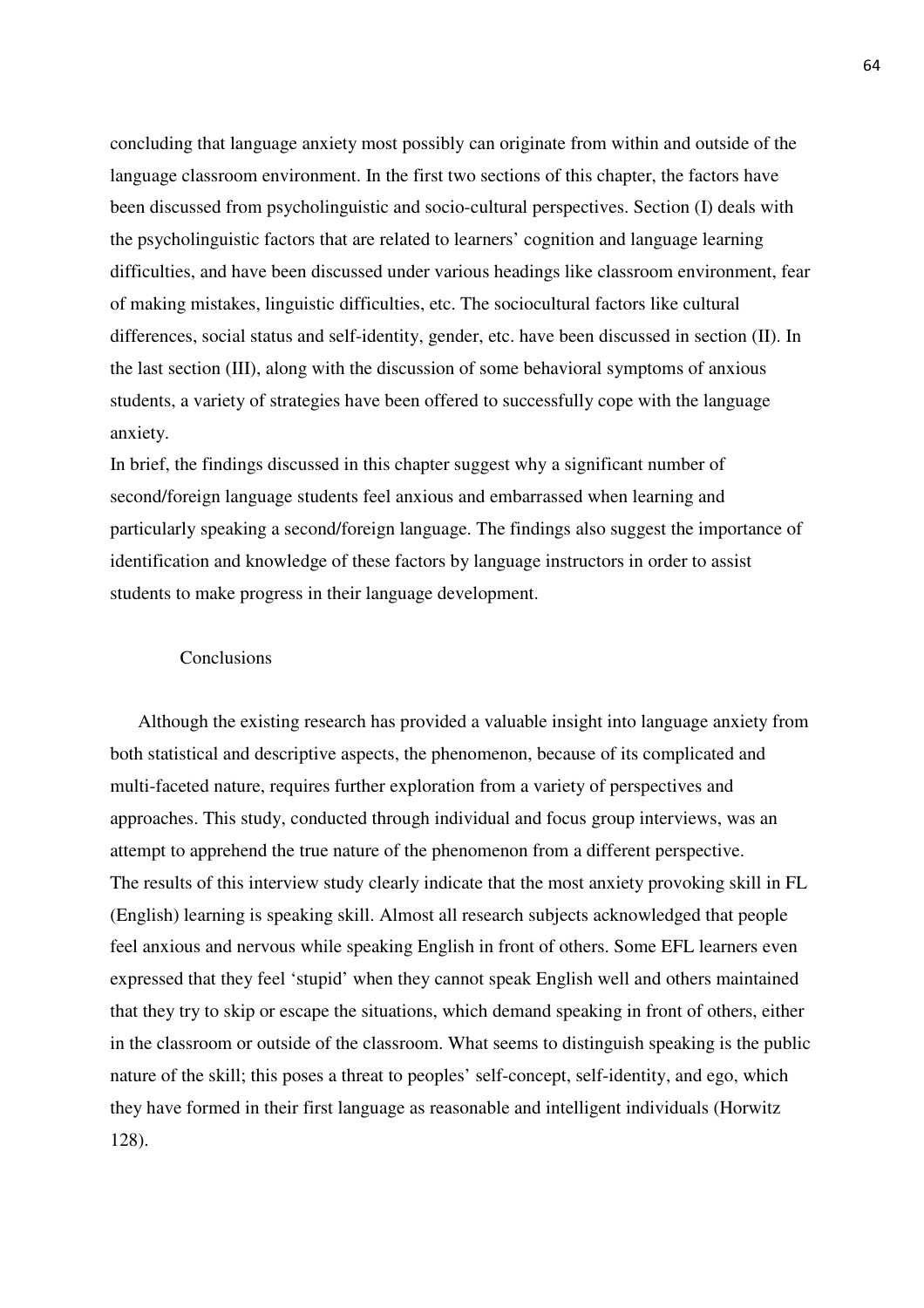concluding that language anxiety most possibly can originate from within and outside of the language classroom environment. In the first two sections of this chapter, the factors have been discussed from psycholinguistic and socio-cultural perspectives. Section (I) deals with the psycholinguistic factors that are related to learners' cognition and language learning difficulties, and have been discussed under various headings like classroom environment, fear of making mistakes, linguistic difficulties, etc. The sociocultural factors like cultural differences, social status and self-identity, gender, etc. have been discussed in section (II). In the last section (III), along with the discussion of some behavioral symptoms of anxious students, a variety of strategies have been offered to successfully cope with the language anxiety.

In brief, the findings discussed in this chapter suggest why a significant number of second/foreign language students feel anxious and embarrassed when learning and particularly speaking a second/foreign language. The findings also suggest the importance of identification and knowledge of these factors by language instructors in order to assist students to make progress in their language development.

## Conclusions

Although the existing research has provided a valuable insight into language anxiety from both statistical and descriptive aspects, the phenomenon, because of its complicated and multi-faceted nature, requires further exploration from a variety of perspectives and approaches. This study, conducted through individual and focus group interviews, was an attempt to apprehend the true nature of the phenomenon from a different perspective.

The results of this interview study clearly indicate that the most anxiety provoking skill in FL (English) learning is speaking skill. Almost all research subjects acknowledged that people feel anxious and nervous while speaking English in front of others. Some EFL learners even expressed that they feel 'stupid' when they cannot speak English well and others maintained that they try to skip or escape the situations, which demand speaking in front of others, either in the classroom or outside of the classroom. What seems to distinguish speaking is the public nature of the skill; this poses a threat to peoples' self-concept, self-identity, and ego, which they have formed in their first language as reasonable and intelligent individuals (Horwitz 128).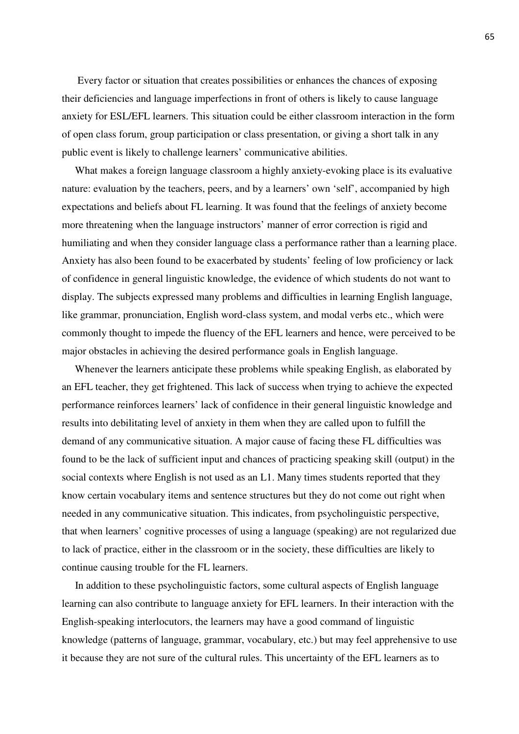Every factor or situation that creates possibilities or enhances the chances of exposing their deficiencies and language imperfections in front of others is likely to cause language anxiety for ESL/EFL learners. This situation could be either classroom interaction in the form of open class forum, group participation or class presentation, or giving a short talk in any public event is likely to challenge learners' communicative abilities.

What makes a foreign language classroom a highly anxiety-evoking place is its evaluative nature: evaluation by the teachers, peers, and by a learners' own 'self', accompanied by high expectations and beliefs about FL learning. It was found that the feelings of anxiety become more threatening when the language instructors' manner of error correction is rigid and humiliating and when they consider language class a performance rather than a learning place. Anxiety has also been found to be exacerbated by students' feeling of low proficiency or lack of confidence in general linguistic knowledge, the evidence of which students do not want to display. The subjects expressed many problems and difficulties in learning English language, like grammar, pronunciation, English word-class system, and modal verbs etc., which were commonly thought to impede the fluency of the EFL learners and hence, were perceived to be major obstacles in achieving the desired performance goals in English language.

Whenever the learners anticipate these problems while speaking English, as elaborated by an EFL teacher, they get frightened. This lack of success when trying to achieve the expected performance reinforces learners' lack of confidence in their general linguistic knowledge and results into debilitating level of anxiety in them when they are called upon to fulfill the demand of any communicative situation. A major cause of facing these FL difficulties was found to be the lack of sufficient input and chances of practicing speaking skill (output) in the social contexts where English is not used as an L1. Many times students reported that they know certain vocabulary items and sentence structures but they do not come out right when needed in any communicative situation. This indicates, from psycholinguistic perspective, that when learners' cognitive processes of using a language (speaking) are not regularized due to lack of practice, either in the classroom or in the society, these difficulties are likely to continue causing trouble for the FL learners.

In addition to these psycholinguistic factors, some cultural aspects of English language learning can also contribute to language anxiety for EFL learners. In their interaction with the English-speaking interlocutors, the learners may have a good command of linguistic knowledge (patterns of language, grammar, vocabulary, etc.) but may feel apprehensive to use it because they are not sure of the cultural rules. This uncertainty of the EFL learners as to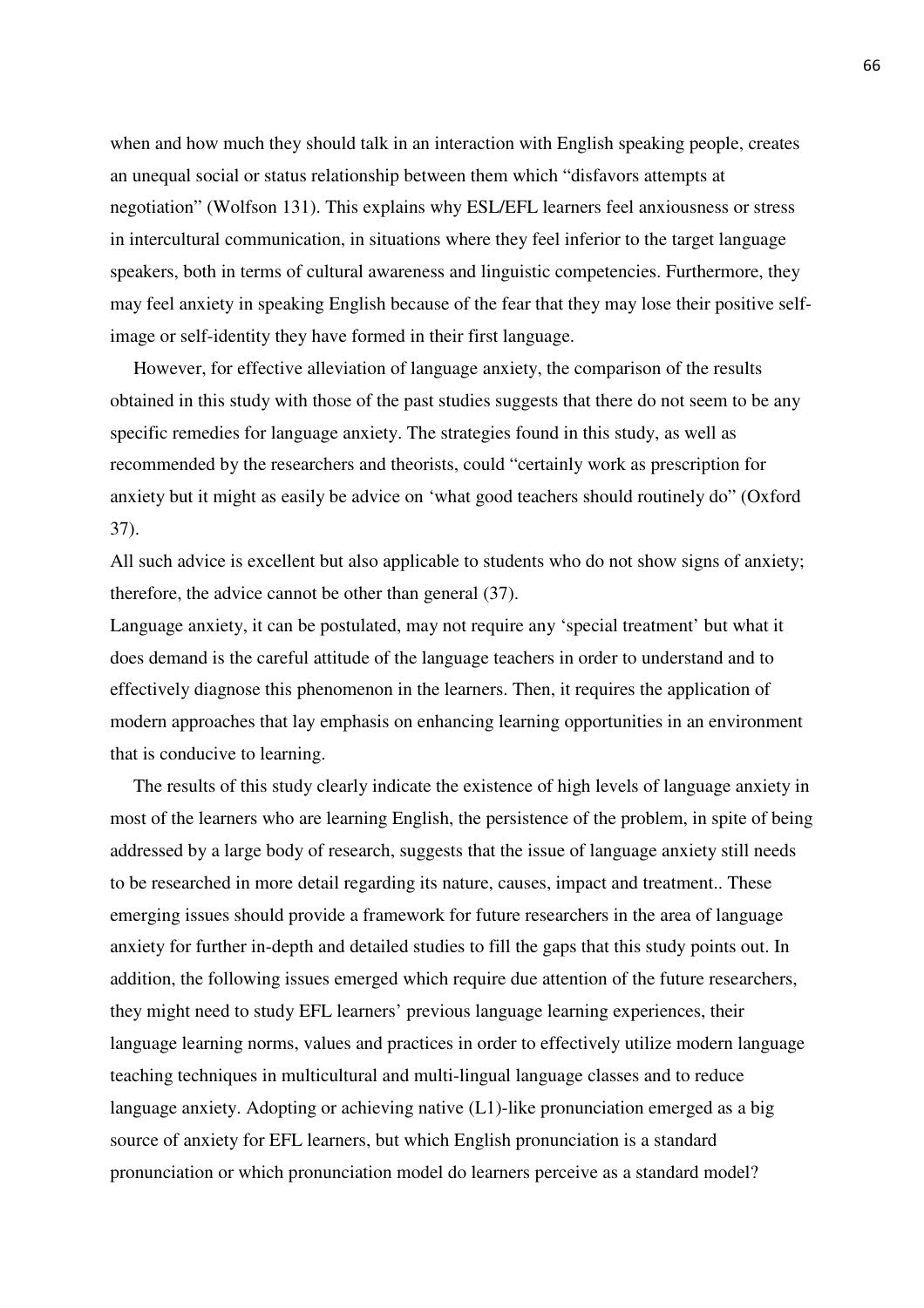when and how much they should talk in an interaction with English speaking people, creates an unequal social or status relationship between them which "disfavors attempts at negotiation" (Wolfson 131). This explains why ESL/EFL learners feel anxiousness or stress in intercultural communication, in situations where they feel inferior to the target language speakers, both in terms of cultural awareness and linguistic competencies. Furthermore, they may feel anxiety in speaking English because of the fear that they may lose their positive self-image or self-identity they have formed in their first language.

However, for effective alleviation of language anxiety, the comparison of the results obtained in this study with those of the past studies suggests that there do not seem to be any specific remedies for language anxiety. The strategies found in this study, as well as recommended by the researchers and theorists, could "certainly work as prescription for anxiety but it might as easily be advice on 'what good teachers should routinely do" (Oxford 37).

All such advice is excellent but also applicable to students who do not show signs of anxiety; therefore, the advice cannot be other than general (37).

Language anxiety, it can be postulated, may not require any 'special treatment' but what it does demand is the careful attitude of the language teachers in order to understand and to effectively diagnose this phenomenon in the learners. Then, it requires the application of modern approaches that lay emphasis on enhancing learning opportunities in an environment that is conducive to learning.

The results of this study clearly indicate the existence of high levels of language anxiety in most of the learners who are learning English, the persistence of the problem, in spite of being addressed by a large body of research, suggests that the issue of language anxiety still needs to be researched in more detail regarding its nature, causes, impact and treatment.. These emerging issues should provide a framework for future researchers in the area of language anxiety for further in-depth and detailed studies to fill the gaps that this study points out. In addition, the following issues emerged which require due attention of the future researchers, they might need to study EFL learners' previous language learning experiences, their language learning norms, values and practices in order to effectively utilize modern language teaching techniques in multicultural and multi-lingual language classes and to reduce language anxiety. Adopting or achieving native (L1)-like pronunciation emerged as a big source of anxiety for EFL learners, but which English pronunciation is a standard pronunciation or which pronunciation model do learners perceive as a standard model?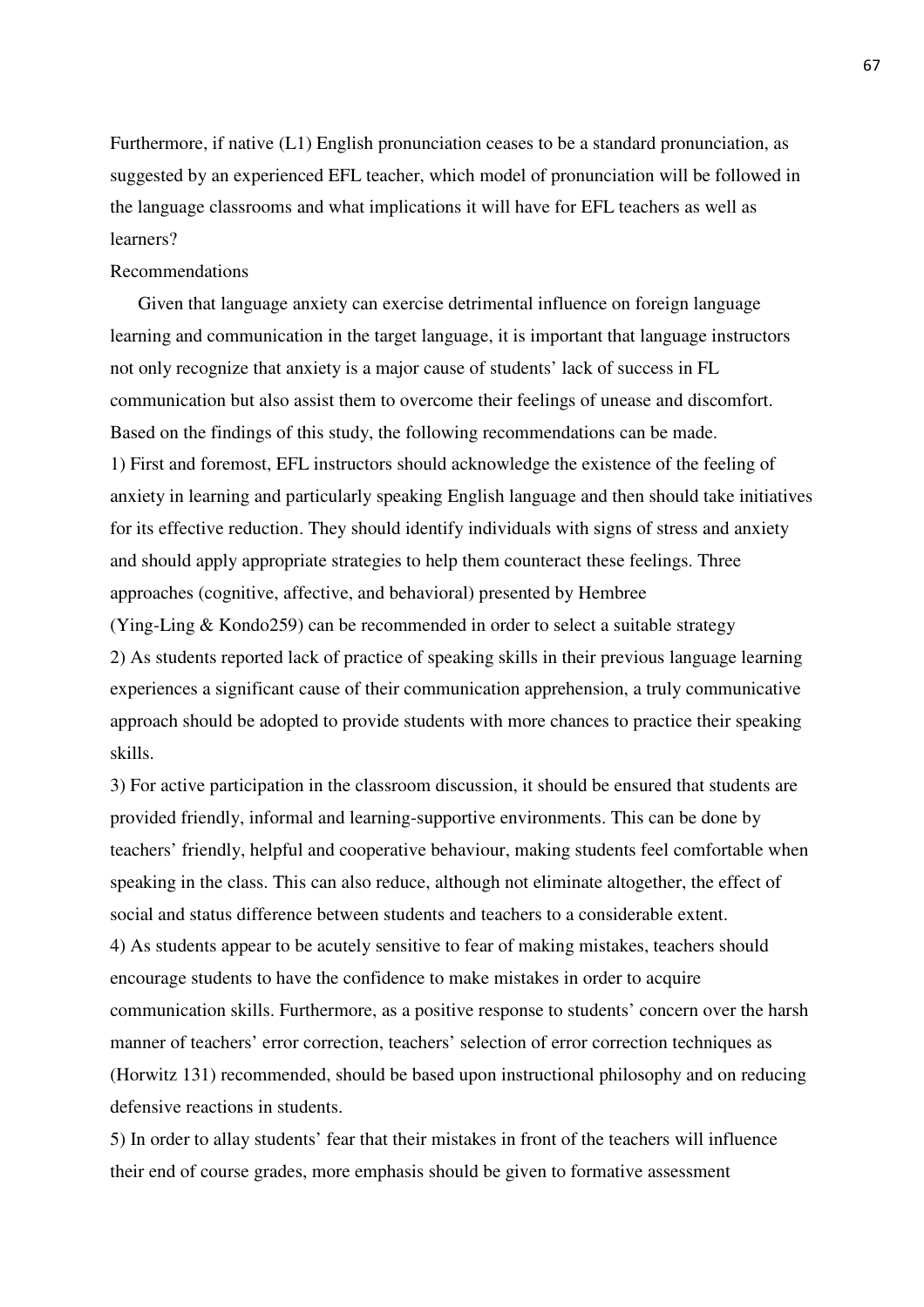Furthermore, if native (L1) English pronunciation ceases to be a standard pronunciation, as suggested by an experienced EFL teacher, which model of pronunciation will be followed in the language classrooms and what implications it will have for EFL teachers as well as learners?

## Recommendations

Given that language anxiety can exercise detrimental influence on foreign language learning and communication in the target language, it is important that language instructors not only recognize that anxiety is a major cause of students' lack of success in FL communication but also assist them to overcome their feelings of unease and discomfort. Based on the findings of this study, the following recommendations can be made.

1) First and foremost, EFL instructors should acknowledge the existence of the feeling of anxiety in learning and particularly speaking English language and then should take initiatives for its effective reduction. They should identify individuals with signs of stress and anxiety and should apply appropriate strategies to help them counteract these feelings. Three approaches (cognitive, affective, and behavioral) presented by Hembree (Ying-Ling & Kondo259) can be recommended in order to select a suitable strategy

2) As students reported lack of practice of speaking skills in their previous language learning experiences a significant cause of their communication apprehension, a truly communicative approach should be adopted to provide students with more chances to practice their speaking skills.

3) For active participation in the classroom discussion, it should be ensured that students are provided friendly, informal and learning-supportive environments. This can be done by teachers' friendly, helpful and cooperative behaviour, making students feel comfortable when speaking in the class. This can also reduce, although not eliminate altogether, the effect of social and status difference between students and teachers to a considerable extent.

4) As students appear to be acutely sensitive to fear of making mistakes, teachers should encourage students to have the confidence to make mistakes in order to acquire communication skills. Furthermore, as a positive response to students' concern over the harsh manner of teachers' error correction, teachers' selection of error correction techniques as (Horwitz 131) recommended, should be based upon instructional philosophy and on reducing defensive reactions in students.

5) In order to allay students' fear that their mistakes in front of the teachers will influence their end of course grades, more emphasis should be given to formative assessment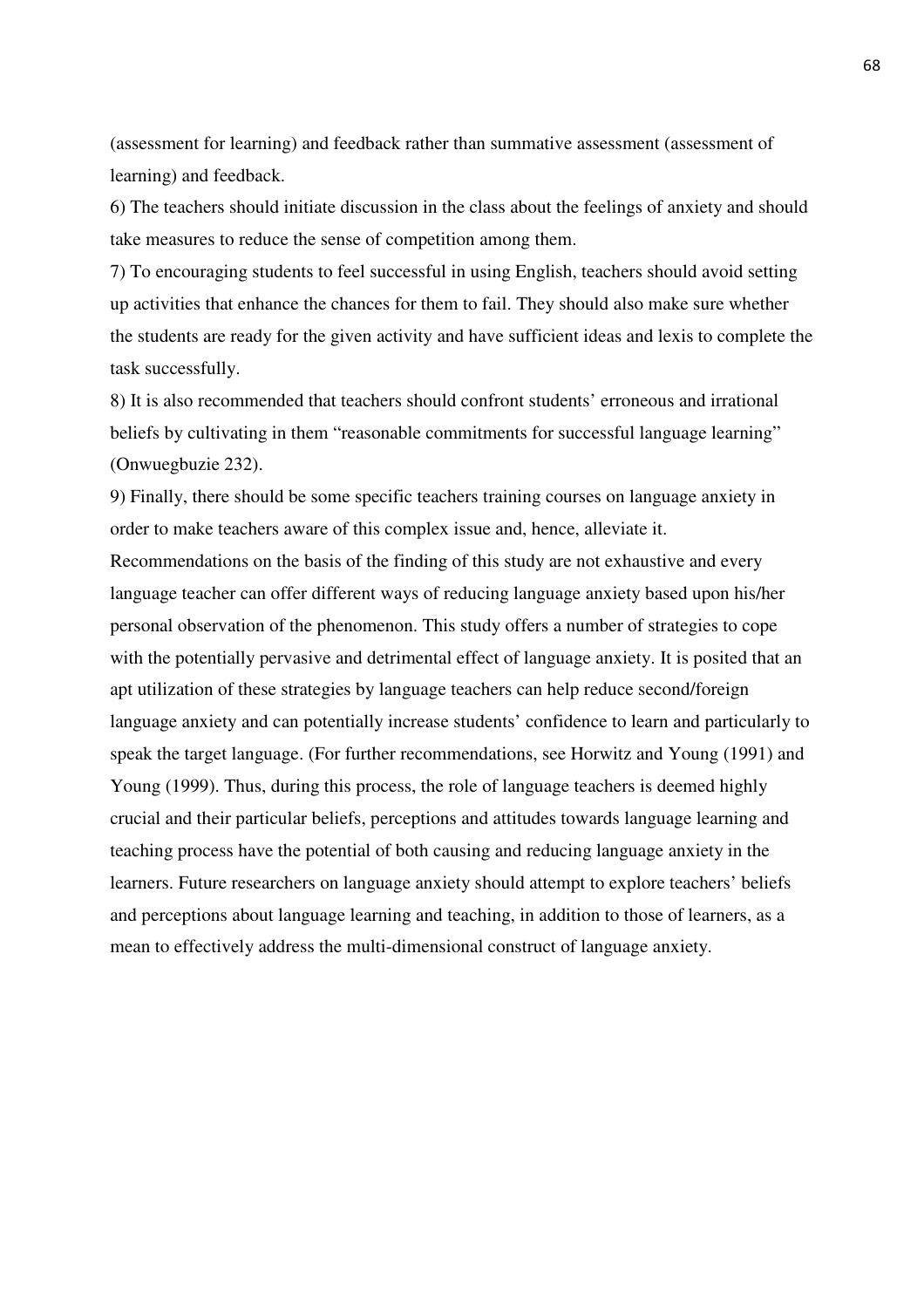(assessment for learning) and feedback rather than summative assessment (assessment of learning) and feedback.

6) The teachers should initiate discussion in the class about the feelings of anxiety and should take measures to reduce the sense of competition among them.

7) To encouraging students to feel successful in using English, teachers should avoid setting up activities that enhance the chances for them to fail. They should also make sure whether the students are ready for the given activity and have sufficient ideas and lexis to complete the task successfully.

8) It is also recommended that teachers should confront students' erroneous and irrational beliefs by cultivating in them "reasonable commitments for successful language learning" (Onwuegbuzie 232).

9) Finally, there should be some specific teachers training courses on language anxiety in order to make teachers aware of this complex issue and, hence, alleviate it.

Recommendations on the basis of the finding of this study are not exhaustive and every language teacher can offer different ways of reducing language anxiety based upon his/her personal observation of the phenomenon. This study offers a number of strategies to cope with the potentially pervasive and detrimental effect of language anxiety. It is posited that an apt utilization of these strategies by language teachers can help reduce second/foreign language anxiety and can potentially increase students' confidence to learn and particularly to speak the target language. (For further recommendations, see Horwitz and Young (1991) and Young (1999). Thus, during this process, the role of language teachers is deemed highly crucial and their particular beliefs, perceptions and attitudes towards language learning and teaching process have the potential of both causing and reducing language anxiety in the learners. Future researchers on language anxiety should attempt to explore teachers' beliefs and perceptions about language learning and teaching, in addition to those of learners, as a mean to effectively address the multi-dimensional construct of language anxiety.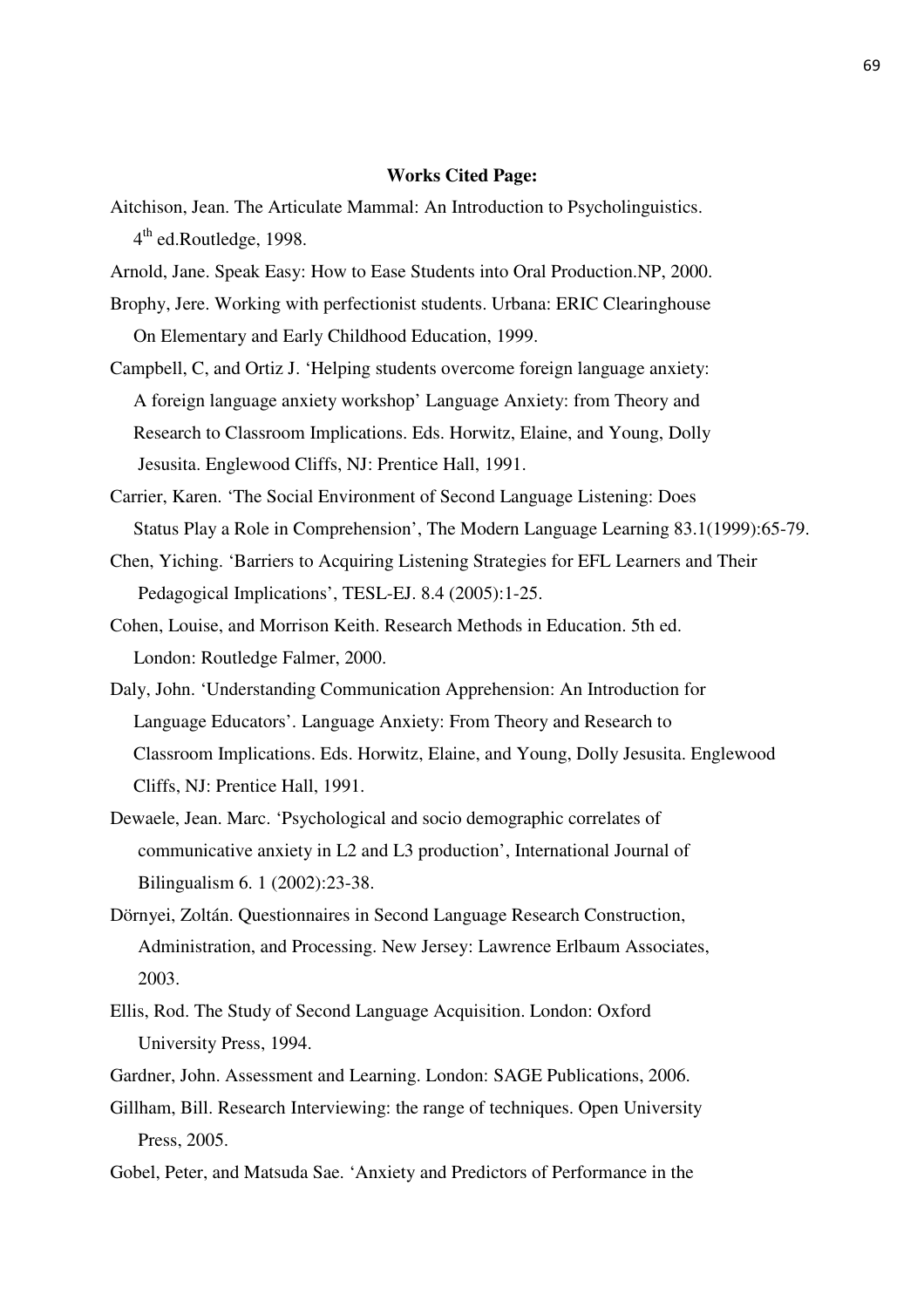**Works Cited Page:**

Aitchison, Jean. The Articulate Mammal: An Introduction to Psycholinguistics. 4th ed.Routledge, 1998.

Arnold, Jane. Speak Easy: How to Ease Students into Oral Production.NP, 2000.

Brophy, Jere. Working with perfectionist students. Urbana: ERIC Clearinghouse On Elementary and Early Childhood Education, 1999.

Campbell, C, and Ortiz J. 'Helping students overcome foreign language anxiety: A foreign language anxiety workshop' Language Anxiety: from Theory and Research to Classroom Implications. Eds. Horwitz, Elaine, and Young, Dolly Jesusita. Englewood Cliffs, NJ: Prentice Hall, 1991.

Carrier, Karen. 'The Social Environment of Second Language Listening: Does Status Play a Role in Comprehension', The Modern Language Learning 83.1(1999):65-79.

Chen, Yiching. 'Barriers to Acquiring Listening Strategies for EFL Learners and Their Pedagogical Implications', TESL-EJ. 8.4 (2005):1-25.

Cohen, Louise, and Morrison Keith. Research Methods in Education. 5th ed. London: Routledge Falmer, 2000.

Daly, John. 'Understanding Communication Apprehension: An Introduction for Language Educators'. Language Anxiety: From Theory and Research to Classroom Implications. Eds. Horwitz, Elaine, and Young, Dolly Jesusita. Englewood Cliffs, NJ: Prentice Hall, 1991.

Dewaele, Jean. Marc. 'Psychological and socio demographic correlates of communicative anxiety in L2 and L3 production', International Journal of Bilingualism 6. 1 (2002):23-38.

Dörnyei, Zoltán. Questionnaires in Second Language Research Construction, Administration, and Processing. New Jersey: Lawrence Erlbaum Associates, 2003.

Ellis, Rod. The Study of Second Language Acquisition. London: Oxford University Press, 1994.

Gardner, John. Assessment and Learning. London: SAGE Publications, 2006.

Gillham, Bill. Research Interviewing: the range of techniques. Open University Press, 2005.

Gobel, Peter, and Matsuda Sae. 'Anxiety and Predictors of Performance in the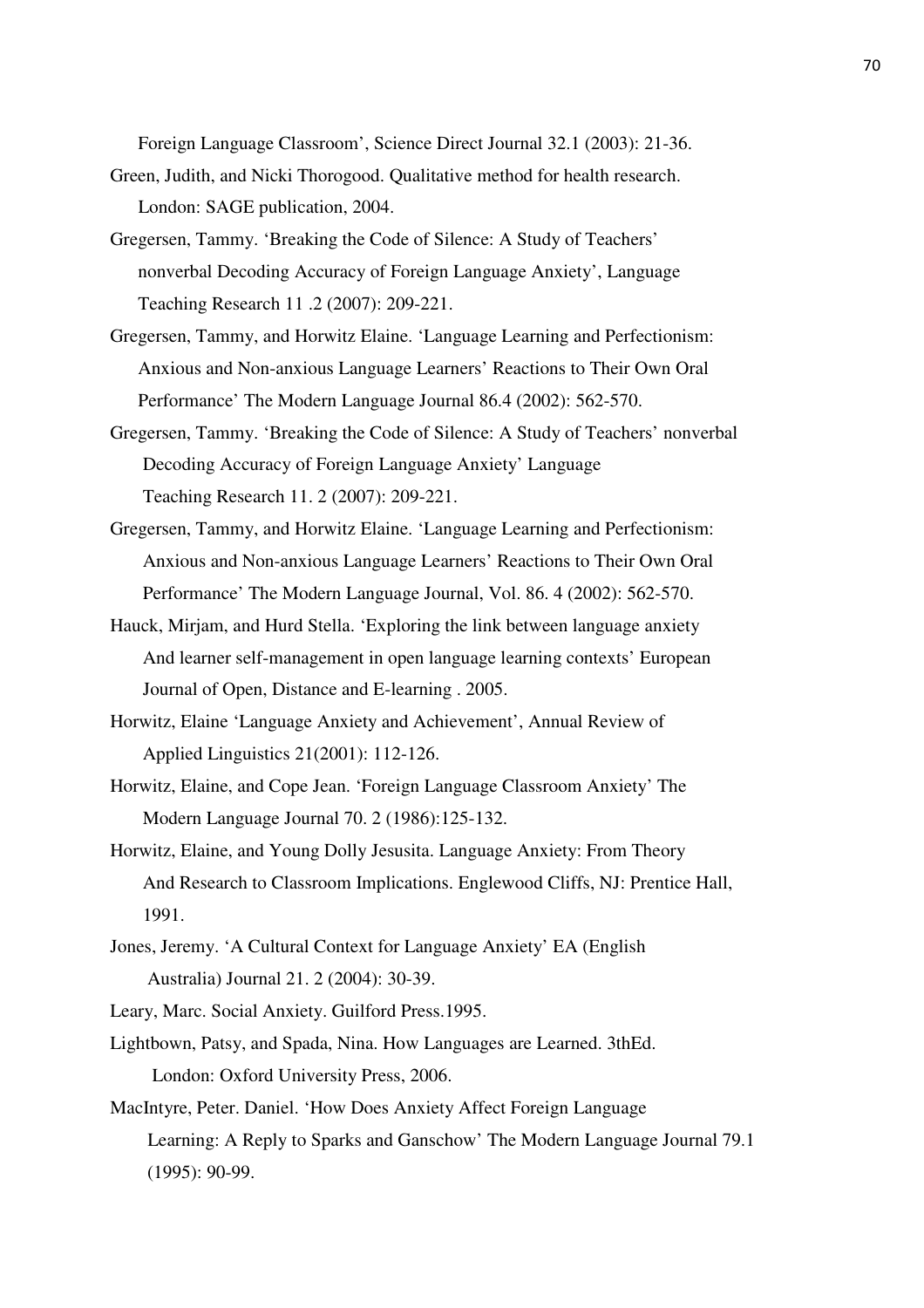Foreign Language Classroom', Science Direct Journal 32.1 (2003): 21-36.

Green, Judith, and Nicki Thorogood. Qualitative method for health research. London: SAGE publication, 2004.

Gregersen, Tammy. 'Breaking the Code of Silence: A Study of Teachers' nonverbal Decoding Accuracy of Foreign Language Anxiety', Language Teaching Research 11 .2 (2007): 209-221.

Gregersen, Tammy, and Horwitz Elaine. 'Language Learning and Perfectionism: Anxious and Non-anxious Language Learners' Reactions to Their Own Oral Performance' The Modern Language Journal 86.4 (2002): 562-570.

Gregersen, Tammy. 'Breaking the Code of Silence: A Study of Teachers' nonverbal Decoding Accuracy of Foreign Language Anxiety' Language Teaching Research 11. 2 (2007): 209-221.

Gregersen, Tammy, and Horwitz Elaine. 'Language Learning and Perfectionism: Anxious and Non-anxious Language Learners' Reactions to Their Own Oral Performance' The Modern Language Journal, Vol. 86. 4 (2002): 562-570.

Hauck, Mirjam, and Hurd Stella. 'Exploring the link between language anxiety And learner self-management in open language learning contexts' European Journal of Open, Distance and E-learning . 2005.

Horwitz, Elaine 'Language Anxiety and Achievement', Annual Review of Applied Linguistics 21(2001): 112-126.

Horwitz, Elaine, and Cope Jean. 'Foreign Language Classroom Anxiety' The Modern Language Journal 70. 2 (1986):125-132.

Horwitz, Elaine, and Young Dolly Jesusita. Language Anxiety: From Theory And Research to Classroom Implications. Englewood Cliffs, NJ: Prentice Hall, 1991.

Jones, Jeremy. 'A Cultural Context for Language Anxiety' EA (English Australia) Journal 21. 2 (2004): 30-39.

Leary, Marc. Social Anxiety. Guilford Press.1995.

Lightbown, Patsy, and Spada, Nina. How Languages are Learned. 3thEd. London: Oxford University Press, 2006.

MacIntyre, Peter. Daniel. 'How Does Anxiety Affect Foreign Language Learning: A Reply to Sparks and Ganschow' The Modern Language Journal 79.1 (1995): 90-99.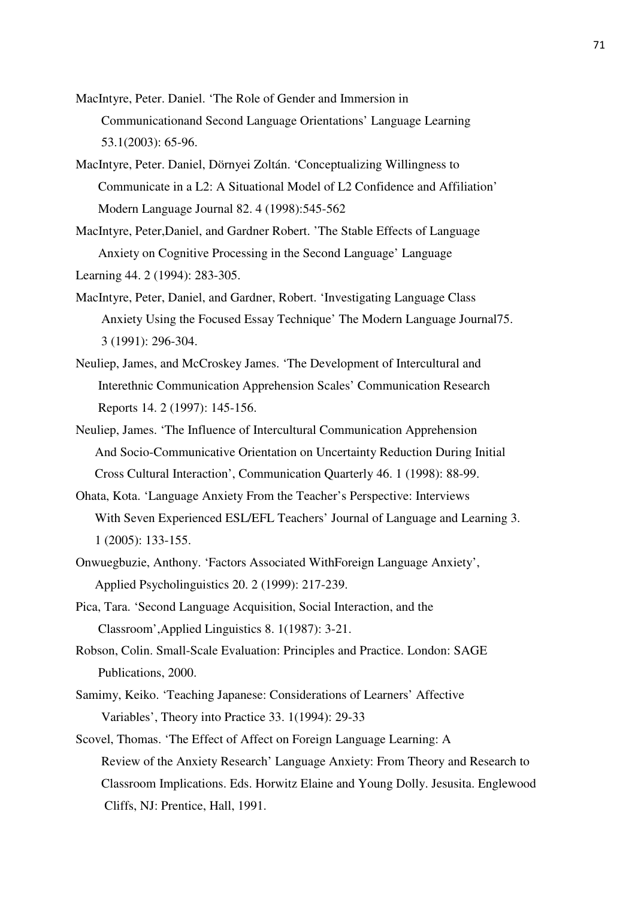MacIntyre, Peter. Daniel. 'The Role of Gender and Immersion in Communicationand Second Language Orientations' Language Learning 53.1(2003): 65-96.

MacIntyre, Peter. Daniel, Dörnyei Zoltán. 'Conceptualizing Willingness to Communicate in a L2: A Situational Model of L2 Confidence and Affiliation' Modern Language Journal 82. 4 (1998):545-562

MacIntyre, Peter,Daniel, and Gardner Robert. 'The Stable Effects of Language Anxiety on Cognitive Processing in the Second Language' Language Learning 44. 2 (1994): 283-305.

MacIntyre, Peter, Daniel, and Gardner, Robert. 'Investigating Language Class Anxiety Using the Focused Essay Technique' The Modern Language Journal75. 3 (1991): 296-304.

Neuliep, James, and McCroskey James. 'The Development of Intercultural and Interethnic Communication Apprehension Scales' Communication Research Reports 14. 2 (1997): 145-156.

Neuliep, James. 'The Influence of Intercultural Communication Apprehension And Socio-Communicative Orientation on Uncertainty Reduction During Initial Cross Cultural Interaction', Communication Quarterly 46. 1 (1998): 88-99.

Ohata, Kota. 'Language Anxiety From the Teacher's Perspective: Interviews With Seven Experienced ESL/EFL Teachers' Journal of Language and Learning 3. 1 (2005): 133-155.

Onwuegbuzie, Anthony. 'Factors Associated WithForeign Language Anxiety', Applied Psycholinguistics 20. 2 (1999): 217-239.

Pica, Tara. 'Second Language Acquisition, Social Interaction, and the Classroom',Applied Linguistics 8. 1(1987): 3-21.

Robson, Colin. Small-Scale Evaluation: Principles and Practice. London: SAGE Publications, 2000.

Samimy, Keiko. 'Teaching Japanese: Considerations of Learners' Affective Variables', Theory into Practice 33. 1(1994): 29-33

Scovel, Thomas. 'The Effect of Affect on Foreign Language Learning: A Review of the Anxiety Research' Language Anxiety: From Theory and Research to Classroom Implications. Eds. Horwitz Elaine and Young Dolly. Jesusita. Englewood Cliffs, NJ: Prentice, Hall, 1991.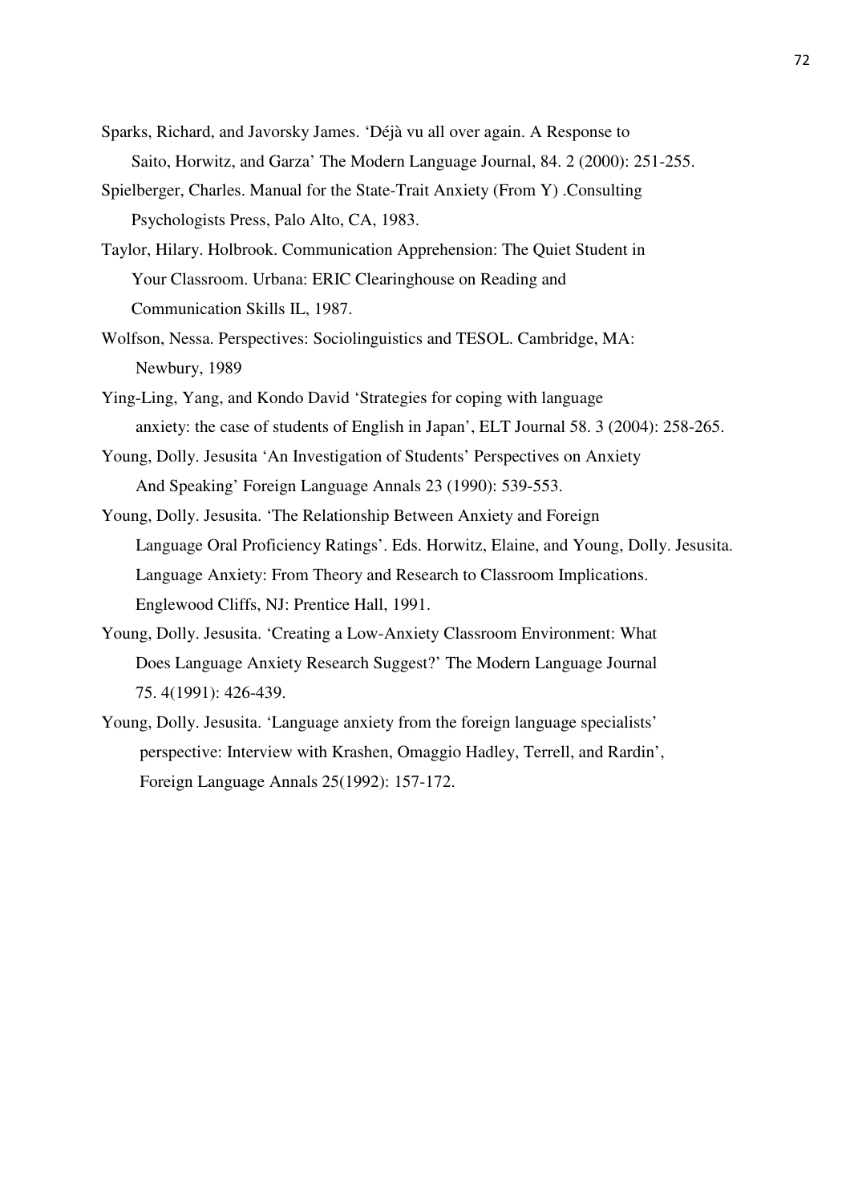Sparks, Richard, and Javorsky James. 'Déjà vu all over again. A Response to Saito, Horwitz, and Garza' The Modern Language Journal, 84. 2 (2000): 251-255.

Spielberger, Charles. Manual for the State-Trait Anxiety (From Y) .Consulting Psychologists Press, Palo Alto, CA, 1983.

Taylor, Hilary. Holbrook. Communication Apprehension: The Quiet Student in Your Classroom. Urbana: ERIC Clearinghouse on Reading and Communication Skills IL, 1987.

Wolfson, Nessa. Perspectives: Sociolinguistics and TESOL. Cambridge, MA: Newbury, 1989

Ying-Ling, Yang, and Kondo David 'Strategies for coping with language anxiety: the case of students of English in Japan', ELT Journal 58. 3 (2004): 258-265.

Young, Dolly. Jesusita 'An Investigation of Students' Perspectives on Anxiety And Speaking' Foreign Language Annals 23 (1990): 539-553.

Young, Dolly. Jesusita. 'The Relationship Between Anxiety and Foreign Language Oral Proficiency Ratings'. Eds. Horwitz, Elaine, and Young, Dolly. Jesusita. Language Anxiety: From Theory and Research to Classroom Implications. Englewood Cliffs, NJ: Prentice Hall, 1991.

Young, Dolly. Jesusita. 'Creating a Low-Anxiety Classroom Environment: What Does Language Anxiety Research Suggest?' The Modern Language Journal 75. 4(1991): 426-439.

Young, Dolly. Jesusita. 'Language anxiety from the foreign language specialists' perspective: Interview with Krashen, Omaggio Hadley, Terrell, and Rardin', Foreign Language Annals 25(1992): 157-172.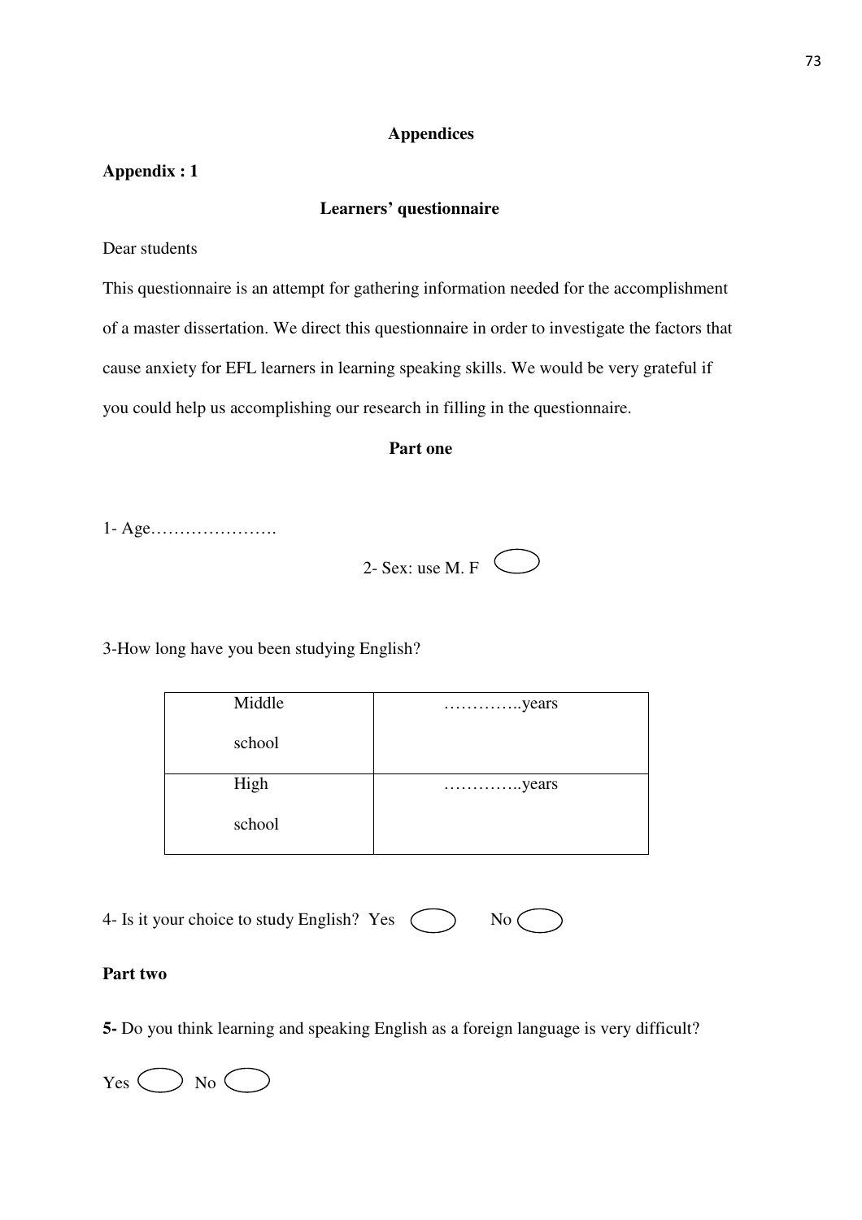**Appendices**

**Appendix : 1**

**Learners' questionnaire**

Dear students

This questionnaire is an attempt for gathering information needed for the accomplishment of a master dissertation. We direct this questionnaire in order to investigate the factors that cause anxiety for EFL learners in learning speaking skills. We would be very grateful if you could help us accomplishing our research in filling in the questionnaire.

**Part one**

1- Age………………….

2- Sex: use M. F ◯

3-How long have you been studying English?

| | |
|---|---|
| Middle school | …………..years |
| High school | …………..years |

4- Is it your choice to study English? Yes ◯ No ◯

**Part two**

**5-** Do you think learning and speaking English as a foreign language is very difficult?

Yes ◯ No ◯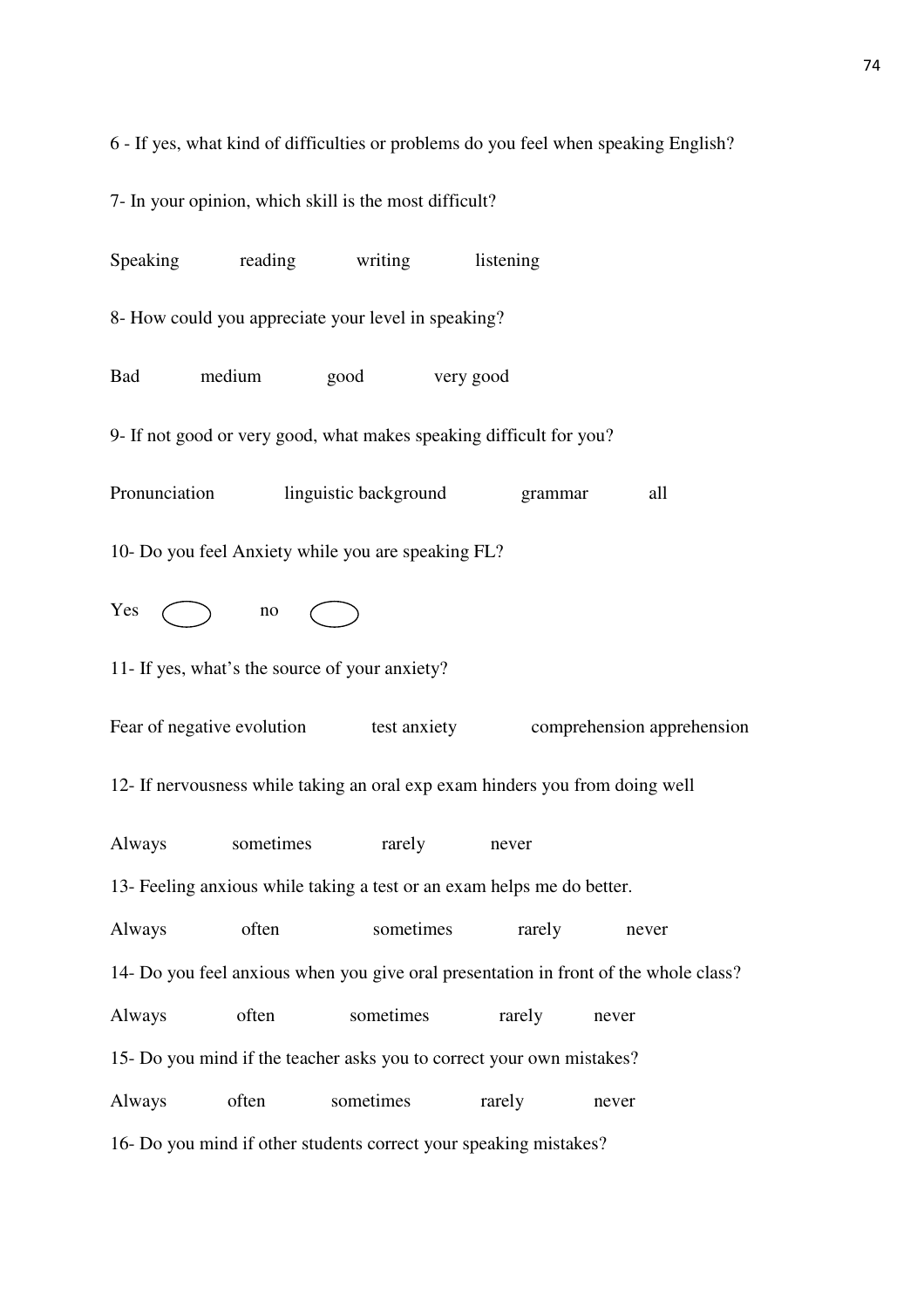6 - If yes, what kind of difficulties or problems do you feel when speaking English?

7- In your opinion, which skill is the most difficult?

Speaking reading writing listening

8- How could you appreciate your level in speaking?

Bad medium good very good

9- If not good or very good, what makes speaking difficult for you?

Pronunciation linguistic background grammar all

10- Do you feel Anxiety while you are speaking FL?

Yes ◯ no ◯

11- If yes, what's the source of your anxiety?

Fear of negative evolution test anxiety comprehension apprehension

12- If nervousness while taking an oral exp exam hinders you from doing well

Always sometimes rarely never

13- Feeling anxious while taking a test or an exam helps me do better.

Always often sometimes rarely never

14- Do you feel anxious when you give oral presentation in front of the whole class?

Always often sometimes rarely never

15- Do you mind if the teacher asks you to correct your own mistakes?

Always often sometimes rarely never

16- Do you mind if other students correct your speaking mistakes?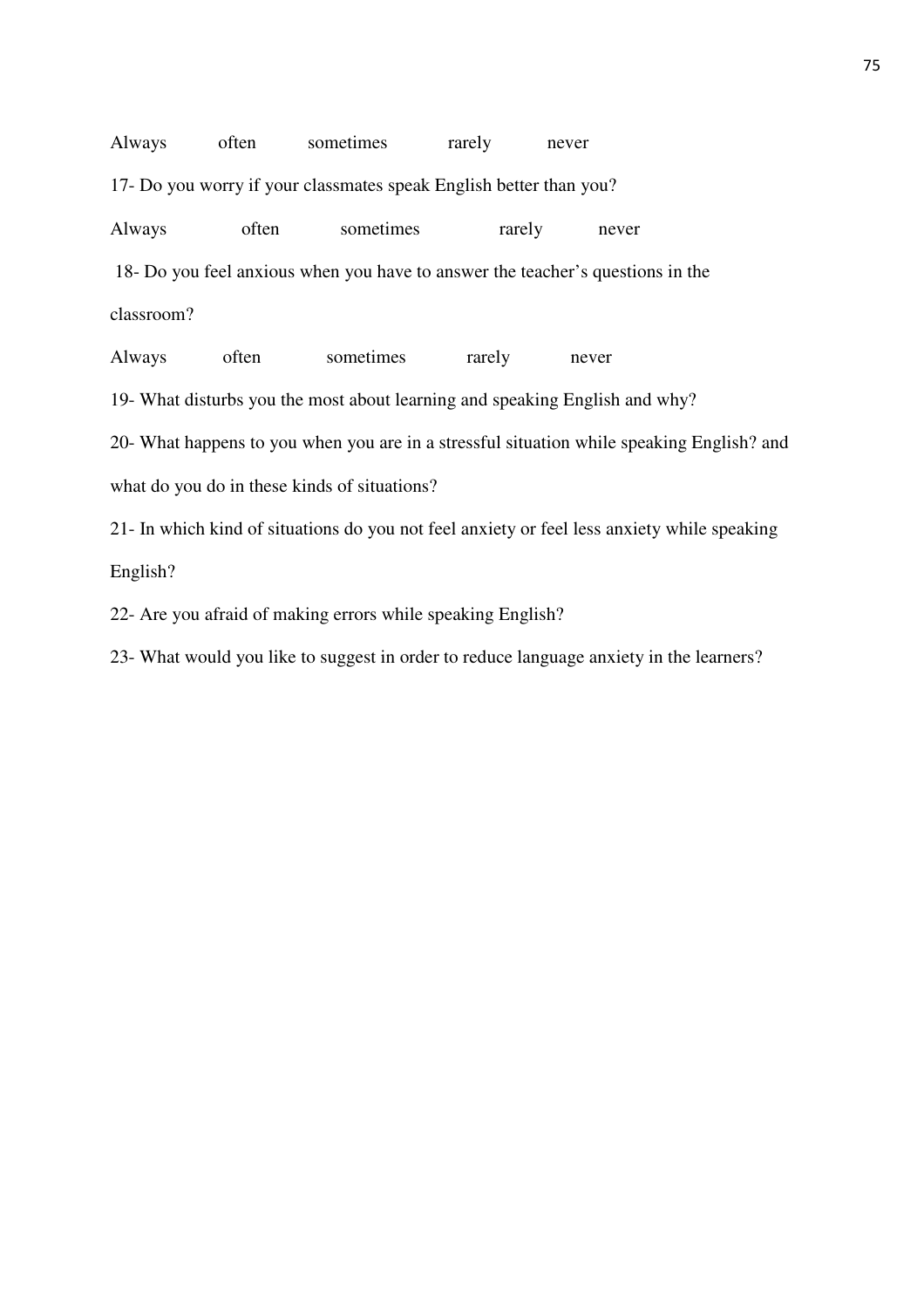Always often sometimes rarely never

17- Do you worry if your classmates speak English better than you?

Always often sometimes rarely never

18- Do you feel anxious when you have to answer the teacher's questions in the classroom?

Always often sometimes rarely never

19- What disturbs you the most about learning and speaking English and why?

20- What happens to you when you are in a stressful situation while speaking English? and what do you do in these kinds of situations?

21- In which kind of situations do you not feel anxiety or feel less anxiety while speaking English?

22- Are you afraid of making errors while speaking English?

23- What would you like to suggest in order to reduce language anxiety in the learners?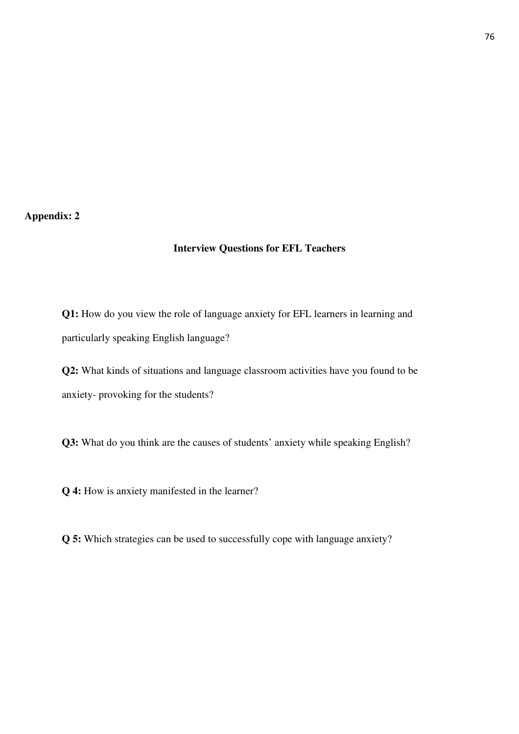**Appendix: 2**

## Interview Questions for EFL Teachers

**Q1:** How do you view the role of language anxiety for EFL learners in learning and particularly speaking English language?

**Q2:** What kinds of situations and language classroom activities have you found to be anxiety- provoking for the students?

**Q3:** What do you think are the causes of students' anxiety while speaking English?

**Q 4:** How is anxiety manifested in the learner?

**Q 5:** Which strategies can be used to successfully cope with language anxiety?